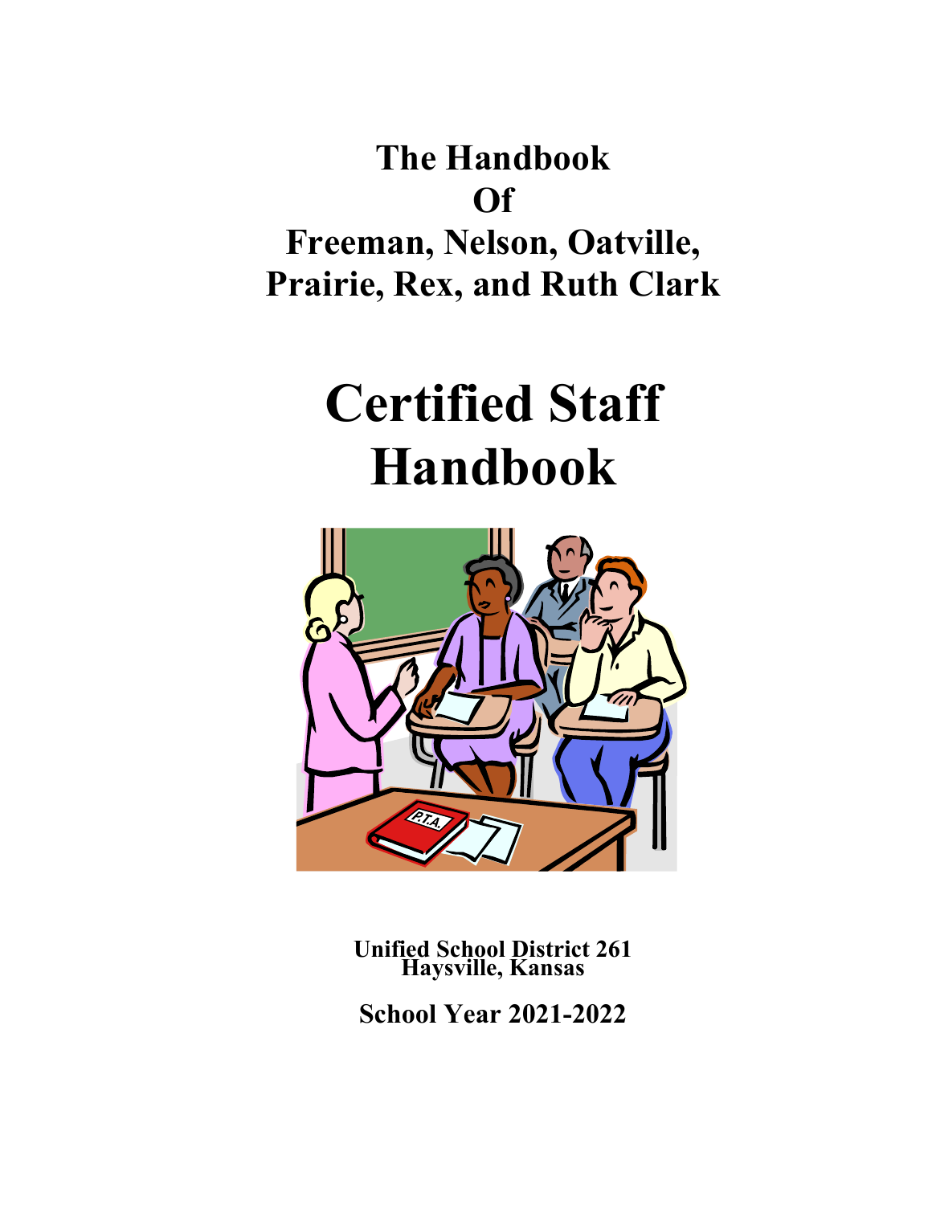# The Handbook
# Of
# Freeman, Nelson, Oatville, Prairie, Rex, and Ruth Clark

# Certified Staff Handbook

**Unified School District 261**
**Haysville, Kansas**

**School Year 2021-2022**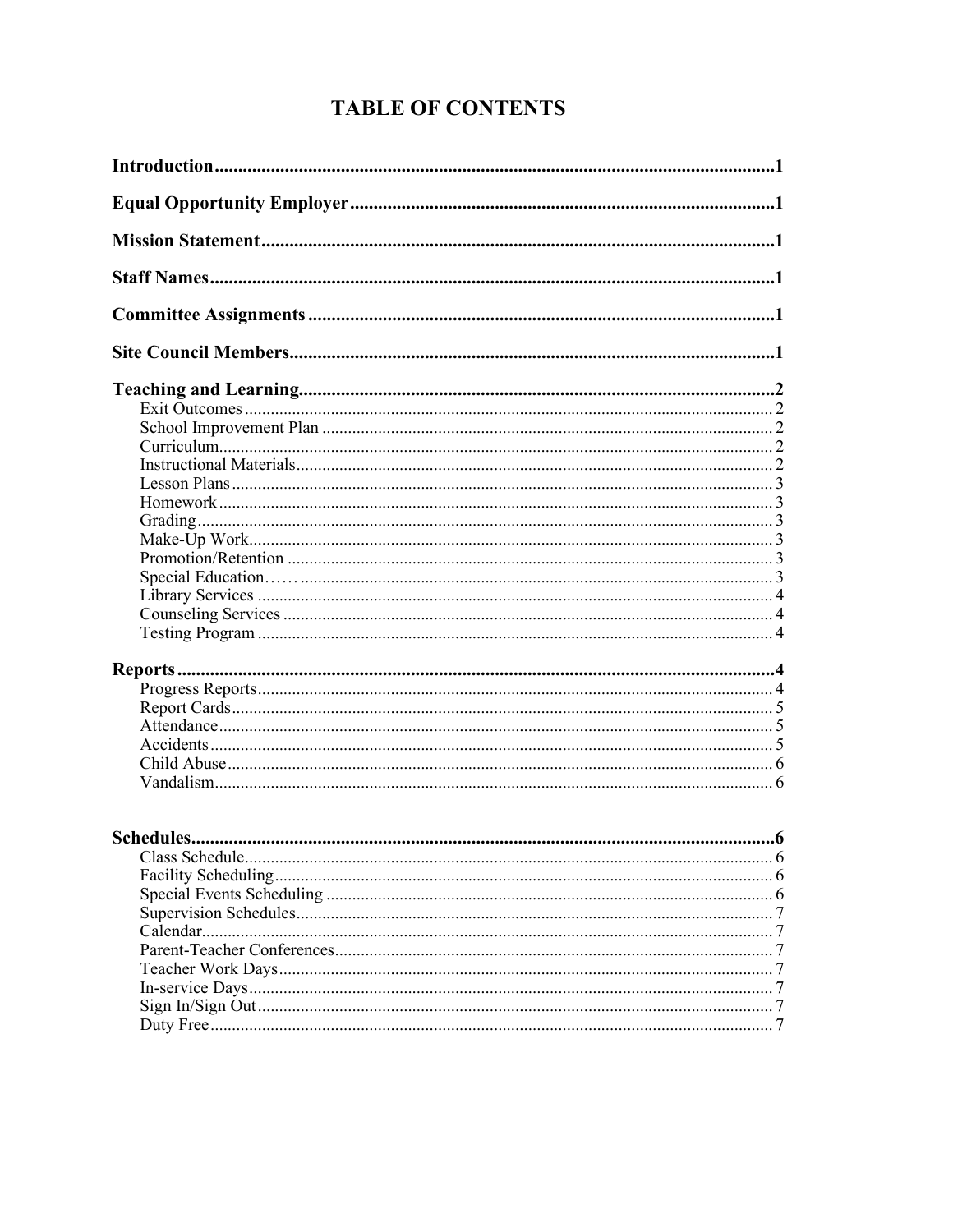# TABLE OF CONTENTS

**Introduction** ........................................................................................................ **1**

**Equal Opportunity Employer** .......................................................................... **1**

**Mission Statement** ............................................................................................ **1**

**Staff Names** ........................................................................................................ **1**

**Committee Assignments** ................................................................................... **1**

**Site Council Members** ....................................................................................... **1**

**Teaching and Learning** ..................................................................................... **2**

- Exit Outcomes .......................................................................................... 2
- School Improvement Plan ........................................................................ 2
- Curriculum ................................................................................................ 2
- Instructional Materials .............................................................................. 2
- Lesson Plans ............................................................................................. 3
- Homework ................................................................................................ 3
- Grading ..................................................................................................... 3
- Make-Up Work ......................................................................................... 3
- Promotion/Retention ................................................................................ 3
- Special Education…… ............................................................................. 3
- Library Services ....................................................................................... 4
- Counseling Services ................................................................................. 4
- Testing Program ....................................................................................... 4

**Reports** .............................................................................................................. **4**

- Progress Reports ....................................................................................... 4
- Report Cards ............................................................................................. 5
- Attendance ................................................................................................ 5
- Accidents .................................................................................................. 5
- Child Abuse .............................................................................................. 6
- Vandalism ................................................................................................. 6

**Schedules** ........................................................................................................... **6**

- Class Schedule .......................................................................................... 6
- Facility Scheduling ................................................................................... 6
- Special Events Scheduling ....................................................................... 6
- Supervision Schedules .............................................................................. 7
- Calendar .................................................................................................... 7
- Parent-Teacher Conferences ..................................................................... 7
- Teacher Work Days .................................................................................. 7
- In-service Days ......................................................................................... 7
- Sign In/Sign Out ....................................................................................... 7
- Duty Free .................................................................................................. 7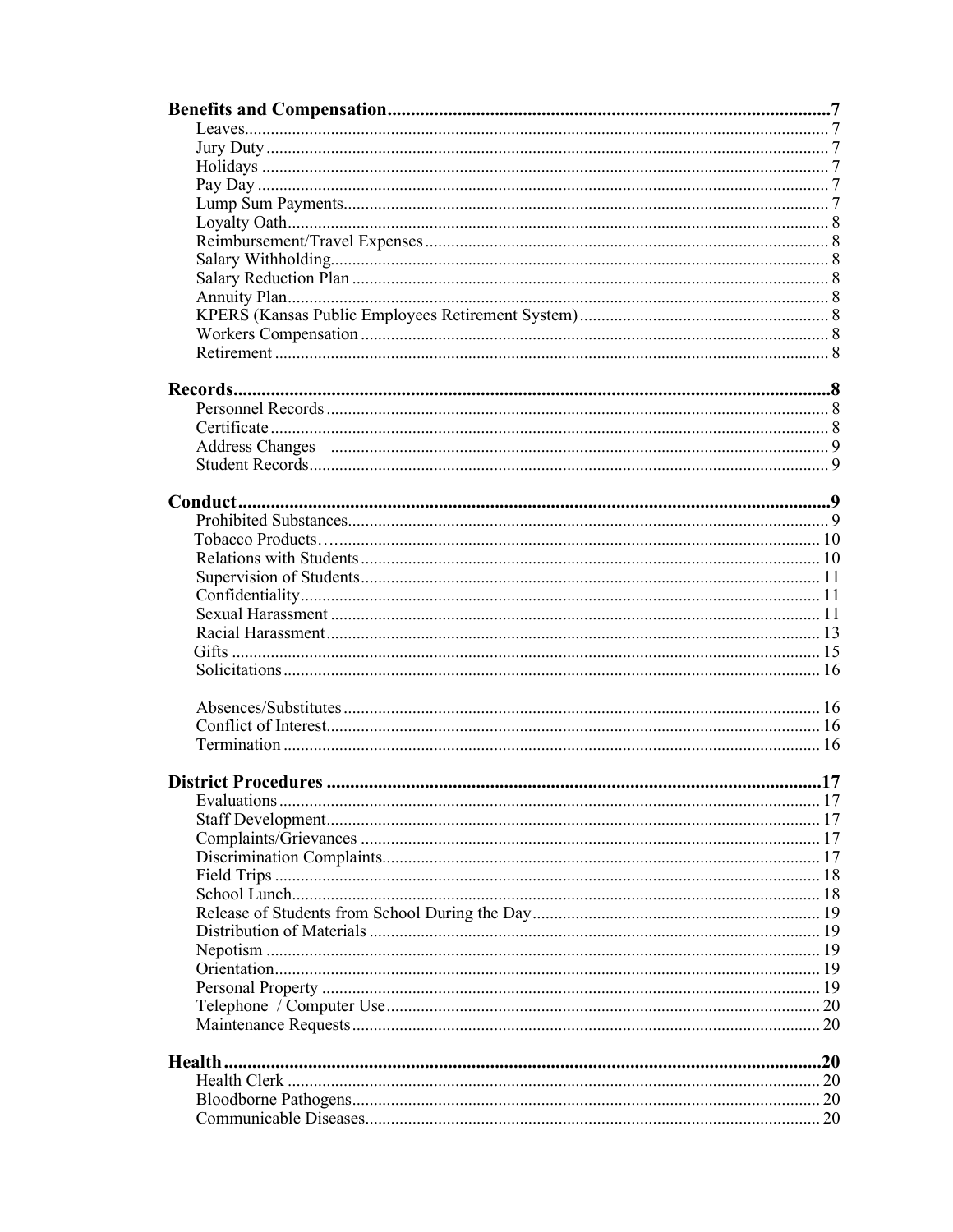**Benefits and Compensation** ............................................................................................7
- Leaves.......................................................................................................................7
- Jury Duty .................................................................................................................7
- Holidays ..................................................................................................................7
- Pay Day ...................................................................................................................7
- Lump Sum Payments...............................................................................................7
- Loyalty Oath............................................................................................................8
- Reimbursement/Travel Expenses ............................................................................8
- Salary Withholding..................................................................................................8
- Salary Reduction Plan .............................................................................................8
- Annuity Plan............................................................................................................8
- KPERS (Kansas Public Employees Retirement System) .........................................8
- Workers Compensation ...........................................................................................8
- Retirement ...............................................................................................................8

**Records**..............................................................................................................................8
- Personnel Records ...................................................................................................8
- Certificate ................................................................................................................8
- Address Changes ....................................................................................................9
- Student Records.......................................................................................................9

**Conduct**..............................................................................................................................9
- Prohibited Substances..............................................................................................9
- Tobacco Products…...............................................................................................10
- Relations with Students .........................................................................................10
- Supervision of Students.........................................................................................11
- Confidentiality.......................................................................................................11
- Sexual Harassment ................................................................................................11
- Racial Harassment.................................................................................................13
- Gifts .......................................................................................................................15
- Solicitations...........................................................................................................16

- Absences/Substitutes.............................................................................................16
- Conflict of Interest.................................................................................................16
- Termination ...........................................................................................................16

**District Procedures** .........................................................................................................17
- Evaluations ............................................................................................................17
- Staff Development.................................................................................................17
- Complaints/Grievances .........................................................................................17
- Discrimination Complaints....................................................................................17
- Field Trips .............................................................................................................18
- School Lunch.........................................................................................................18
- Release of Students from School During the Day.................................................19
- Distribution of Materials .......................................................................................19
- Nepotism ...............................................................................................................19
- Orientation.............................................................................................................19
- Personal Property ..................................................................................................19
- Telephone / Computer Use....................................................................................20
- Maintenance Requests...........................................................................................20

**Health**...............................................................................................................................20
- Health Clerk ..........................................................................................................20
- Bloodborne Pathogens...........................................................................................20
- Communicable Diseases........................................................................................20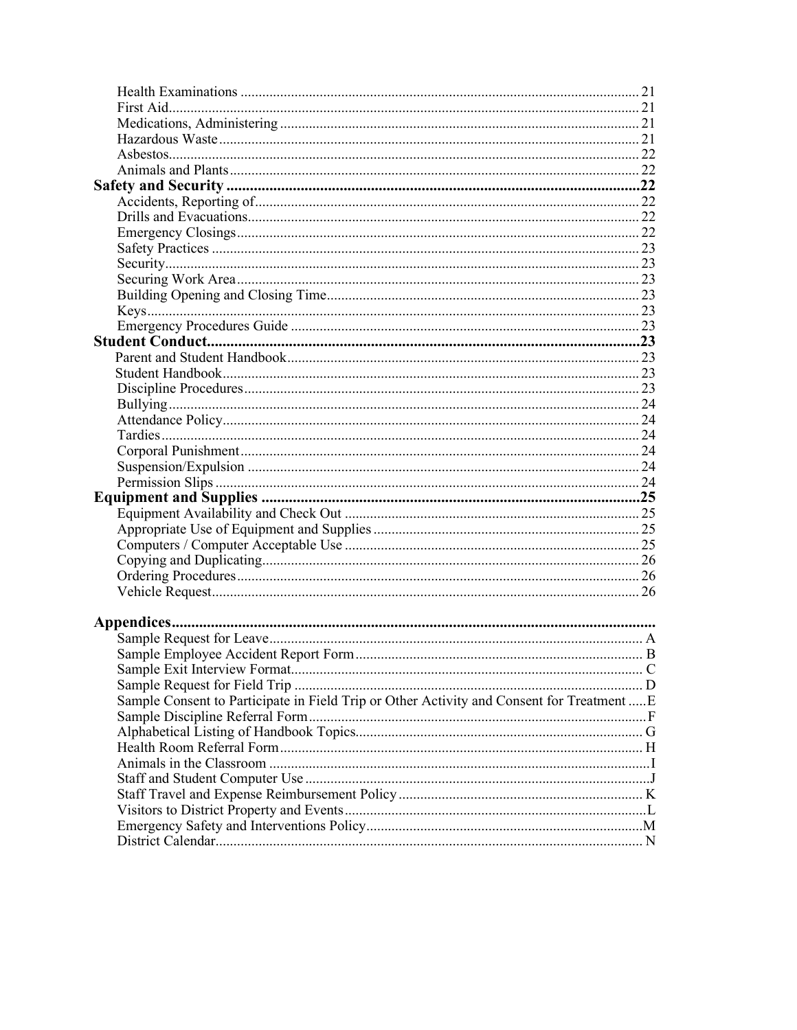Health Examinations .................................................................................................... 21
First Aid.......................................................................................................................... 21
Medications, Administering ......................................................................................... 21
Hazardous Waste ........................................................................................................... 21
Asbestos.......................................................................................................................... 22
Animals and Plants ........................................................................................................ 22

**Safety and Security .................................................................................................22**

Accidents, Reporting of................................................................................................. 22
Drills and Evacuations................................................................................................... 22
Emergency Closings....................................................................................................... 22
Safety Practices .............................................................................................................. 23
Security............................................................................................................................ 23
Securing Work Area....................................................................................................... 23
Building Opening and Closing Time............................................................................. 23
Keys................................................................................................................................. 23
Emergency Procedures Guide ....................................................................................... 23

**Student Conduct.......................................................................................................23**

Parent and Student Handbook....................................................................................... 23
Student Handbook.......................................................................................................... 23
Discipline Procedures.................................................................................................... 23
Bullying........................................................................................................................... 24
Attendance Policy........................................................................................................... 24
Tardies............................................................................................................................. 24
Corporal Punishment..................................................................................................... 24
Suspension/Expulsion ................................................................................................... 24
Permission Slips ............................................................................................................. 24

**Equipment and Supplies .........................................................................................25**

Equipment Availability and Check Out ....................................................................... 25
Appropriate Use of Equipment and Supplies ............................................................... 25
Computers / Computer Acceptable Use ....................................................................... 25
Copying and Duplicating............................................................................................... 26
Ordering Procedures...................................................................................................... 26
Vehicle Request.............................................................................................................. 26

**Appendices.................................................................................................................**

Sample Request for Leave............................................................................................. A
Sample Employee Accident Report Form..................................................................... B
Sample Exit Interview Format....................................................................................... C
Sample Request for Field Trip ...................................................................................... D
Sample Consent to Participate in Field Trip or Other Activity and Consent for Treatment .....E
Sample Discipline Referral Form....................................................................................F
Alphabetical Listing of Handbook Topics..................................................................... G
Health Room Referral Form.......................................................................................... H
Animals in the Classroom ...............................................................................................I
Staff and Student Computer Use ....................................................................................J
Staff Travel and Expense Reimbursement Policy ......................................................... K
Visitors to District Property and Events........................................................................ L
Emergency Safety and Interventions Policy..................................................................M
District Calendar............................................................................................................ N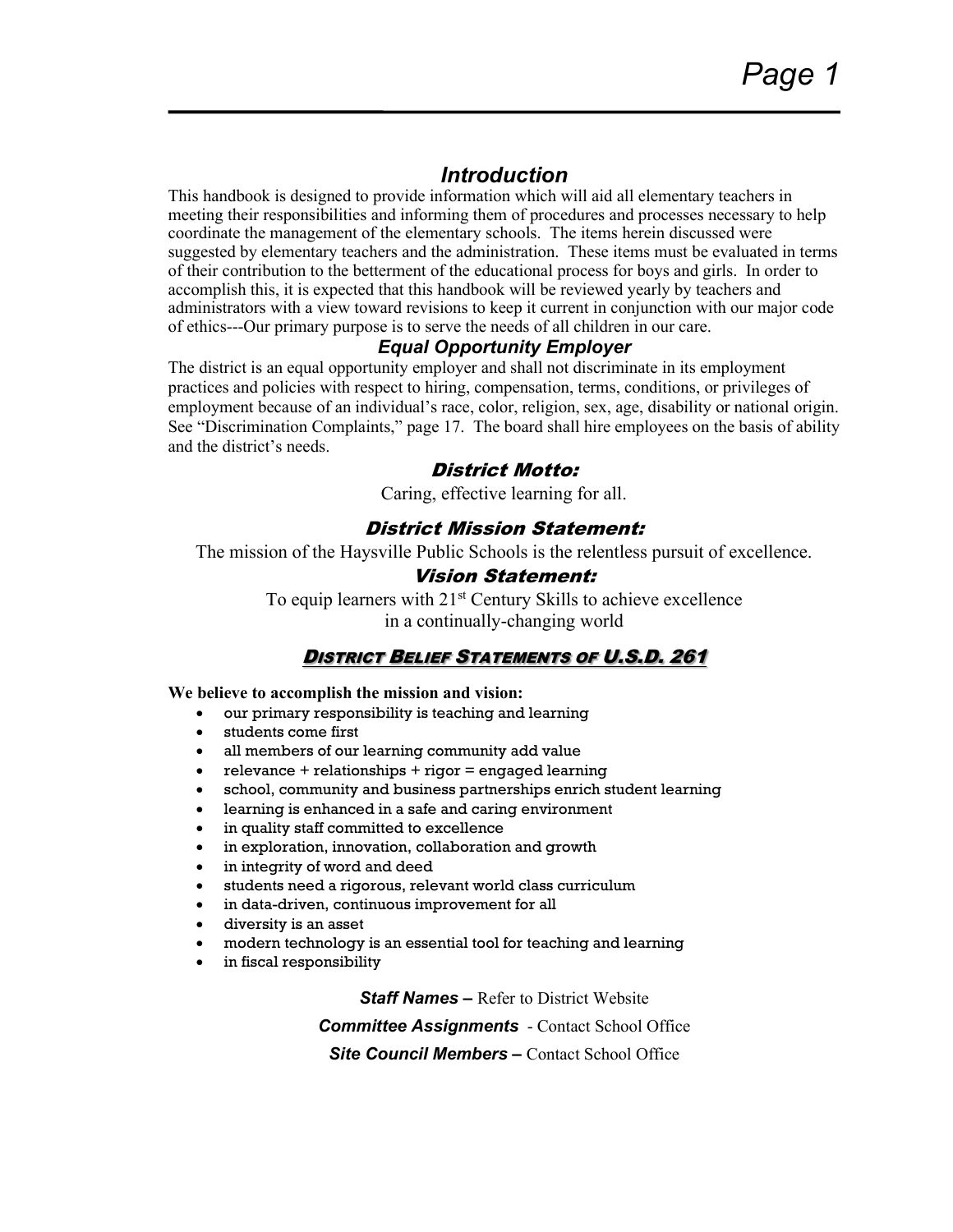## Introduction

This handbook is designed to provide information which will aid all elementary teachers in meeting their responsibilities and informing them of procedures and processes necessary to help coordinate the management of the elementary schools. The items herein discussed were suggested by elementary teachers and the administration. These items must be evaluated in terms of their contribution to the betterment of the educational process for boys and girls. In order to accomplish this, it is expected that this handbook will be reviewed yearly by teachers and administrators with a view toward revisions to keep it current in conjunction with our major code of ethics---Our primary purpose is to serve the needs of all children in our care.

### Equal Opportunity Employer

The district is an equal opportunity employer and shall not discriminate in its employment practices and policies with respect to hiring, compensation, terms, conditions, or privileges of employment because of an individual's race, color, religion, sex, age, disability or national origin. See "Discrimination Complaints," page 17. The board shall hire employees on the basis of ability and the district's needs.

### District Motto:

Caring, effective learning for all.

### District Mission Statement:

The mission of the Haysville Public Schools is the relentless pursuit of excellence.

### Vision Statement:

To equip learners with 21st Century Skills to achieve excellence in a continually-changing world

### District Belief Statements of U.S.D. 261

**We believe to accomplish the mission and vision:**

- our primary responsibility is teaching and learning
- students come first
- all members of our learning community add value
- relevance + relationships + rigor = engaged learning
- school, community and business partnerships enrich student learning
- learning is enhanced in a safe and caring environment
- in quality staff committed to excellence
- in exploration, innovation, collaboration and growth
- in integrity of word and deed
- students need a rigorous, relevant world class curriculum
- in data-driven, continuous improvement for all
- diversity is an asset
- modern technology is an essential tool for teaching and learning
- in fiscal responsibility

***Staff Names*** – Refer to District Website

***Committee Assignments*** - Contact School Office

***Site Council Members*** – Contact School Office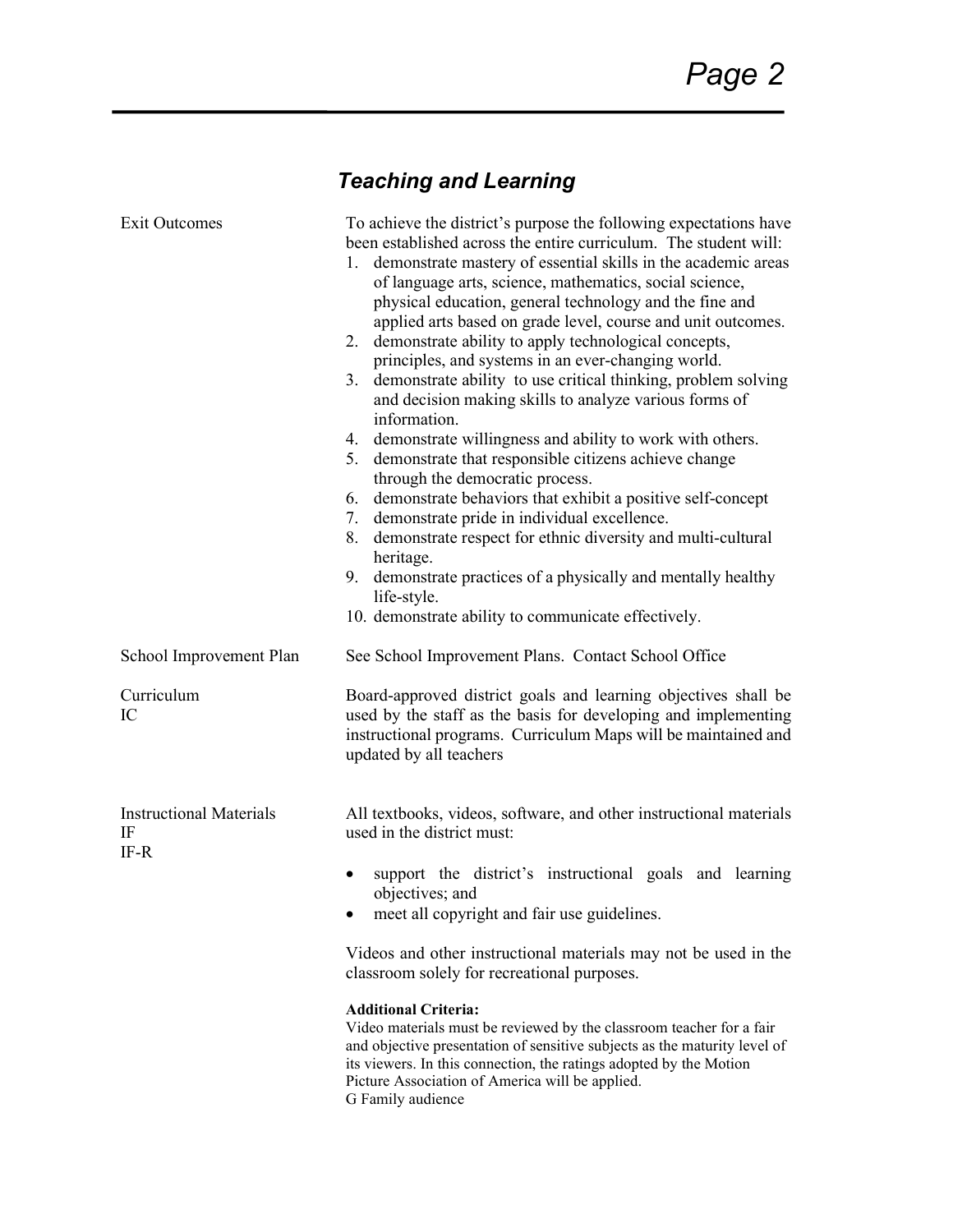## *Teaching and Learning*

**Exit Outcomes**

To achieve the district's purpose the following expectations have been established across the entire curriculum. The student will:

1. demonstrate mastery of essential skills in the academic areas of language arts, science, mathematics, social science, physical education, general technology and the fine and applied arts based on grade level, course and unit outcomes.
2. demonstrate ability to apply technological concepts, principles, and systems in an ever-changing world.
3. demonstrate ability to use critical thinking, problem solving and decision making skills to analyze various forms of information.
4. demonstrate willingness and ability to work with others.
5. demonstrate that responsible citizens achieve change through the democratic process.
6. demonstrate behaviors that exhibit a positive self-concept
7. demonstrate pride in individual excellence.
8. demonstrate respect for ethnic diversity and multi-cultural heritage.
9. demonstrate practices of a physically and mentally healthy life-style.
10. demonstrate ability to communicate effectively.

**School Improvement Plan**

See School Improvement Plans. Contact School Office

**Curriculum**
IC

Board-approved district goals and learning objectives shall be used by the staff as the basis for developing and implementing instructional programs. Curriculum Maps will be maintained and updated by all teachers

**Instructional Materials**
IF
IF-R

All textbooks, videos, software, and other instructional materials used in the district must:

- support the district's instructional goals and learning objectives; and
- meet all copyright and fair use guidelines.

Videos and other instructional materials may not be used in the classroom solely for recreational purposes.

**Additional Criteria:**
Video materials must be reviewed by the classroom teacher for a fair and objective presentation of sensitive subjects as the maturity level of its viewers. In this connection, the ratings adopted by the Motion Picture Association of America will be applied.
G Family audience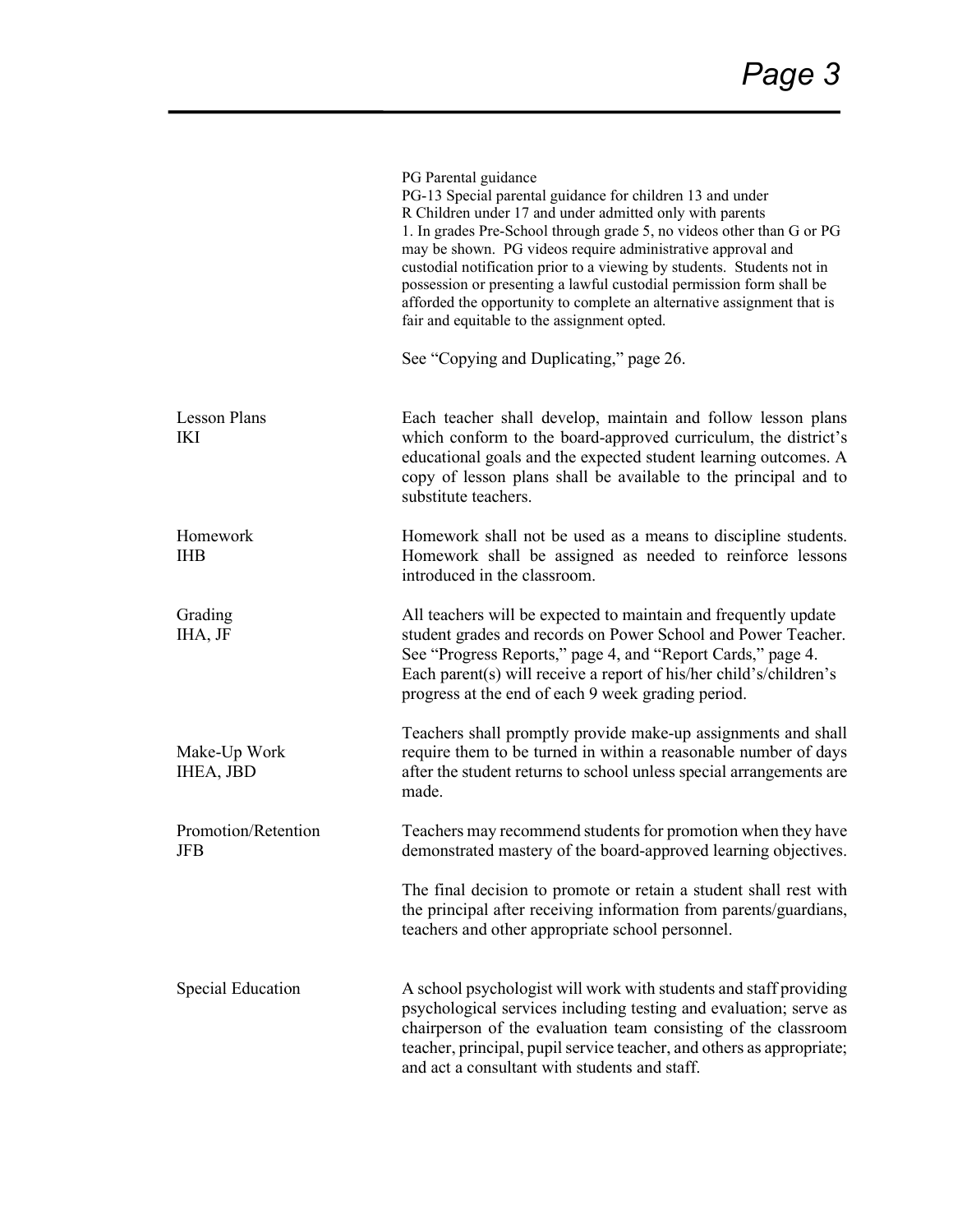PG Parental guidance
PG-13 Special parental guidance for children 13 and under
R Children under 17 and under admitted only with parents
1. In grades Pre-School through grade 5, no videos other than G or PG may be shown. PG videos require administrative approval and custodial notification prior to a viewing by students. Students not in possession or presenting a lawful custodial permission form shall be afforded the opportunity to complete an alternative assignment that is fair and equitable to the assignment opted.

See "Copying and Duplicating," page 26.

**Lesson Plans**
**IKI**

Each teacher shall develop, maintain and follow lesson plans which conform to the board-approved curriculum, the district's educational goals and the expected student learning outcomes. A copy of lesson plans shall be available to the principal and to substitute teachers.

**Homework**
**IHB**

Homework shall not be used as a means to discipline students. Homework shall be assigned as needed to reinforce lessons introduced in the classroom.

**Grading**
**IHA, JF**

All teachers will be expected to maintain and frequently update student grades and records on Power School and Power Teacher. See "Progress Reports," page 4, and "Report Cards," page 4. Each parent(s) will receive a report of his/her child's/children's progress at the end of each 9 week grading period.

**Make-Up Work**
**IHEA, JBD**

Teachers shall promptly provide make-up assignments and shall require them to be turned in within a reasonable number of days after the student returns to school unless special arrangements are made.

**Promotion/Retention**
**JFB**

Teachers may recommend students for promotion when they have demonstrated mastery of the board-approved learning objectives.

The final decision to promote or retain a student shall rest with the principal after receiving information from parents/guardians, teachers and other appropriate school personnel.

**Special Education**

A school psychologist will work with students and staff providing psychological services including testing and evaluation; serve as chairperson of the evaluation team consisting of the classroom teacher, principal, pupil service teacher, and others as appropriate; and act a consultant with students and staff.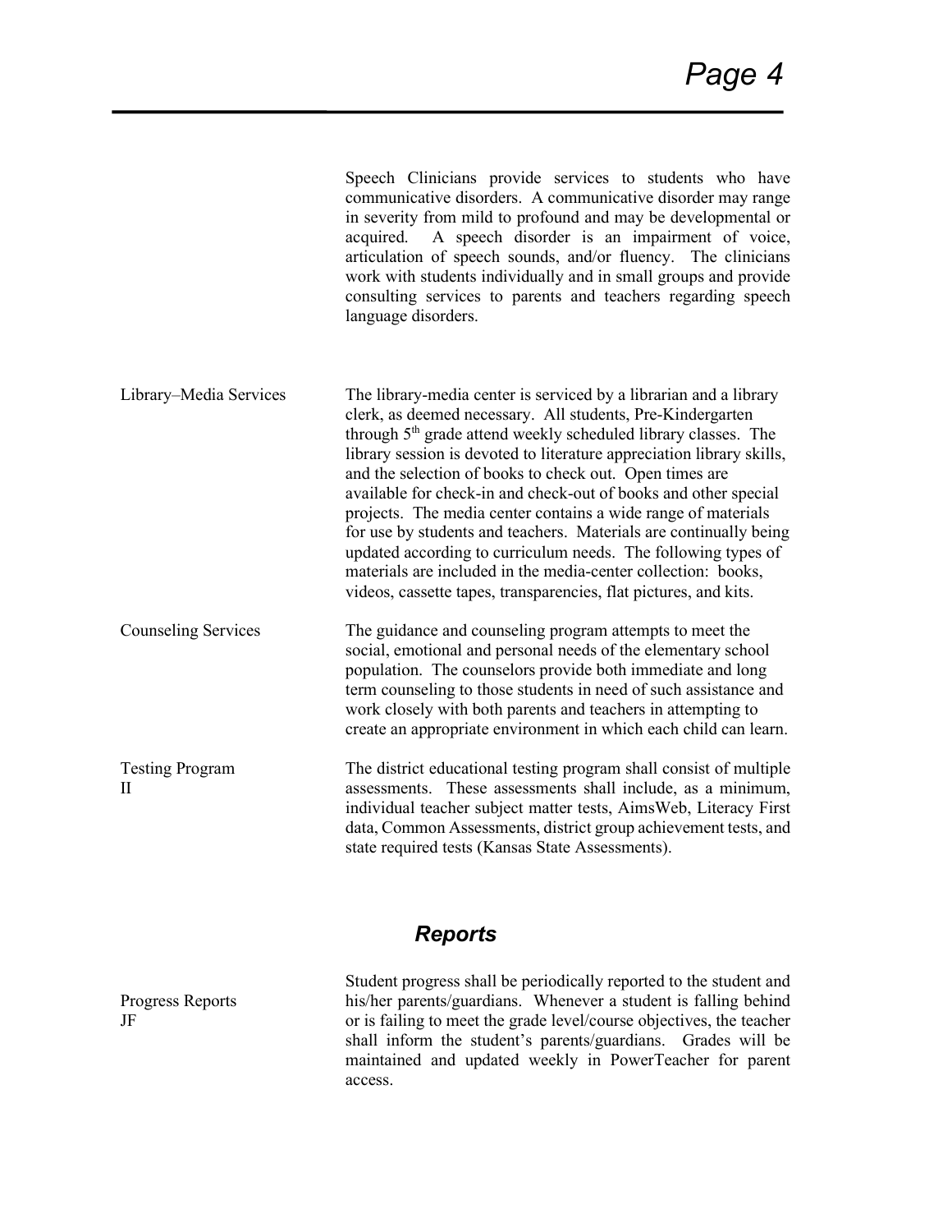Speech Clinicians provide services to students who have communicative disorders. A communicative disorder may range in severity from mild to profound and may be developmental or acquired. A speech disorder is an impairment of voice, articulation of speech sounds, and/or fluency. The clinicians work with students individually and in small groups and provide consulting services to parents and teachers regarding speech language disorders.

**Library–Media Services**

The library-media center is serviced by a librarian and a library clerk, as deemed necessary. All students, Pre-Kindergarten through 5th grade attend weekly scheduled library classes. The library session is devoted to literature appreciation library skills, and the selection of books to check out. Open times are available for check-in and check-out of books and other special projects. The media center contains a wide range of materials for use by students and teachers. Materials are continually being updated according to curriculum needs. The following types of materials are included in the media-center collection: books, videos, cassette tapes, transparencies, flat pictures, and kits.

**Counseling Services**

The guidance and counseling program attempts to meet the social, emotional and personal needs of the elementary school population. The counselors provide both immediate and long term counseling to those students in need of such assistance and work closely with both parents and teachers in attempting to create an appropriate environment in which each child can learn.

**Testing Program**
II

The district educational testing program shall consist of multiple assessments. These assessments shall include, as a minimum, individual teacher subject matter tests, AimsWeb, Literacy First data, Common Assessments, district group achievement tests, and state required tests (Kansas State Assessments).

## *Reports*

**Progress Reports**
JF

Student progress shall be periodically reported to the student and his/her parents/guardians. Whenever a student is falling behind or is failing to meet the grade level/course objectives, the teacher shall inform the student's parents/guardians. Grades will be maintained and updated weekly in PowerTeacher for parent access.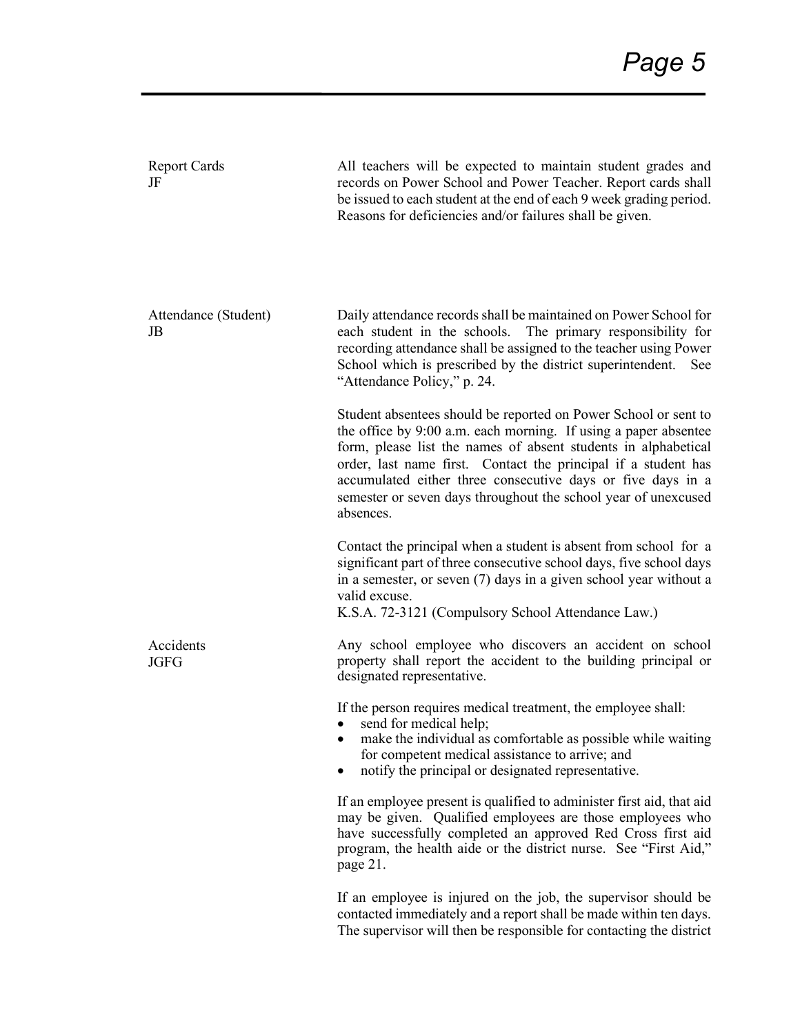**Report Cards**
JF

All teachers will be expected to maintain student grades and records on Power School and Power Teacher. Report cards shall be issued to each student at the end of each 9 week grading period. Reasons for deficiencies and/or failures shall be given.

**Attendance (Student)**
JB

Daily attendance records shall be maintained on Power School for each student in the schools. The primary responsibility for recording attendance shall be assigned to the teacher using Power School which is prescribed by the district superintendent. See "Attendance Policy," p. 24.

Student absentees should be reported on Power School or sent to the office by 9:00 a.m. each morning. If using a paper absentee form, please list the names of absent students in alphabetical order, last name first. Contact the principal if a student has accumulated either three consecutive days or five days in a semester or seven days throughout the school year of unexcused absences.

Contact the principal when a student is absent from school for a significant part of three consecutive school days, five school days in a semester, or seven (7) days in a given school year without a valid excuse.
K.S.A. 72-3121 (Compulsory School Attendance Law.)

**Accidents**
JGFG

Any school employee who discovers an accident on school property shall report the accident to the building principal or designated representative.

If the person requires medical treatment, the employee shall:

- send for medical help;
- make the individual as comfortable as possible while waiting for competent medical assistance to arrive; and
- notify the principal or designated representative.

If an employee present is qualified to administer first aid, that aid may be given. Qualified employees are those employees who have successfully completed an approved Red Cross first aid program, the health aide or the district nurse. See "First Aid," page 21.

If an employee is injured on the job, the supervisor should be contacted immediately and a report shall be made within ten days. The supervisor will then be responsible for contacting the district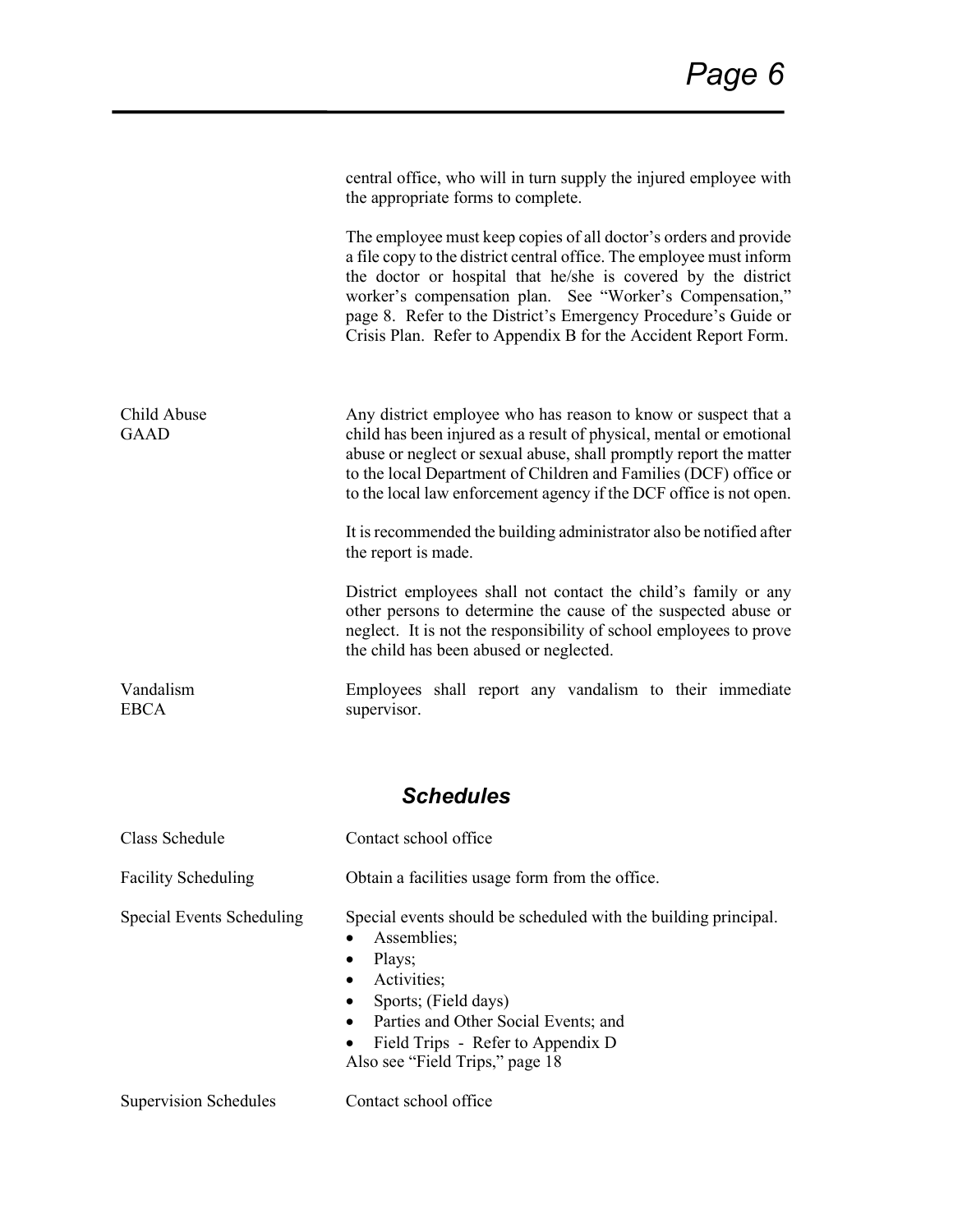central office, who will in turn supply the injured employee with the appropriate forms to complete.

The employee must keep copies of all doctor's orders and provide a file copy to the district central office. The employee must inform the doctor or hospital that he/she is covered by the district worker's compensation plan. See "Worker's Compensation," page 8. Refer to the District's Emergency Procedure's Guide or Crisis Plan. Refer to Appendix B for the Accident Report Form.

**Child Abuse**
**GAAD**

Any district employee who has reason to know or suspect that a child has been injured as a result of physical, mental or emotional abuse or neglect or sexual abuse, shall promptly report the matter to the local Department of Children and Families (DCF) office or to the local law enforcement agency if the DCF office is not open.

It is recommended the building administrator also be notified after the report is made.

District employees shall not contact the child's family or any other persons to determine the cause of the suspected abuse or neglect. It is not the responsibility of school employees to prove the child has been abused or neglected.

**Vandalism**
**EBCA**

Employees shall report any vandalism to their immediate supervisor.

## *Schedules*

**Class Schedule**

Contact school office

**Facility Scheduling**

Obtain a facilities usage form from the office.

**Special Events Scheduling**

Special events should be scheduled with the building principal.

- Assemblies;
- Plays;
- Activities;
- Sports; (Field days)
- Parties and Other Social Events; and
- Field Trips - Refer to Appendix D

Also see "Field Trips," page 18

**Supervision Schedules**

Contact school office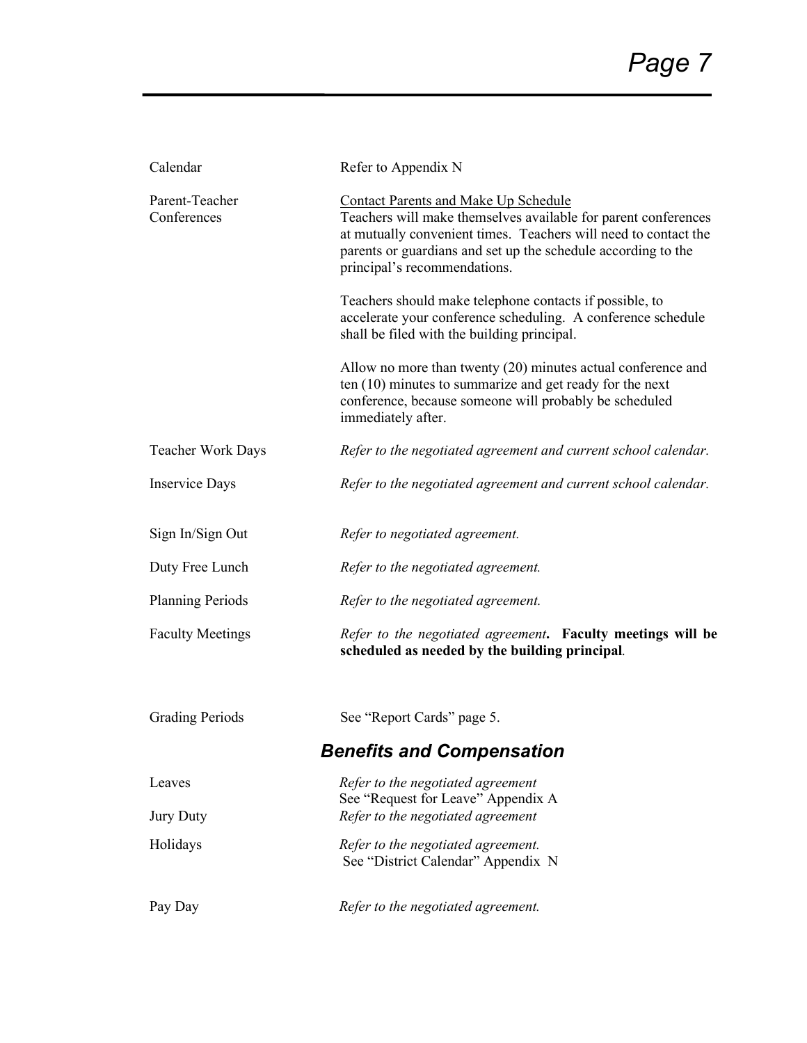| | |
|---|---|
| Calendar | Refer to Appendix N |
| Parent-Teacher Conferences | Contact Parents and Make Up Schedule<br>Teachers will make themselves available for parent conferences at mutually convenient times. Teachers will need to contact the parents or guardians and set up the schedule according to the principal's recommendations.<br><br>Teachers should make telephone contacts if possible, to accelerate your conference scheduling. A conference schedule shall be filed with the building principal.<br><br>Allow no more than twenty (20) minutes actual conference and ten (10) minutes to summarize and get ready for the next conference, because someone will probably be scheduled immediately after. |
| Teacher Work Days | *Refer to the negotiated agreement and current school calendar.* |
| Inservice Days | *Refer to the negotiated agreement and current school calendar.* |
| Sign In/Sign Out | *Refer to negotiated agreement.* |
| Duty Free Lunch | *Refer to the negotiated agreement.* |
| Planning Periods | *Refer to the negotiated agreement.* |
| Faculty Meetings | *Refer to the negotiated agreement*. **Faculty meetings will be scheduled as needed by the building principal**. |
| Grading Periods | See "Report Cards" page 5. |

## *Benefits and Compensation*

| | |
|---|---|
| Leaves | *Refer to the negotiated agreement*<br>See "Request for Leave" Appendix A |
| Jury Duty | *Refer to the negotiated agreement* |
| Holidays | *Refer to the negotiated agreement.*<br>See "District Calendar" Appendix N |
| Pay Day | *Refer to the negotiated agreement.* |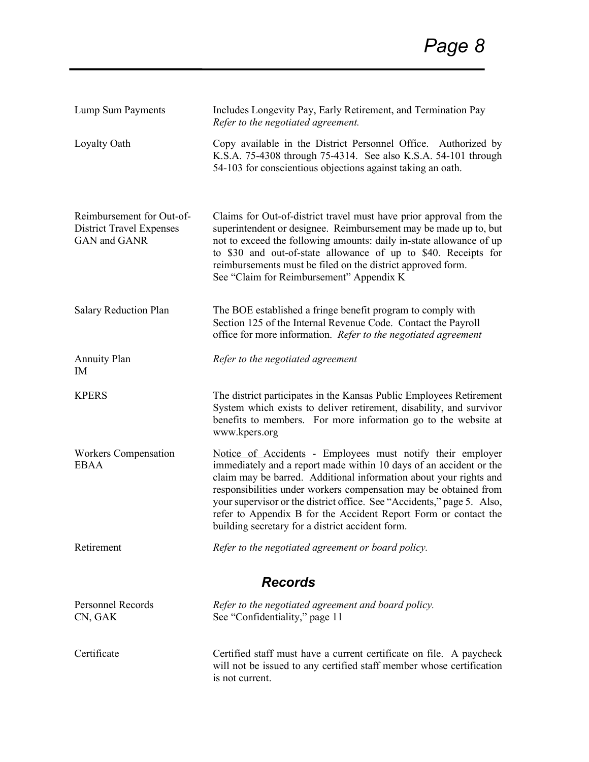| | |
|---|---|
| Lump Sum Payments | Includes Longevity Pay, Early Retirement, and Termination Pay *Refer to the negotiated agreement.* |
| Loyalty Oath | Copy available in the District Personnel Office. Authorized by K.S.A. 75-4308 through 75-4314. See also K.S.A. 54-101 through 54-103 for conscientious objections against taking an oath. |
| Reimbursement for Out-of-District Travel Expenses GAN and GANR | Claims for Out-of-district travel must have prior approval from the superintendent or designee. Reimbursement may be made up to, but not to exceed the following amounts: daily in-state allowance of up to $30 and out-of-state allowance of up to $40. Receipts for reimbursements must be filed on the district approved form. See "Claim for Reimbursement" Appendix K |
| Salary Reduction Plan | The BOE established a fringe benefit program to comply with Section 125 of the Internal Revenue Code. Contact the Payroll office for more information. *Refer to the negotiated agreement* |
| Annuity Plan IM | *Refer to the negotiated agreement* |
| KPERS | The district participates in the Kansas Public Employees Retirement System which exists to deliver retirement, disability, and survivor benefits to members. For more information go to the website at www.kpers.org |
| Workers Compensation EBAA | <u>Notice of Accidents</u> - Employees must notify their employer immediately and a report made within 10 days of an accident or the claim may be barred. Additional information about your rights and responsibilities under workers compensation may be obtained from your supervisor or the district office. See "Accidents," page 5. Also, refer to Appendix B for the Accident Report Form or contact the building secretary for a district accident form. |
| Retirement | *Refer to the negotiated agreement or board policy.* |

## Records

| | |
|---|---|
| Personnel Records CN, GAK | *Refer to the negotiated agreement and board policy.* See "Confidentiality," page 11 |
| Certificate | Certified staff must have a current certificate on file. A paycheck will not be issued to any certified staff member whose certification is not current. |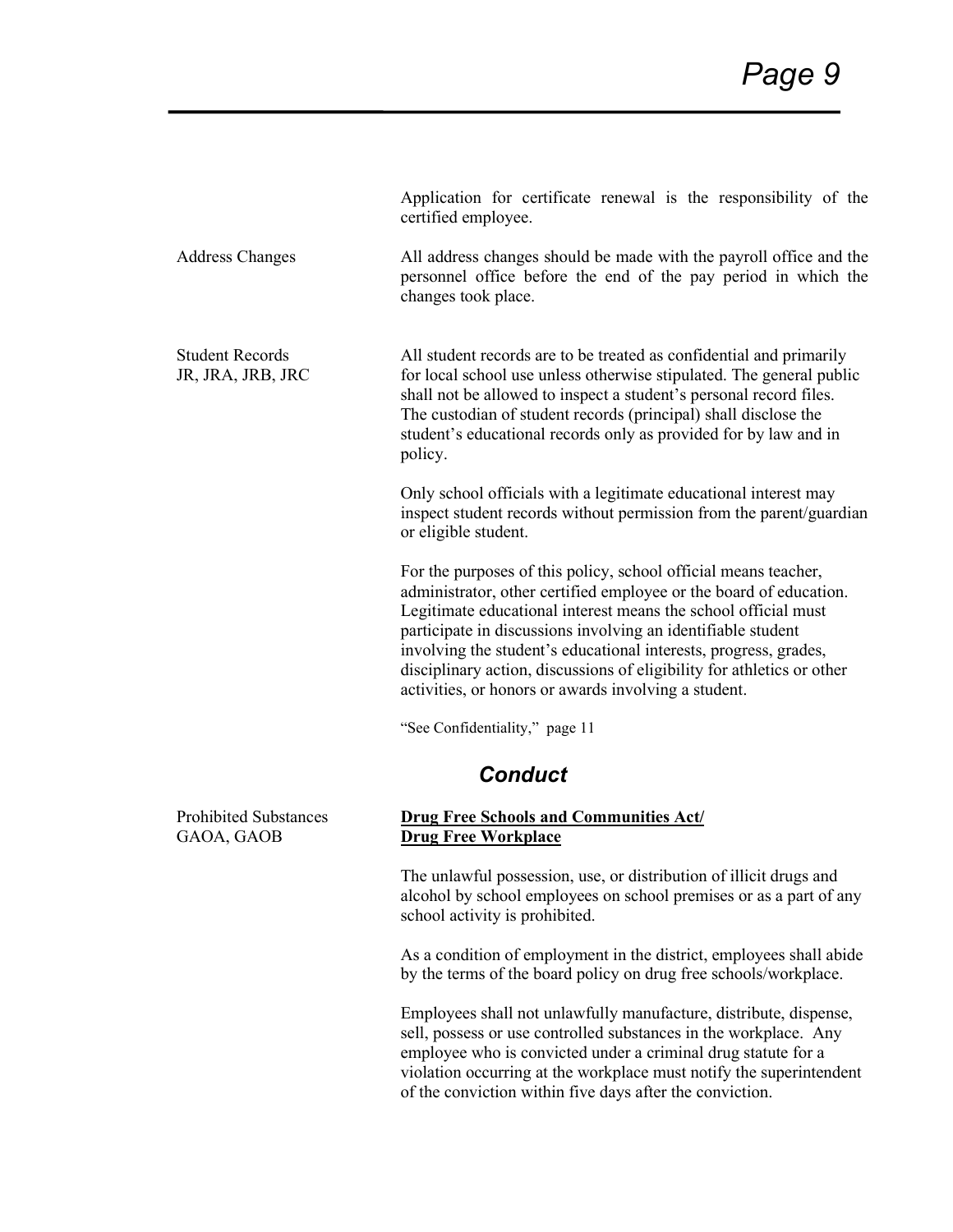Application for certificate renewal is the responsibility of the certified employee.

**Address Changes**

All address changes should be made with the payroll office and the personnel office before the end of the pay period in which the changes took place.

**Student Records**
JR, JRA, JRB, JRC

All student records are to be treated as confidential and primarily for local school use unless otherwise stipulated. The general public shall not be allowed to inspect a student's personal record files. The custodian of student records (principal) shall disclose the student's educational records only as provided for by law and in policy.

Only school officials with a legitimate educational interest may inspect student records without permission from the parent/guardian or eligible student.

For the purposes of this policy, school official means teacher, administrator, other certified employee or the board of education. Legitimate educational interest means the school official must participate in discussions involving an identifiable student involving the student's educational interests, progress, grades, disciplinary action, discussions of eligibility for athletics or other activities, or honors or awards involving a student.

"See Confidentiality," page 11

## *Conduct*

**Prohibited Substances**
GAOA, GAOB

**Drug Free Schools and Communities Act/**
**Drug Free Workplace**

The unlawful possession, use, or distribution of illicit drugs and alcohol by school employees on school premises or as a part of any school activity is prohibited.

As a condition of employment in the district, employees shall abide by the terms of the board policy on drug free schools/workplace.

Employees shall not unlawfully manufacture, distribute, dispense, sell, possess or use controlled substances in the workplace. Any employee who is convicted under a criminal drug statute for a violation occurring at the workplace must notify the superintendent of the conviction within five days after the conviction.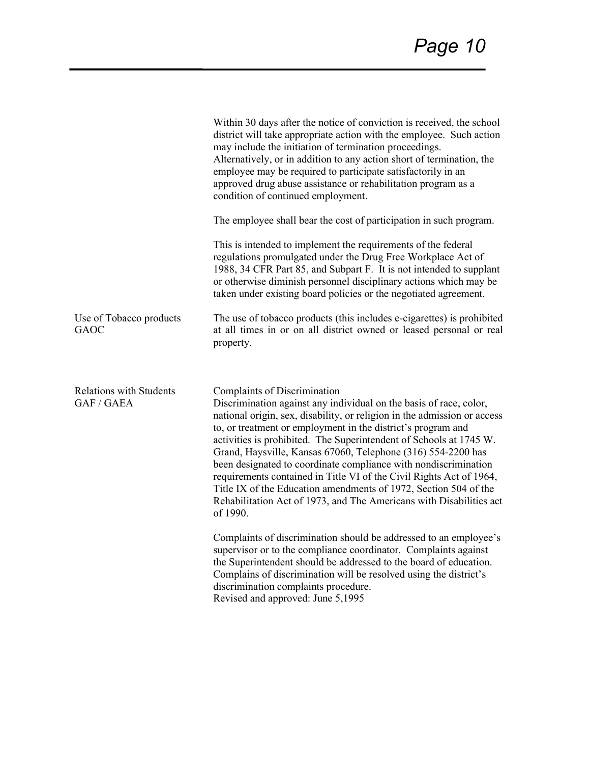Within 30 days after the notice of conviction is received, the school district will take appropriate action with the employee. Such action may include the initiation of termination proceedings. Alternatively, or in addition to any action short of termination, the employee may be required to participate satisfactorily in an approved drug abuse assistance or rehabilitation program as a condition of continued employment.

The employee shall bear the cost of participation in such program.

This is intended to implement the requirements of the federal regulations promulgated under the Drug Free Workplace Act of 1988, 34 CFR Part 85, and Subpart F. It is not intended to supplant or otherwise diminish personnel disciplinary actions which may be taken under existing board policies or the negotiated agreement.

**Use of Tobacco products**
**GAOC**

The use of tobacco products (this includes e-cigarettes) is prohibited at all times in or on all district owned or leased personal or real property.

**Relations with Students**
**GAF / GAEA**

Complaints of Discrimination

Discrimination against any individual on the basis of race, color, national origin, sex, disability, or religion in the admission or access to, or treatment or employment in the district's program and activities is prohibited. The Superintendent of Schools at 1745 W. Grand, Haysville, Kansas 67060, Telephone (316) 554-2200 has been designated to coordinate compliance with nondiscrimination requirements contained in Title VI of the Civil Rights Act of 1964, Title IX of the Education amendments of 1972, Section 504 of the Rehabilitation Act of 1973, and The Americans with Disabilities act of 1990.

Complaints of discrimination should be addressed to an employee's supervisor or to the compliance coordinator. Complaints against the Superintendent should be addressed to the board of education. Complains of discrimination will be resolved using the district's discrimination complaints procedure.
Revised and approved: June 5,1995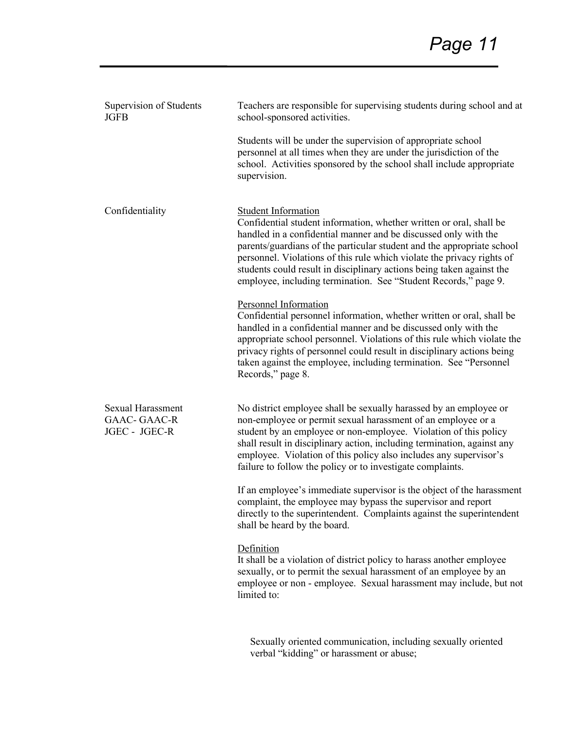**Supervision of Students**
**JGFB**

Teachers are responsible for supervising students during school and at school-sponsored activities.

Students will be under the supervision of appropriate school personnel at all times when they are under the jurisdiction of the school. Activities sponsored by the school shall include appropriate supervision.

**Confidentiality**

Student Information
Confidential student information, whether written or oral, shall be handled in a confidential manner and be discussed only with the parents/guardians of the particular student and the appropriate school personnel. Violations of this rule which violate the privacy rights of students could result in disciplinary actions being taken against the employee, including termination. See "Student Records," page 9.

Personnel Information
Confidential personnel information, whether written or oral, shall be handled in a confidential manner and be discussed only with the appropriate school personnel. Violations of this rule which violate the privacy rights of personnel could result in disciplinary actions being taken against the employee, including termination. See "Personnel Records," page 8.

**Sexual Harassment**
**GAAC- GAAC-R**
**JGEC - JGEC-R**

No district employee shall be sexually harassed by an employee or non-employee or permit sexual harassment of an employee or a student by an employee or non-employee. Violation of this policy shall result in disciplinary action, including termination, against any employee. Violation of this policy also includes any supervisor's failure to follow the policy or to investigate complaints.

If an employee's immediate supervisor is the object of the harassment complaint, the employee may bypass the supervisor and report directly to the superintendent. Complaints against the superintendent shall be heard by the board.

Definition
It shall be a violation of district policy to harass another employee sexually, or to permit the sexual harassment of an employee by an employee or non - employee. Sexual harassment may include, but not limited to:

Sexually oriented communication, including sexually oriented verbal "kidding" or harassment or abuse;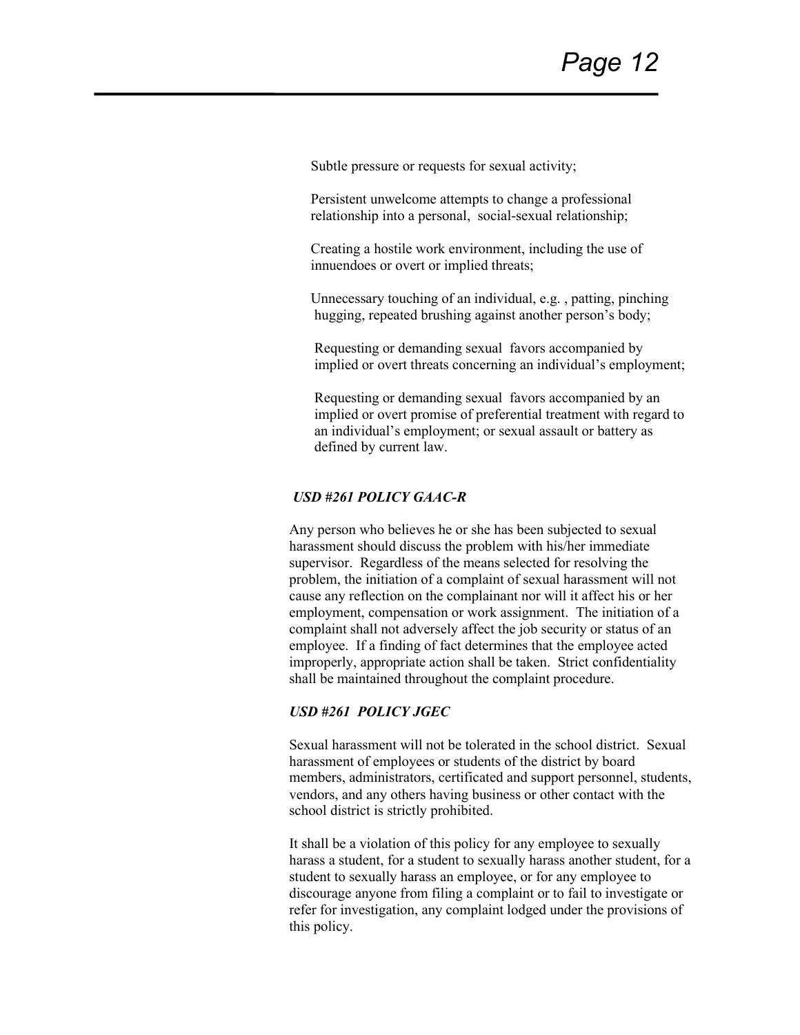Subtle pressure or requests for sexual activity;

Persistent unwelcome attempts to change a professional relationship into a personal, social-sexual relationship;

Creating a hostile work environment, including the use of innuendoes or overt or implied threats;

Unnecessary touching of an individual, e.g. , patting, pinching hugging, repeated brushing against another person's body;

Requesting or demanding sexual favors accompanied by implied or overt threats concerning an individual's employment;

Requesting or demanding sexual favors accompanied by an implied or overt promise of preferential treatment with regard to an individual's employment; or sexual assault or battery as defined by current law.

***USD #261 POLICY GAAC-R***

Any person who believes he or she has been subjected to sexual harassment should discuss the problem with his/her immediate supervisor. Regardless of the means selected for resolving the problem, the initiation of a complaint of sexual harassment will not cause any reflection on the complainant nor will it affect his or her employment, compensation or work assignment. The initiation of a complaint shall not adversely affect the job security or status of an employee. If a finding of fact determines that the employee acted improperly, appropriate action shall be taken. Strict confidentiality shall be maintained throughout the complaint procedure.

***USD #261 POLICY JGEC***

Sexual harassment will not be tolerated in the school district. Sexual harassment of employees or students of the district by board members, administrators, certificated and support personnel, students, vendors, and any others having business or other contact with the school district is strictly prohibited.

It shall be a violation of this policy for any employee to sexually harass a student, for a student to sexually harass another student, for a student to sexually harass an employee, or for any employee to discourage anyone from filing a complaint or to fail to investigate or refer for investigation, any complaint lodged under the provisions of this policy.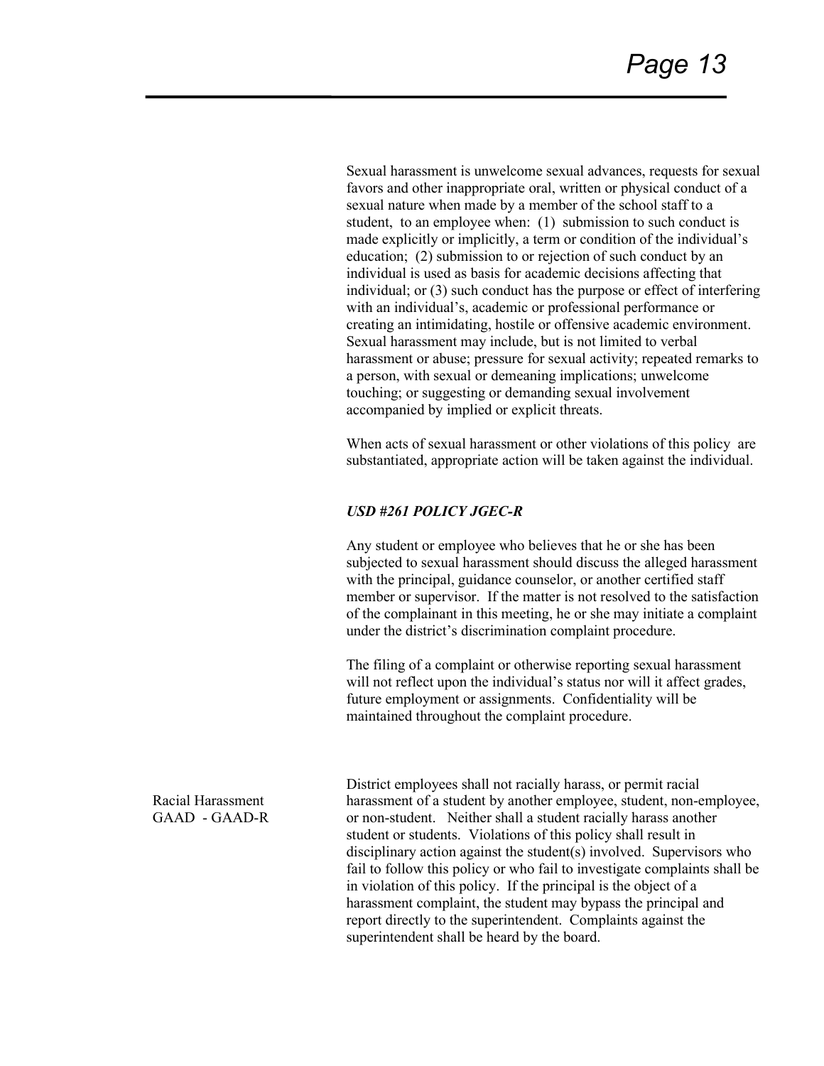Sexual harassment is unwelcome sexual advances, requests for sexual favors and other inappropriate oral, written or physical conduct of a sexual nature when made by a member of the school staff to a student, to an employee when: (1) submission to such conduct is made explicitly or implicitly, a term or condition of the individual's education; (2) submission to or rejection of such conduct by an individual is used as basis for academic decisions affecting that individual; or (3) such conduct has the purpose or effect of interfering with an individual's, academic or professional performance or creating an intimidating, hostile or offensive academic environment. Sexual harassment may include, but is not limited to verbal harassment or abuse; pressure for sexual activity; repeated remarks to a person, with sexual or demeaning implications; unwelcome touching; or suggesting or demanding sexual involvement accompanied by implied or explicit threats.

When acts of sexual harassment or other violations of this policy are substantiated, appropriate action will be taken against the individual.

***USD #261 POLICY JGEC-R***

Any student or employee who believes that he or she has been subjected to sexual harassment should discuss the alleged harassment with the principal, guidance counselor, or another certified staff member or supervisor. If the matter is not resolved to the satisfaction of the complainant in this meeting, he or she may initiate a complaint under the district's discrimination complaint procedure.

The filing of a complaint or otherwise reporting sexual harassment will not reflect upon the individual's status nor will it affect grades, future employment or assignments. Confidentiality will be maintained throughout the complaint procedure.

Racial Harassment
GAAD - GAAD-R

District employees shall not racially harass, or permit racial harassment of a student by another employee, student, non-employee, or non-student. Neither shall a student racially harass another student or students. Violations of this policy shall result in disciplinary action against the student(s) involved. Supervisors who fail to follow this policy or who fail to investigate complaints shall be in violation of this policy. If the principal is the object of a harassment complaint, the student may bypass the principal and report directly to the superintendent. Complaints against the superintendent shall be heard by the board.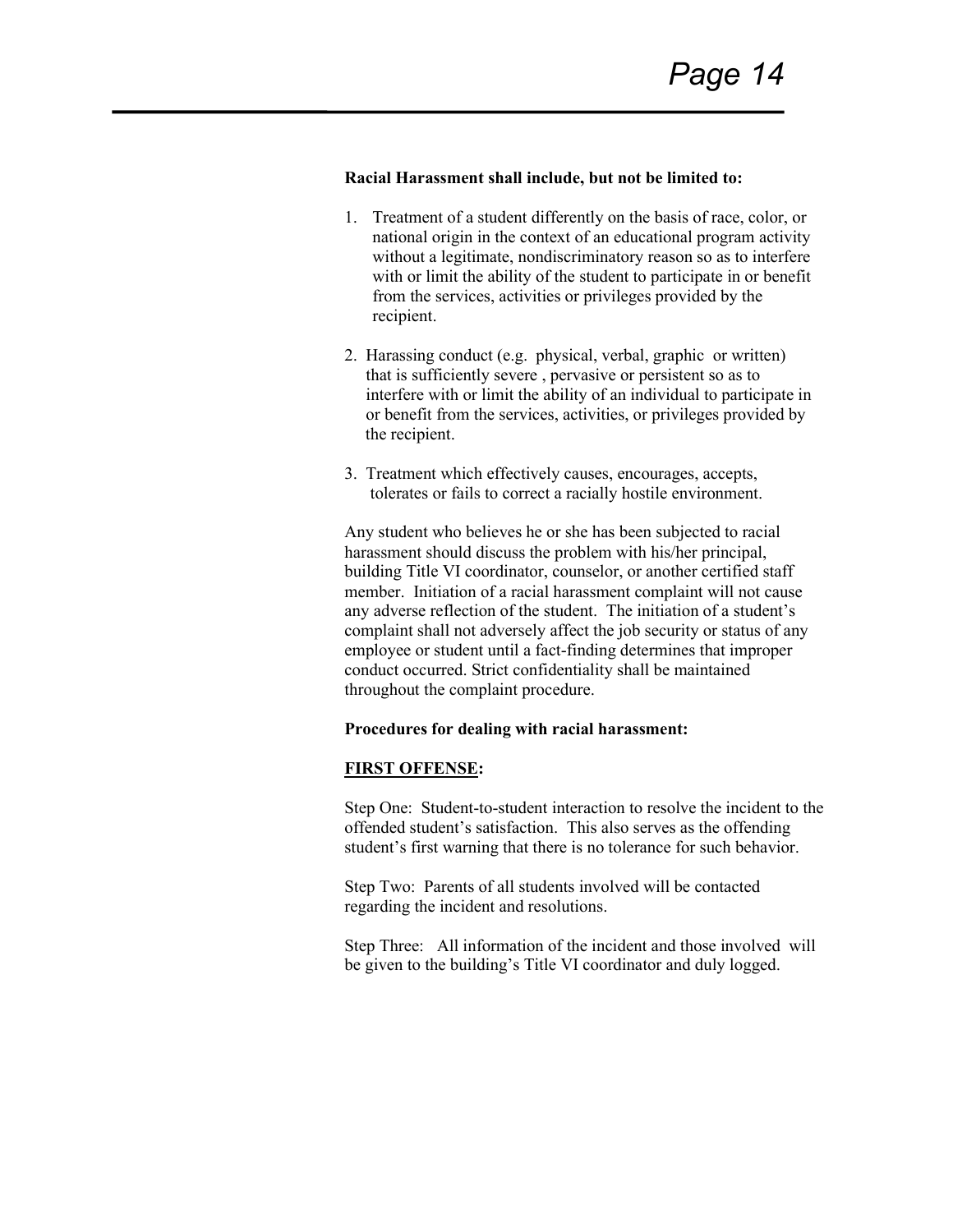**Racial Harassment shall include, but not be limited to:**

1. Treatment of a student differently on the basis of race, color, or national origin in the context of an educational program activity without a legitimate, nondiscriminatory reason so as to interfere with or limit the ability of the student to participate in or benefit from the services, activities or privileges provided by the recipient.

2. Harassing conduct (e.g. physical, verbal, graphic or written) that is sufficiently severe , pervasive or persistent so as to interfere with or limit the ability of an individual to participate in or benefit from the services, activities, or privileges provided by the recipient.

3. Treatment which effectively causes, encourages, accepts, tolerates or fails to correct a racially hostile environment.

Any student who believes he or she has been subjected to racial harassment should discuss the problem with his/her principal, building Title VI coordinator, counselor, or another certified staff member. Initiation of a racial harassment complaint will not cause any adverse reflection of the student. The initiation of a student's complaint shall not adversely affect the job security or status of any employee or student until a fact-finding determines that improper conduct occurred. Strict confidentiality shall be maintained throughout the complaint procedure.

**Procedures for dealing with racial harassment:**

**<u>FIRST OFFENSE</u>:**

Step One: Student-to-student interaction to resolve the incident to the offended student's satisfaction. This also serves as the offending student's first warning that there is no tolerance for such behavior.

Step Two: Parents of all students involved will be contacted regarding the incident and resolutions.

Step Three: All information of the incident and those involved will be given to the building's Title VI coordinator and duly logged.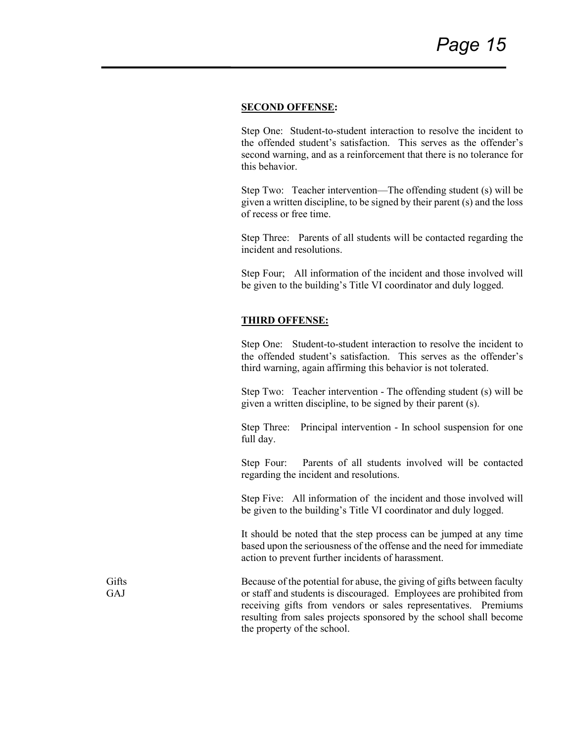**SECOND OFFENSE:**

Step One: Student-to-student interaction to resolve the incident to the offended student's satisfaction. This serves as the offender's second warning, and as a reinforcement that there is no tolerance for this behavior.

Step Two: Teacher intervention—The offending student (s) will be given a written discipline, to be signed by their parent (s) and the loss of recess or free time.

Step Three: Parents of all students will be contacted regarding the incident and resolutions.

Step Four; All information of the incident and those involved will be given to the building's Title VI coordinator and duly logged.

**THIRD OFFENSE:**

Step One: Student-to-student interaction to resolve the incident to the offended student's satisfaction. This serves as the offender's third warning, again affirming this behavior is not tolerated.

Step Two: Teacher intervention - The offending student (s) will be given a written discipline, to be signed by their parent (s).

Step Three: Principal intervention - In school suspension for one full day.

Step Four: Parents of all students involved will be contacted regarding the incident and resolutions.

Step Five: All information of the incident and those involved will be given to the building's Title VI coordinator and duly logged.

It should be noted that the step process can be jumped at any time based upon the seriousness of the offense and the need for immediate action to prevent further incidents of harassment.

Gifts
GAJ

Because of the potential for abuse, the giving of gifts between faculty or staff and students is discouraged. Employees are prohibited from receiving gifts from vendors or sales representatives. Premiums resulting from sales projects sponsored by the school shall become the property of the school.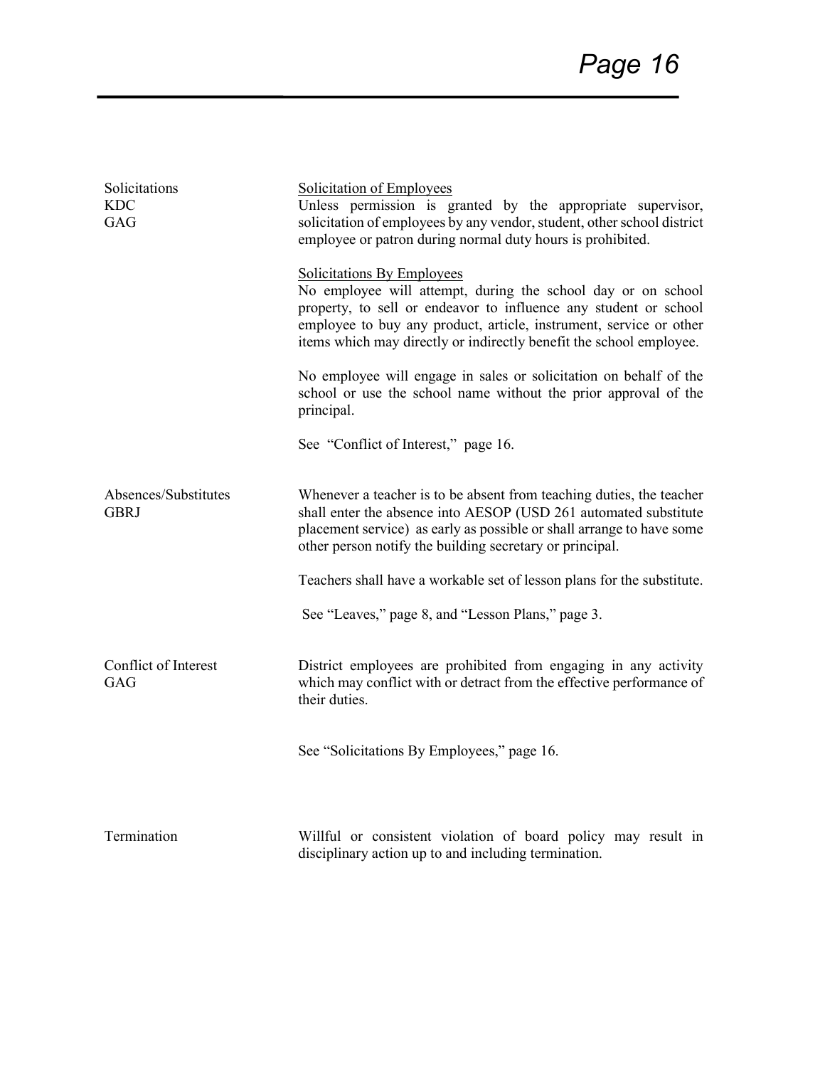**Solicitations**
KDC
GAG

<u>Solicitation of Employees</u>

Unless permission is granted by the appropriate supervisor, solicitation of employees by any vendor, student, other school district employee or patron during normal duty hours is prohibited.

<u>Solicitations By Employees</u>

No employee will attempt, during the school day or on school property, to sell or endeavor to influence any student or school employee to buy any product, article, instrument, service or other items which may directly or indirectly benefit the school employee.

No employee will engage in sales or solicitation on behalf of the school or use the school name without the prior approval of the principal.

See "Conflict of Interest," page 16.

**Absences/Substitutes**
GBRJ

Whenever a teacher is to be absent from teaching duties, the teacher shall enter the absence into AESOP (USD 261 automated substitute placement service) as early as possible or shall arrange to have some other person notify the building secretary or principal.

Teachers shall have a workable set of lesson plans for the substitute.

See "Leaves," page 8, and "Lesson Plans," page 3.

**Conflict of Interest**
GAG

District employees are prohibited from engaging in any activity which may conflict with or detract from the effective performance of their duties.

See "Solicitations By Employees," page 16.

**Termination**

Willful or consistent violation of board policy may result in disciplinary action up to and including termination.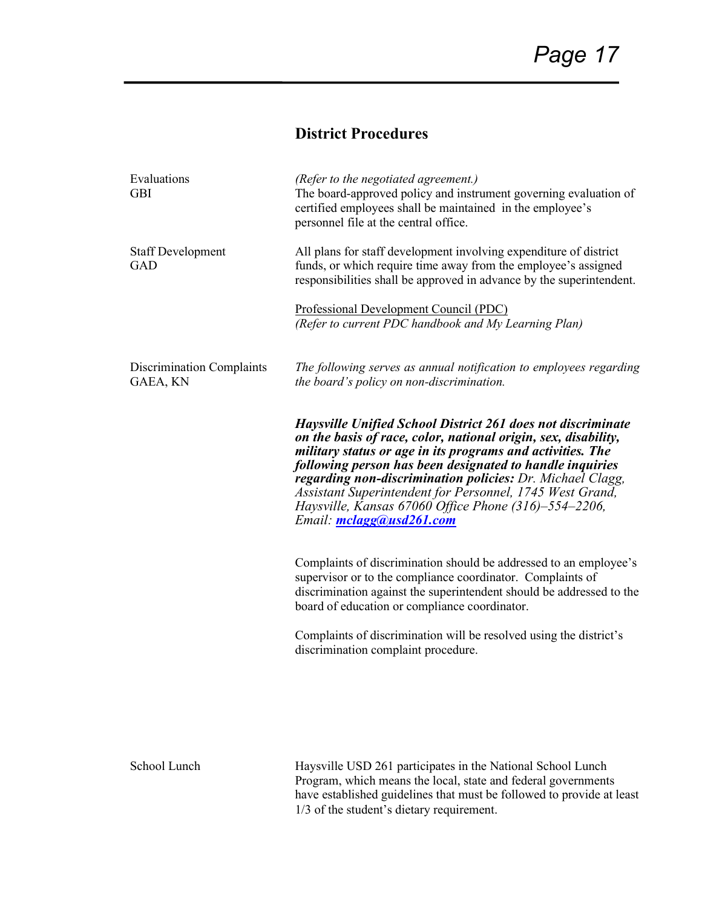## District Procedures

**Evaluations**
**GBI**

*(Refer to the negotiated agreement.)*
The board-approved policy and instrument governing evaluation of certified employees shall be maintained in the employee's personnel file at the central office.

**Staff Development**
**GAD**

All plans for staff development involving expenditure of district funds, or which require time away from the employee's assigned responsibilities shall be approved in advance by the superintendent.

Professional Development Council (PDC)
*(Refer to current PDC handbook and My Learning Plan)*

**Discrimination Complaints**
**GAEA, KN**

*The following serves as annual notification to employees regarding the board's policy on non-discrimination.*

***Haysville Unified School District 261 does not discriminate on the basis of race, color, national origin, sex, disability, military status or age in its programs and activities. The following person has been designated to handle inquiries regarding non-discrimination policies:*** *Dr. Michael Clagg, Assistant Superintendent for Personnel, 1745 West Grand, Haysville, Kansas 67060 Office Phone (316)–554–2206, Email:* ***mclagg@usd261.com***

Complaints of discrimination should be addressed to an employee's supervisor or to the compliance coordinator. Complaints of discrimination against the superintendent should be addressed to the board of education or compliance coordinator.

Complaints of discrimination will be resolved using the district's discrimination complaint procedure.

**School Lunch**

Haysville USD 261 participates in the National School Lunch Program, which means the local, state and federal governments have established guidelines that must be followed to provide at least 1/3 of the student's dietary requirement.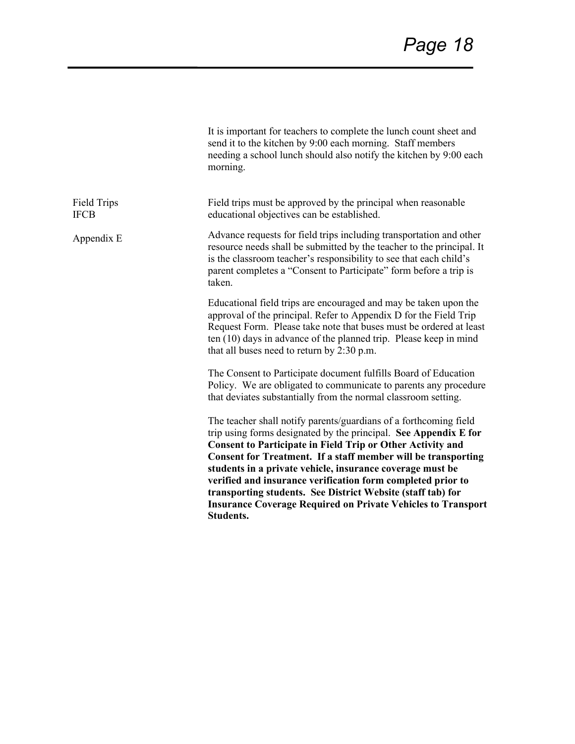It is important for teachers to complete the lunch count sheet and send it to the kitchen by 9:00 each morning. Staff members needing a school lunch should also notify the kitchen by 9:00 each morning.

**Field Trips**
IFCB

Field trips must be approved by the principal when reasonable educational objectives can be established.

Appendix E

Advance requests for field trips including transportation and other resource needs shall be submitted by the teacher to the principal. It is the classroom teacher's responsibility to see that each child's parent completes a "Consent to Participate" form before a trip is taken.

Educational field trips are encouraged and may be taken upon the approval of the principal. Refer to Appendix D for the Field Trip Request Form. Please take note that buses must be ordered at least ten (10) days in advance of the planned trip. Please keep in mind that all buses need to return by 2:30 p.m.

The Consent to Participate document fulfills Board of Education Policy. We are obligated to communicate to parents any procedure that deviates substantially from the normal classroom setting.

The teacher shall notify parents/guardians of a forthcoming field trip using forms designated by the principal. **See Appendix E for Consent to Participate in Field Trip or Other Activity and Consent for Treatment. If a staff member will be transporting students in a private vehicle, insurance coverage must be verified and insurance verification form completed prior to transporting students. See District Website (staff tab) for Insurance Coverage Required on Private Vehicles to Transport Students.**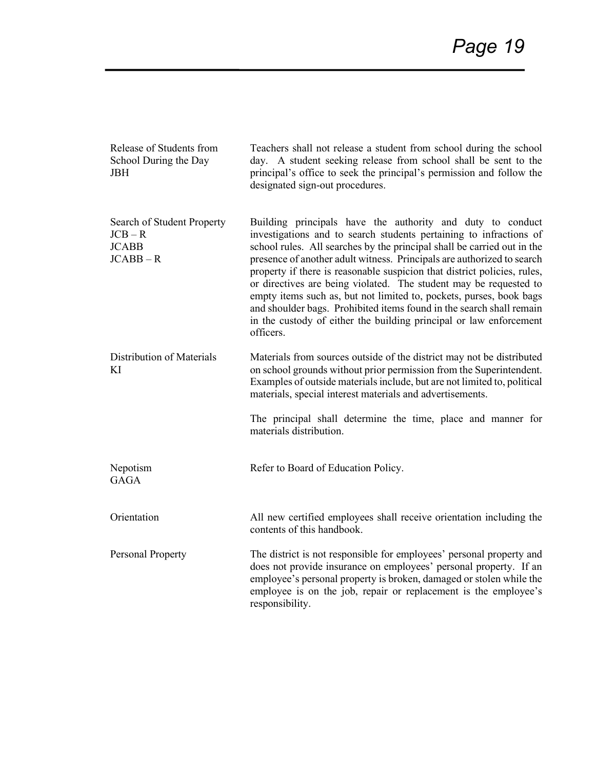**Release of Students from School During the Day**
JBH

Teachers shall not release a student from school during the school day. A student seeking release from school shall be sent to the principal's office to seek the principal's permission and follow the designated sign-out procedures.

**Search of Student Property**
JCB – R
JCABB
JCABB – R

Building principals have the authority and duty to conduct investigations and to search students pertaining to infractions of school rules. All searches by the principal shall be carried out in the presence of another adult witness. Principals are authorized to search property if there is reasonable suspicion that district policies, rules, or directives are being violated. The student may be requested to empty items such as, but not limited to, pockets, purses, book bags and shoulder bags. Prohibited items found in the search shall remain in the custody of either the building principal or law enforcement officers.

**Distribution of Materials**
KI

Materials from sources outside of the district may not be distributed on school grounds without prior permission from the Superintendent. Examples of outside materials include, but are not limited to, political materials, special interest materials and advertisements.

The principal shall determine the time, place and manner for materials distribution.

**Nepotism**
GAGA

Refer to Board of Education Policy.

**Orientation**

All new certified employees shall receive orientation including the contents of this handbook.

**Personal Property**

The district is not responsible for employees' personal property and does not provide insurance on employees' personal property. If an employee's personal property is broken, damaged or stolen while the employee is on the job, repair or replacement is the employee's responsibility.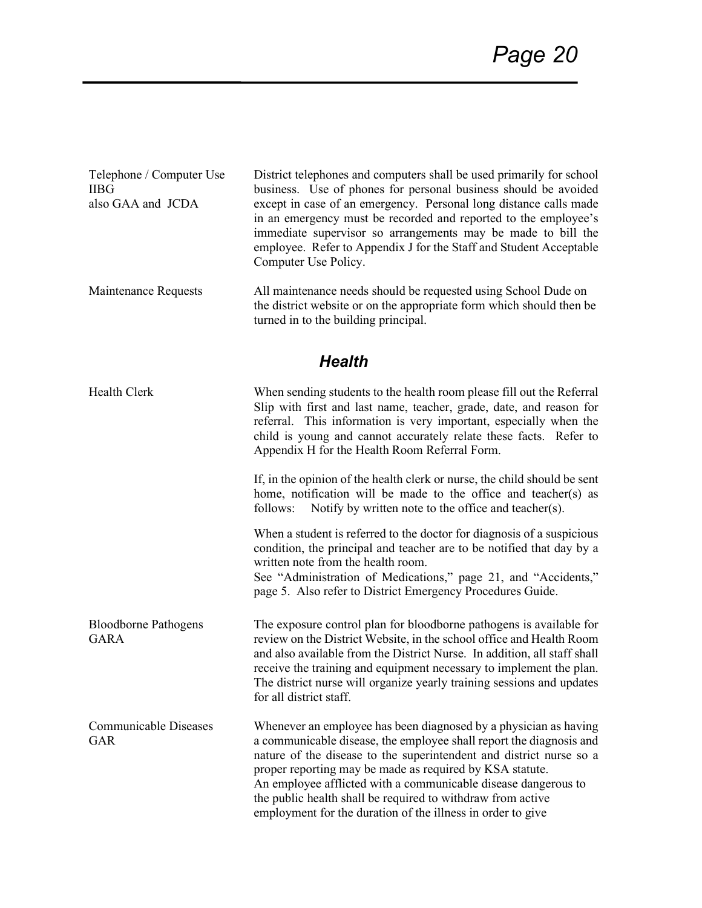**Telephone / Computer Use**
**IIBG**
**also GAA and JCDA**

District telephones and computers shall be used primarily for school business. Use of phones for personal business should be avoided except in case of an emergency. Personal long distance calls made in an emergency must be recorded and reported to the employee's immediate supervisor so arrangements may be made to bill the employee. Refer to Appendix J for the Staff and Student Acceptable Computer Use Policy.

**Maintenance Requests**

All maintenance needs should be requested using School Dude on the district website or on the appropriate form which should then be turned in to the building principal.

## *Health*

**Health Clerk**

When sending students to the health room please fill out the Referral Slip with first and last name, teacher, grade, date, and reason for referral. This information is very important, especially when the child is young and cannot accurately relate these facts. Refer to Appendix H for the Health Room Referral Form.

If, in the opinion of the health clerk or nurse, the child should be sent home, notification will be made to the office and teacher(s) as follows: Notify by written note to the office and teacher(s).

When a student is referred to the doctor for diagnosis of a suspicious condition, the principal and teacher are to be notified that day by a written note from the health room.
See "Administration of Medications," page 21, and "Accidents," page 5. Also refer to District Emergency Procedures Guide.

**Bloodborne Pathogens**
**GARA**

The exposure control plan for bloodborne pathogens is available for review on the District Website, in the school office and Health Room and also available from the District Nurse. In addition, all staff shall receive the training and equipment necessary to implement the plan. The district nurse will organize yearly training sessions and updates for all district staff.

**Communicable Diseases**
**GAR**

Whenever an employee has been diagnosed by a physician as having a communicable disease, the employee shall report the diagnosis and nature of the disease to the superintendent and district nurse so a proper reporting may be made as required by KSA statute.
An employee afflicted with a communicable disease dangerous to the public health shall be required to withdraw from active employment for the duration of the illness in order to give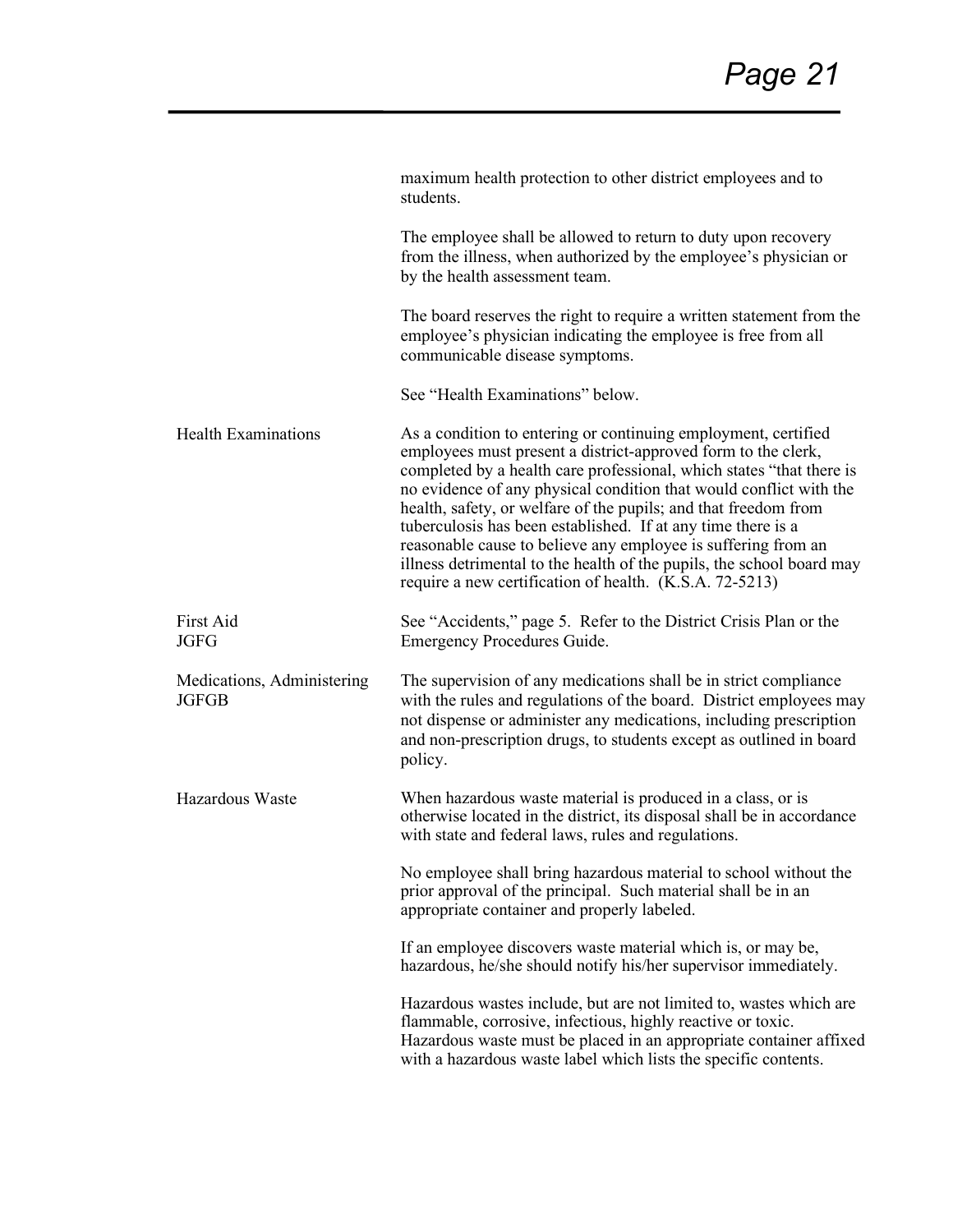maximum health protection to other district employees and to students.

The employee shall be allowed to return to duty upon recovery from the illness, when authorized by the employee's physician or by the health assessment team.

The board reserves the right to require a written statement from the employee's physician indicating the employee is free from all communicable disease symptoms.

See "Health Examinations" below.

**Health Examinations**

As a condition to entering or continuing employment, certified employees must present a district-approved form to the clerk, completed by a health care professional, which states "that there is no evidence of any physical condition that would conflict with the health, safety, or welfare of the pupils; and that freedom from tuberculosis has been established. If at any time there is a reasonable cause to believe any employee is suffering from an illness detrimental to the health of the pupils, the school board may require a new certification of health. (K.S.A. 72-5213)

**First Aid**
**JGFG**

See "Accidents," page 5. Refer to the District Crisis Plan or the Emergency Procedures Guide.

**Medications, Administering**
**JGFGB**

The supervision of any medications shall be in strict compliance with the rules and regulations of the board. District employees may not dispense or administer any medications, including prescription and non-prescription drugs, to students except as outlined in board policy.

**Hazardous Waste**

When hazardous waste material is produced in a class, or is otherwise located in the district, its disposal shall be in accordance with state and federal laws, rules and regulations.

No employee shall bring hazardous material to school without the prior approval of the principal. Such material shall be in an appropriate container and properly labeled.

If an employee discovers waste material which is, or may be, hazardous, he/she should notify his/her supervisor immediately.

Hazardous wastes include, but are not limited to, wastes which are flammable, corrosive, infectious, highly reactive or toxic. Hazardous waste must be placed in an appropriate container affixed with a hazardous waste label which lists the specific contents.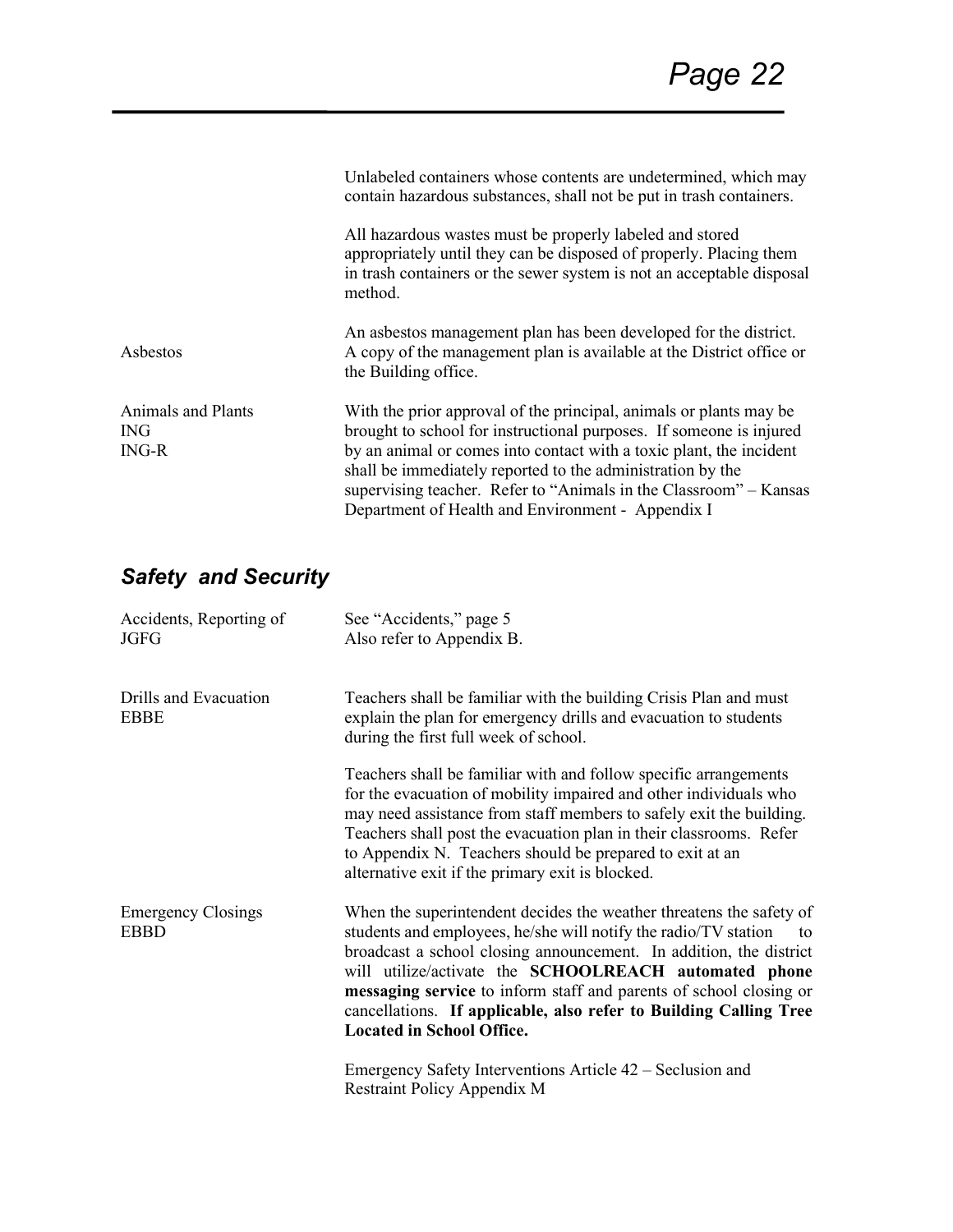Unlabeled containers whose contents are undetermined, which may contain hazardous substances, shall not be put in trash containers.

All hazardous wastes must be properly labeled and stored appropriately until they can be disposed of properly. Placing them in trash containers or the sewer system is not an acceptable disposal method.

| | |
|---|---|
| Asbestos | An asbestos management plan has been developed for the district. A copy of the management plan is available at the District office or the Building office. |
| Animals and Plants<br>ING<br>ING-R | With the prior approval of the principal, animals or plants may be brought to school for instructional purposes. If someone is injured by an animal or comes into contact with a toxic plant, the incident shall be immediately reported to the administration by the supervising teacher. Refer to "Animals in the Classroom" – Kansas Department of Health and Environment - Appendix I |

## *Safety and Security*

| | |
|---|---|
| Accidents, Reporting of<br>JGFG | See "Accidents," page 5<br>Also refer to Appendix B. |
| Drills and Evacuation<br>EBBE | Teachers shall be familiar with the building Crisis Plan and must explain the plan for emergency drills and evacuation to students during the first full week of school.<br><br>Teachers shall be familiar with and follow specific arrangements for the evacuation of mobility impaired and other individuals who may need assistance from staff members to safely exit the building. Teachers shall post the evacuation plan in their classrooms. Refer to Appendix N. Teachers should be prepared to exit at an alternative exit if the primary exit is blocked. |
| Emergency Closings<br>EBBD | When the superintendent decides the weather threatens the safety of students and employees, he/she will notify the radio/TV station to broadcast a school closing announcement. In addition, the district will utilize/activate the **SCHOOLREACH automated phone messaging service** to inform staff and parents of school closing or cancellations. **If applicable, also refer to Building Calling Tree Located in School Office.**<br><br>Emergency Safety Interventions Article 42 – Seclusion and Restraint Policy Appendix M |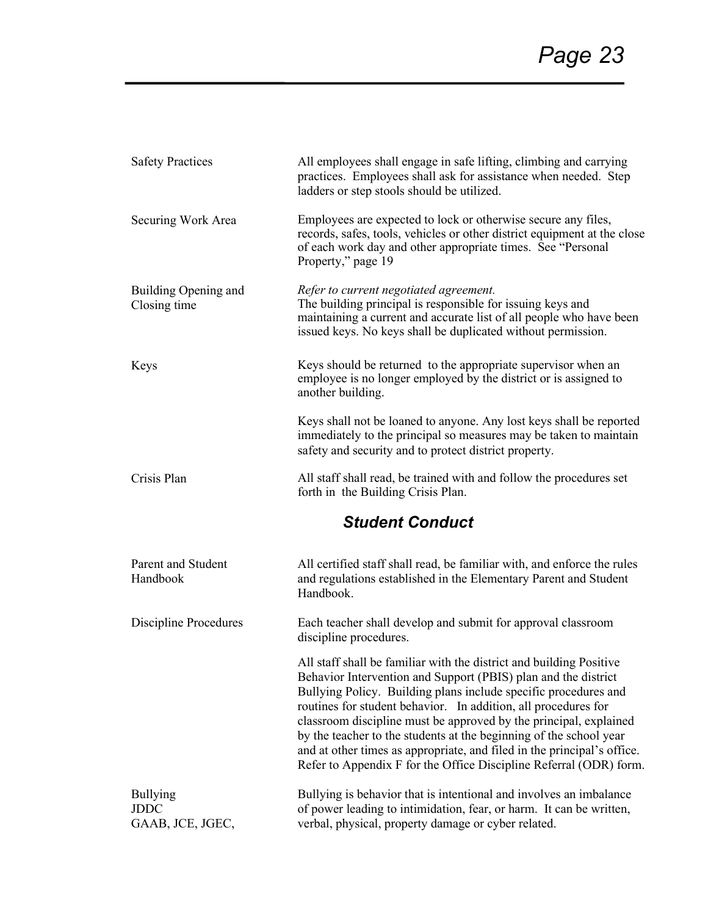Safety Practices

All employees shall engage in safe lifting, climbing and carrying practices. Employees shall ask for assistance when needed. Step ladders or step stools should be utilized.

Securing Work Area

Employees are expected to lock or otherwise secure any files, records, safes, tools, vehicles or other district equipment at the close of each work day and other appropriate times. See "Personal Property," page 19

Building Opening and Closing time

*Refer to current negotiated agreement.*
The building principal is responsible for issuing keys and maintaining a current and accurate list of all people who have been issued keys. No keys shall be duplicated without permission.

Keys

Keys should be returned to the appropriate supervisor when an employee is no longer employed by the district or is assigned to another building.

Keys shall not be loaned to anyone. Any lost keys shall be reported immediately to the principal so measures may be taken to maintain safety and security and to protect district property.

Crisis Plan

All staff shall read, be trained with and follow the procedures set forth in the Building Crisis Plan.

## *Student Conduct*

Parent and Student Handbook

All certified staff shall read, be familiar with, and enforce the rules and regulations established in the Elementary Parent and Student Handbook.

Discipline Procedures

Each teacher shall develop and submit for approval classroom discipline procedures.

All staff shall be familiar with the district and building Positive Behavior Intervention and Support (PBIS) plan and the district Bullying Policy. Building plans include specific procedures and routines for student behavior. In addition, all procedures for classroom discipline must be approved by the principal, explained by the teacher to the students at the beginning of the school year and at other times as appropriate, and filed in the principal's office. Refer to Appendix F for the Office Discipline Referral (ODR) form.

Bullying
JDDC
GAAB, JCE, JGEC,

Bullying is behavior that is intentional and involves an imbalance of power leading to intimidation, fear, or harm. It can be written, verbal, physical, property damage or cyber related.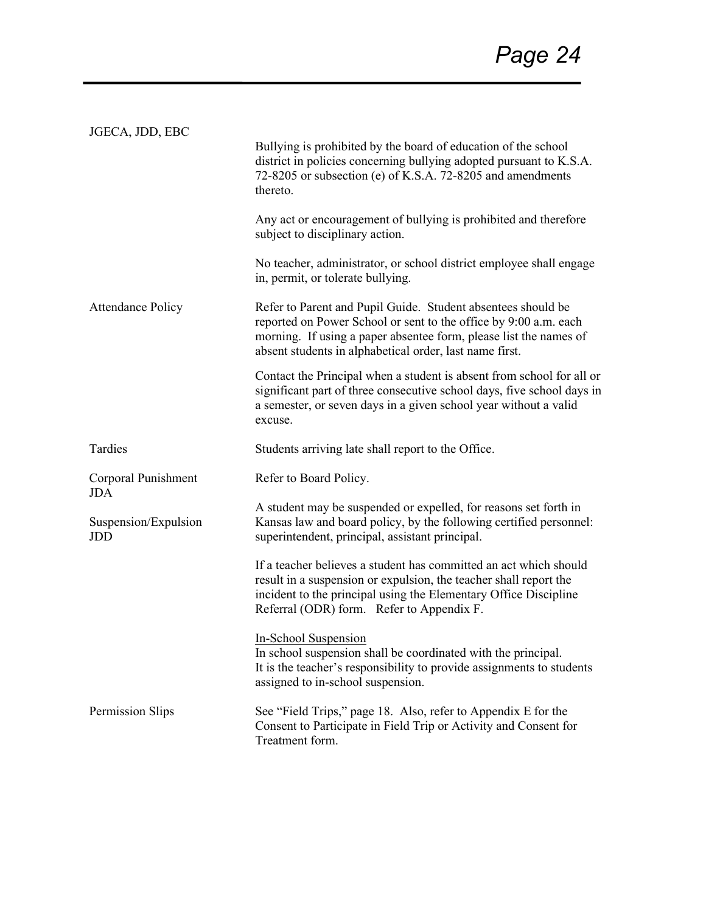**JGECA, JDD, EBC**

Bullying is prohibited by the board of education of the school district in policies concerning bullying adopted pursuant to K.S.A. 72-8205 or subsection (e) of K.S.A. 72-8205 and amendments thereto.

Any act or encouragement of bullying is prohibited and therefore subject to disciplinary action.

No teacher, administrator, or school district employee shall engage in, permit, or tolerate bullying.

**Attendance Policy**

Refer to Parent and Pupil Guide. Student absentees should be reported on Power School or sent to the office by 9:00 a.m. each morning. If using a paper absentee form, please list the names of absent students in alphabetical order, last name first.

Contact the Principal when a student is absent from school for all or significant part of three consecutive school days, five school days in a semester, or seven days in a given school year without a valid excuse.

**Tardies**

Students arriving late shall report to the Office.

**Corporal Punishment JDA**

Refer to Board Policy.

**Suspension/Expulsion JDD**

A student may be suspended or expelled, for reasons set forth in Kansas law and board policy, by the following certified personnel: superintendent, principal, assistant principal.

If a teacher believes a student has committed an act which should result in a suspension or expulsion, the teacher shall report the incident to the principal using the Elementary Office Discipline Referral (ODR) form. Refer to Appendix F.

In-School Suspension

In school suspension shall be coordinated with the principal.
It is the teacher's responsibility to provide assignments to students assigned to in-school suspension.

**Permission Slips**

See "Field Trips," page 18. Also, refer to Appendix E for the Consent to Participate in Field Trip or Activity and Consent for Treatment form.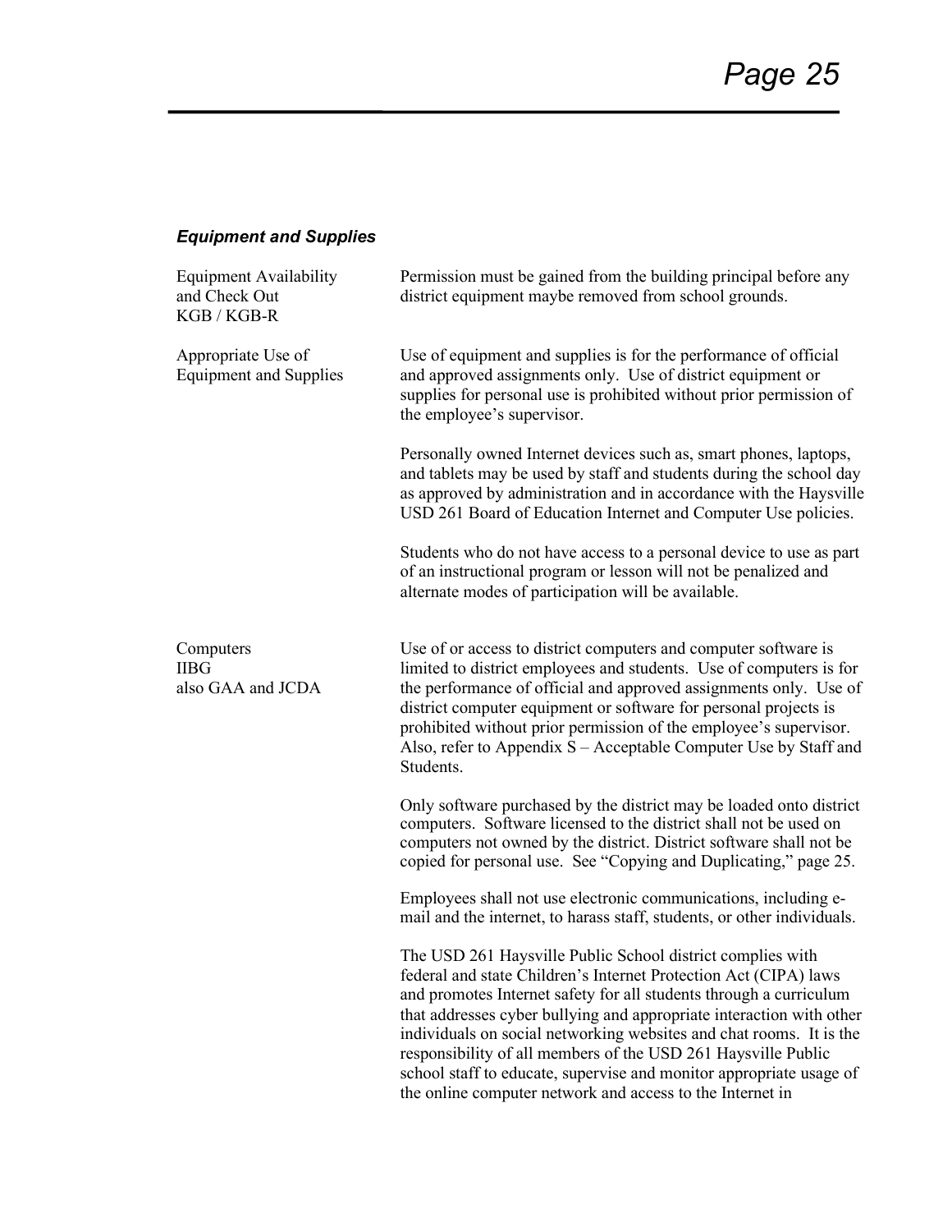### *Equipment and Supplies*

**Equipment Availability and Check Out**
KGB / KGB-R

Permission must be gained from the building principal before any district equipment maybe removed from school grounds.

**Appropriate Use of Equipment and Supplies**

Use of equipment and supplies is for the performance of official and approved assignments only. Use of district equipment or supplies for personal use is prohibited without prior permission of the employee's supervisor.

Personally owned Internet devices such as, smart phones, laptops, and tablets may be used by staff and students during the school day as approved by administration and in accordance with the Haysville USD 261 Board of Education Internet and Computer Use policies.

Students who do not have access to a personal device to use as part of an instructional program or lesson will not be penalized and alternate modes of participation will be available.

**Computers**
IIBG
also GAA and JCDA

Use of or access to district computers and computer software is limited to district employees and students. Use of computers is for the performance of official and approved assignments only. Use of district computer equipment or software for personal projects is prohibited without prior permission of the employee's supervisor. Also, refer to Appendix S – Acceptable Computer Use by Staff and Students.

Only software purchased by the district may be loaded onto district computers. Software licensed to the district shall not be used on computers not owned by the district. District software shall not be copied for personal use. See "Copying and Duplicating," page 25.

Employees shall not use electronic communications, including e-mail and the internet, to harass staff, students, or other individuals.

The USD 261 Haysville Public School district complies with federal and state Children's Internet Protection Act (CIPA) laws and promotes Internet safety for all students through a curriculum that addresses cyber bullying and appropriate interaction with other individuals on social networking websites and chat rooms. It is the responsibility of all members of the USD 261 Haysville Public school staff to educate, supervise and monitor appropriate usage of the online computer network and access to the Internet in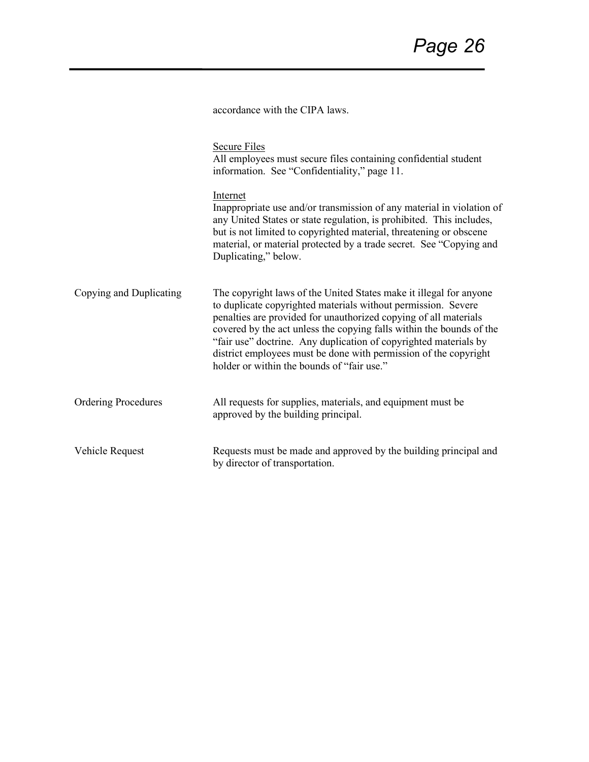accordance with the CIPA laws.

Secure Files
All employees must secure files containing confidential student information. See "Confidentiality," page 11.

Internet
Inappropriate use and/or transmission of any material in violation of any United States or state regulation, is prohibited. This includes, but is not limited to copyrighted material, threatening or obscene material, or material protected by a trade secret. See "Copying and Duplicating," below.

**Copying and Duplicating**

The copyright laws of the United States make it illegal for anyone to duplicate copyrighted materials without permission. Severe penalties are provided for unauthorized copying of all materials covered by the act unless the copying falls within the bounds of the "fair use" doctrine. Any duplication of copyrighted materials by district employees must be done with permission of the copyright holder or within the bounds of "fair use."

**Ordering Procedures**

All requests for supplies, materials, and equipment must be approved by the building principal.

**Vehicle Request**

Requests must be made and approved by the building principal and by director of transportation.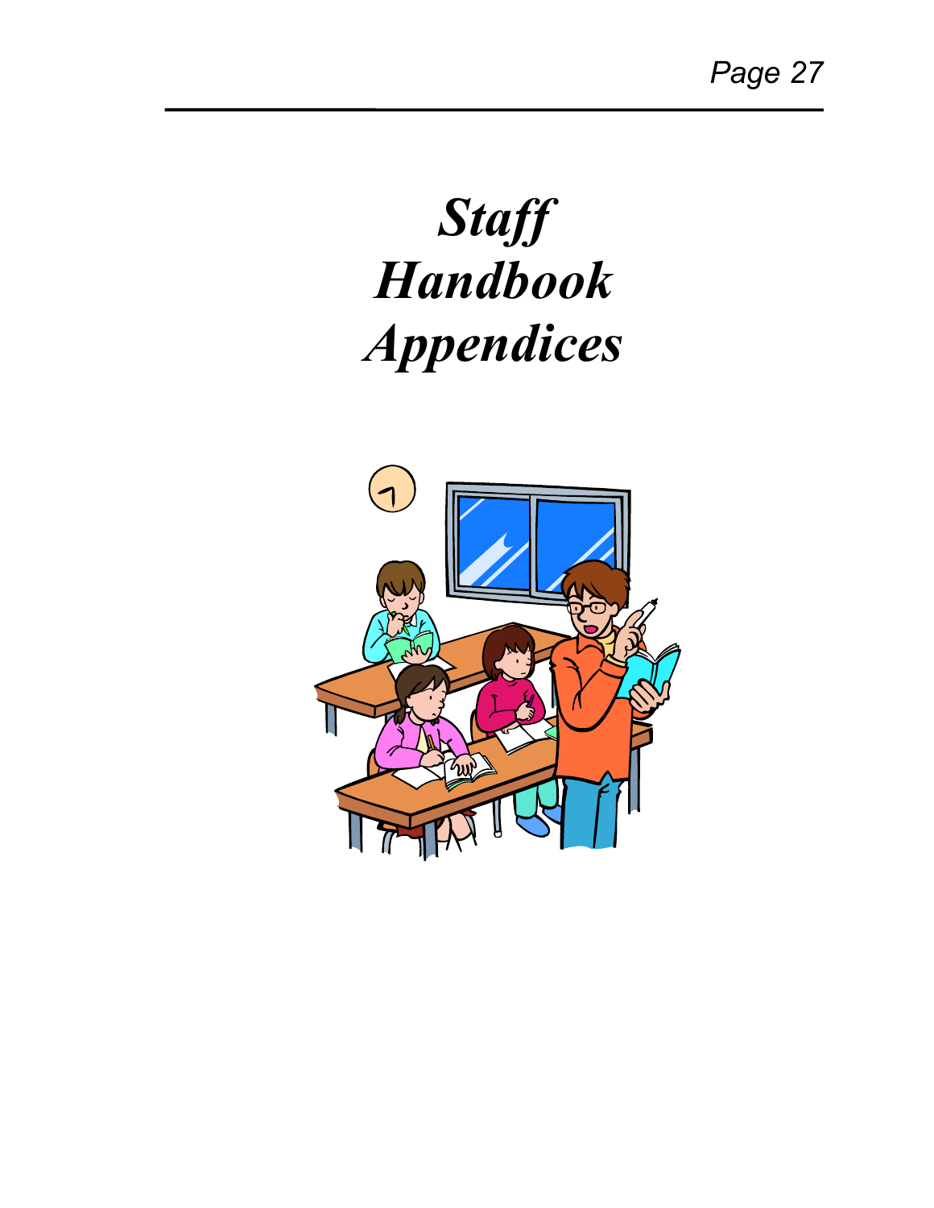# *Staff Handbook Appendices*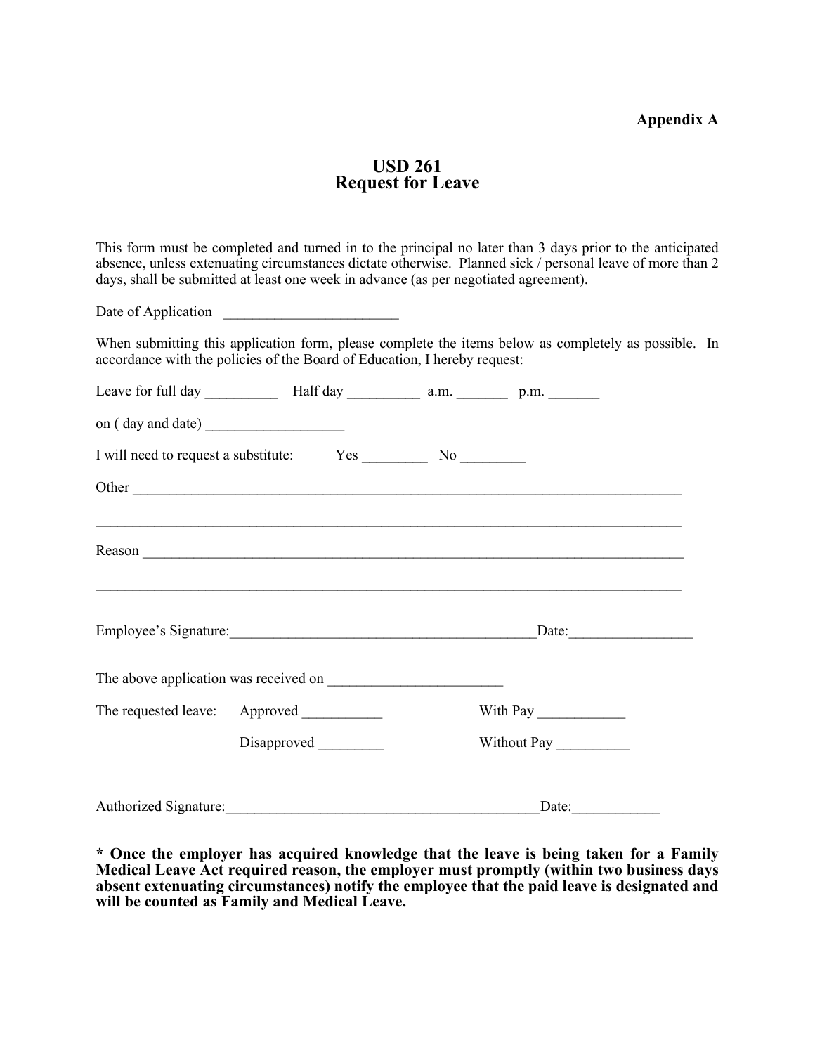**Appendix A**

# USD 261
## Request for Leave

This form must be completed and turned in to the principal no later than 3 days prior to the anticipated absence, unless extenuating circumstances dictate otherwise. Planned sick / personal leave of more than 2 days, shall be submitted at least one week in advance (as per negotiated agreement).

Date of Application ________________________

When submitting this application form, please complete the items below as completely as possible. In accordance with the policies of the Board of Education, I hereby request:

Leave for full day __________ Half day __________ a.m. _______ p.m. _______

on ( day and date) ___________________

I will need to request a substitute: Yes _________ No _________

Other ________________________________________________________________________________

______________________________________________________________________________________

Reason _______________________________________________________________________________

______________________________________________________________________________________

Employee's Signature:___________________________________________Date:________________

The above application was received on ________________________

The requested leave: Approved ___________ With Pay ____________

Disapproved _________ Without Pay __________

Authorized Signature:___________________________________________Date:____________

**\* Once the employer has acquired knowledge that the leave is being taken for a Family Medical Leave Act required reason, the employer must promptly (within two business days absent extenuating circumstances) notify the employee that the paid leave is designated and will be counted as Family and Medical Leave.**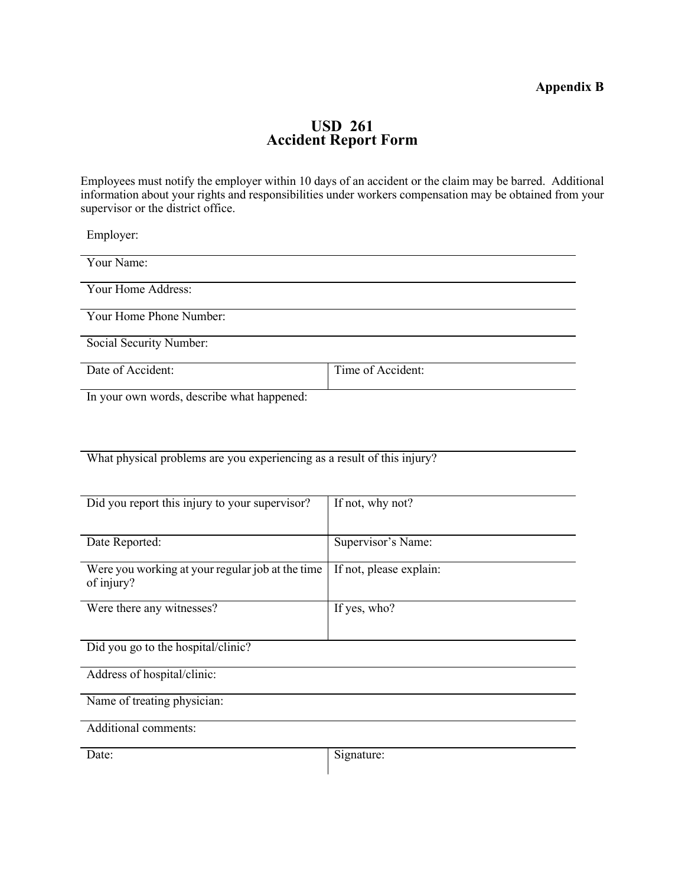**Appendix B**

# USD 261
## Accident Report Form

Employees must notify the employer within 10 days of an accident or the claim may be barred. Additional information about your rights and responsibilities under workers compensation may be obtained from your supervisor or the district office.

Employer:

Your Name:

Your Home Address:

Your Home Phone Number:

Social Security Number:

| Date of Accident: | Time of Accident: |
|---|---|

In your own words, describe what happened:

What physical problems are you experiencing as a result of this injury?

| Did you report this injury to your supervisor? | If not, why not? |
|---|---|
| Date Reported: | Supervisor's Name: |
| Were you working at your regular job at the time of injury? | If not, please explain: |
| Were there any witnesses? | If yes, who? |

Did you go to the hospital/clinic?

Address of hospital/clinic:

Name of treating physician:

Additional comments:

| Date: | Signature: |
|---|---|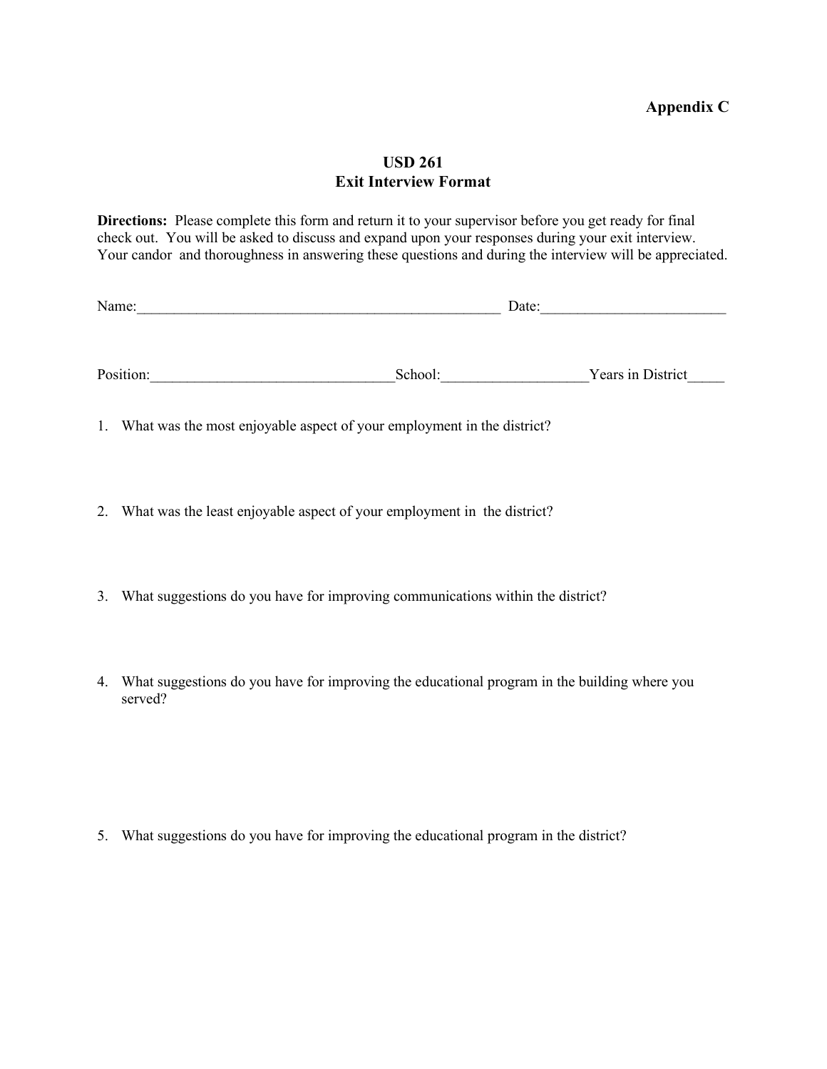**Appendix C**

# USD 261
## Exit Interview Format

**Directions:** Please complete this form and return it to your supervisor before you get ready for final check out. You will be asked to discuss and expand upon your responses during your exit interview. Your candor and thoroughness in answering these questions and during the interview will be appreciated.

Name:___________________________________________________ Date:_________________________

Position:_________________________________School:____________________Years in District_____

1. What was the most enjoyable aspect of your employment in the district?

2. What was the least enjoyable aspect of your employment in the district?

3. What suggestions do you have for improving communications within the district?

4. What suggestions do you have for improving the educational program in the building where you served?

5. What suggestions do you have for improving the educational program in the district?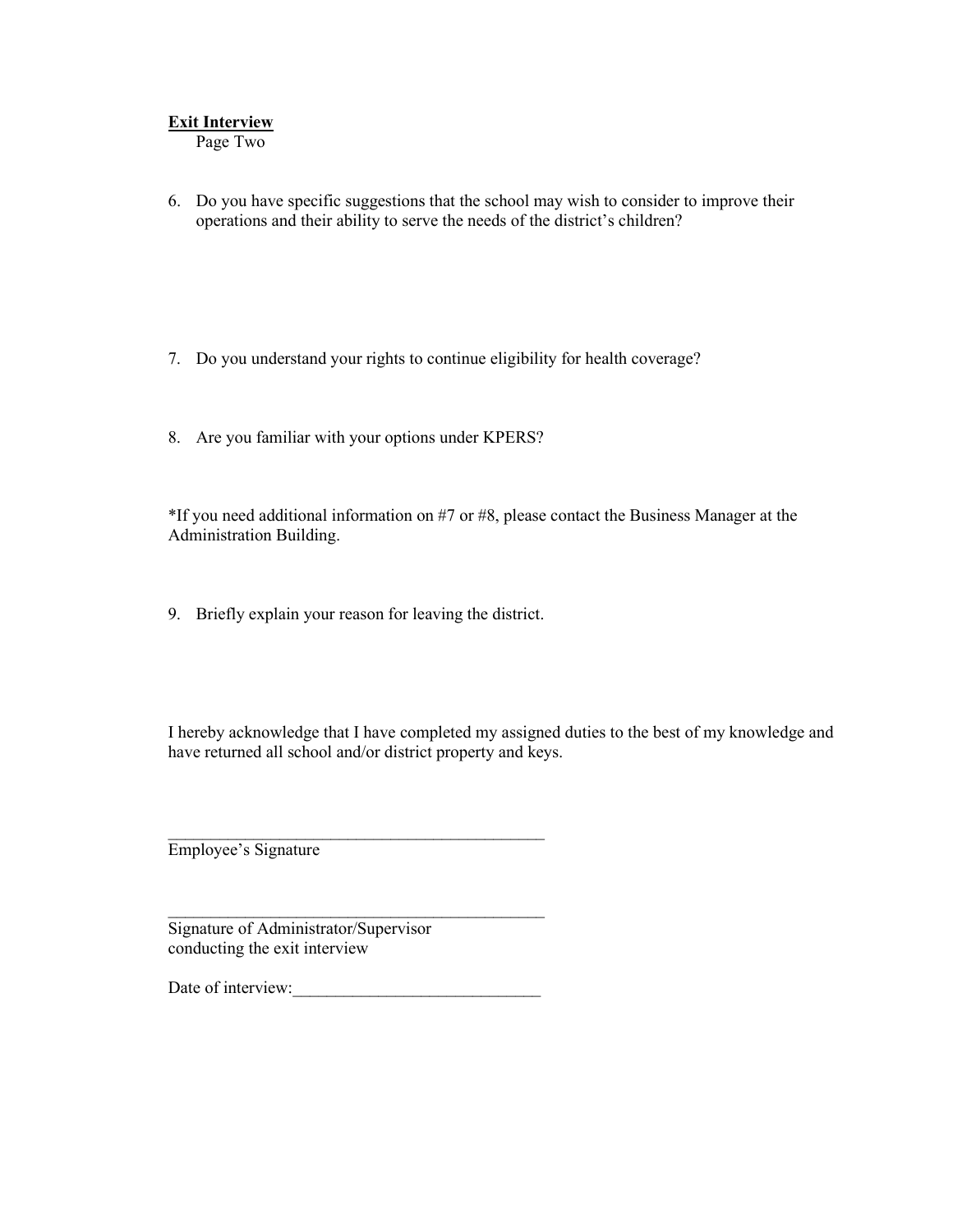**Exit Interview**
Page Two

6. Do you have specific suggestions that the school may wish to consider to improve their operations and their ability to serve the needs of the district's children?

7. Do you understand your rights to continue eligibility for health coverage?

8. Are you familiar with your options under KPERS?

*If you need additional information on #7 or #8, please contact the Business Manager at the Administration Building.

9. Briefly explain your reason for leaving the district.

I hereby acknowledge that I have completed my assigned duties to the best of my knowledge and have returned all school and/or district property and keys.

______________________________________________
Employee's Signature

______________________________________________
Signature of Administrator/Supervisor
conducting the exit interview

Date of interview:_____________________________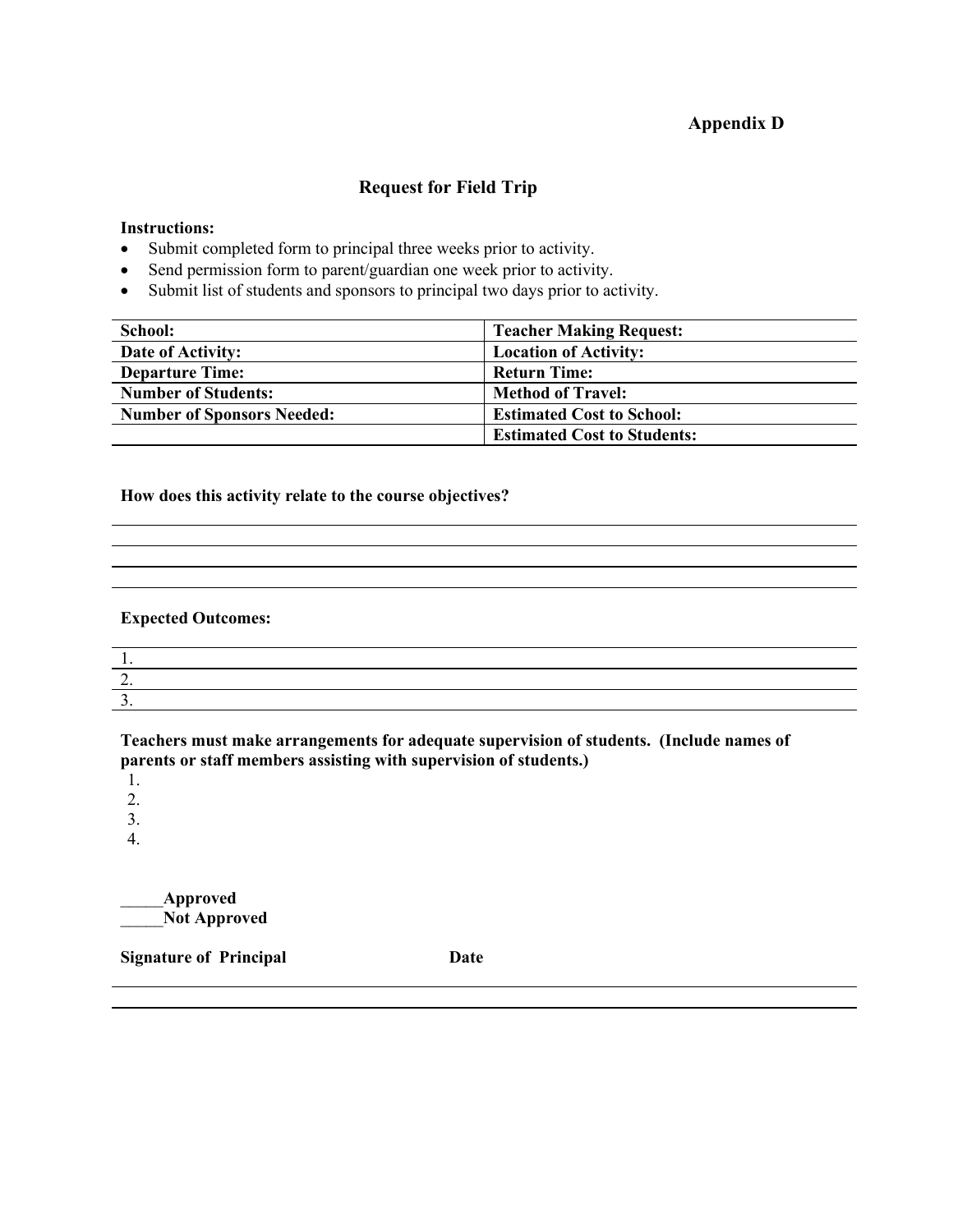**Appendix D**

## Request for Field Trip

**Instructions:**

- Submit completed form to principal three weeks prior to activity.
- Send permission form to parent/guardian one week prior to activity.
- Submit list of students and sponsors to principal two days prior to activity.

| | |
|---|---|
| **School:** | **Teacher Making Request:** |
| **Date of Activity:** | **Location of Activity:** |
| **Departure Time:** | **Return Time:** |
| **Number of Students:** | **Method of Travel:** |
| **Number of Sponsors Needed:** | **Estimated Cost to School:** |
| | **Estimated Cost to Students:** |

**How does this activity relate to the course objectives?**

**Expected Outcomes:**

1.
2.
3.

**Teachers must make arrangements for adequate supervision of students. (Include names of parents or staff members assisting with supervision of students.)**

1.
2.
3.
4.

_____**Approved**
_____**Not Approved**

**Signature of Principal** **Date**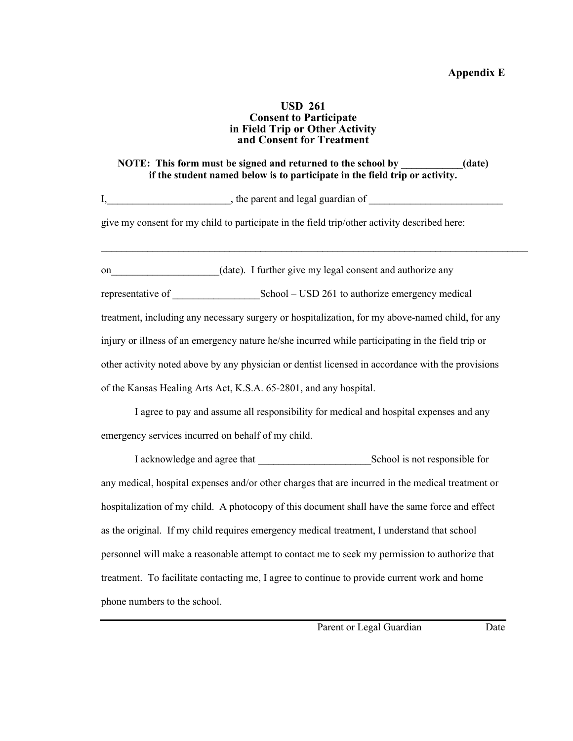**Appendix E**

**USD 261**
**Consent to Participate**
**in Field Trip or Other Activity**
**and Consent for Treatment**

**NOTE: This form must be signed and returned to the school by ____________(date) if the student named below is to participate in the field trip or activity.**

I,________________________, the parent and legal guardian of __________________________ give my consent for my child to participate in the field trip/other activity described here:

_______________________________________________________________________________________

on_____________________(date). I further give my legal consent and authorize any representative of _________________School – USD 261 to authorize emergency medical treatment, including any necessary surgery or hospitalization, for my above-named child, for any injury or illness of an emergency nature he/she incurred while participating in the field trip or other activity noted above by any physician or dentist licensed in accordance with the provisions of the Kansas Healing Arts Act, K.S.A. 65-2801, and any hospital.

I agree to pay and assume all responsibility for medical and hospital expenses and any emergency services incurred on behalf of my child.

I acknowledge and agree that ______________________School is not responsible for any medical, hospital expenses and/or other charges that are incurred in the medical treatment or hospitalization of my child. A photocopy of this document shall have the same force and effect as the original. If my child requires emergency medical treatment, I understand that school personnel will make a reasonable attempt to contact me to seek my permission to authorize that treatment. To facilitate contacting me, I agree to continue to provide current work and home phone numbers to the school.

_______________________________________________________________________________________

Parent or Legal Guardian　　　　Date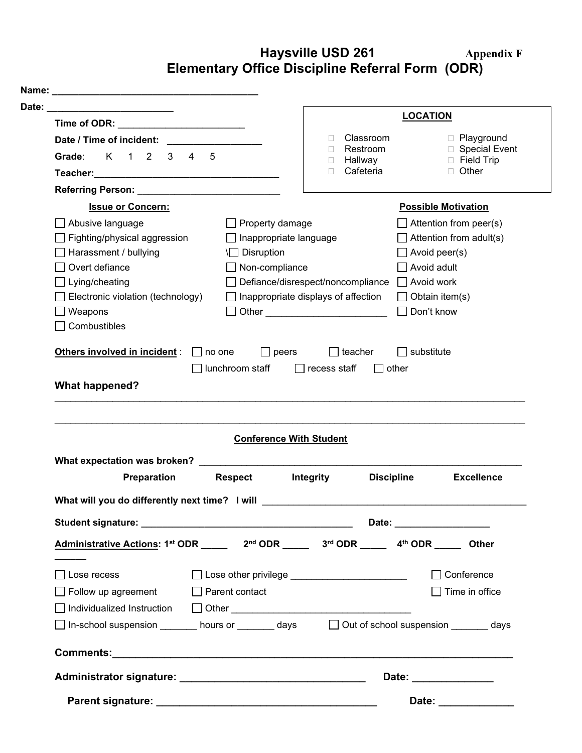# Haysville USD 261 — Appendix F

## Elementary Office Discipline Referral Form (ODR)

**Name:** ______________________________________

**Date:** _______________________

**Time of ODR:** _______________________

**Date / Time of incident:** _________________

**Grade:** K 1 2 3 4 5

**Teacher:**__________________________________

**Referring Person:** __________________________

**LOCATION**

- ☐ Classroom
- ☐ Restroom
- ☐ Hallway
- ☐ Cafeteria
- ☐ Playground
- ☐ Special Event
- ☐ Field Trip
- ☐ Other

**Issue or Concern:**

- ☐ Abusive language
- ☐ Fighting/physical aggression
- ☐ Harassment / bullying
- ☐ Overt defiance
- ☐ Lying/cheating
- ☐ Electronic violation (technology)
- ☐ Weapons
- ☐ Combustibles
- ☐ Property damage
- ☐ Inappropriate language
- \☐ Disruption
- ☐ Non-compliance
- ☐ Defiance/disrespect/noncompliance
- ☐ Inappropriate displays of affection
- ☐ Other ______________________

**Possible Motivation**

- ☐ Attention from peer(s)
- ☐ Attention from adult(s)
- ☐ Avoid peer(s)
- ☐ Avoid adult
- ☐ Avoid work
- ☐ Obtain item(s)
- ☐ Don't know

**Others involved in incident** : ☐ no one ☐ peers ☐ teacher ☐ substitute ☐ lunchroom staff ☐ recess staff ☐ other

**What happened?**

_____________________________________________________________________________

_____________________________________________________________________________

**Conference With Student**

**What expectation was broken?** ___________________________________________________

**Preparation** **Respect** **Integrity** **Discipline** **Excellence**

**What will you do differently next time? I will** _________________________________________

**Student signature:** ______________________________________ **Date:** _________________

**Administrative Actions: 1st ODR _____ 2nd ODR _____ 3rd ODR _____ 4th ODR _____ Other ______**

- ☐ Lose recess
- ☐ Follow up agreement
- ☐ Individualized Instruction
- ☐ Lose other privilege _____________________
- ☐ Parent contact
- ☐ Other __________________________________
- ☐ Conference
- ☐ Time in office
- ☐ In-school suspension _______ hours or _______ days
- ☐ Out of school suspension _______ days

**Comments:**_________________________________________________________________

**Administrator signature:** ________________________________ **Date:** ______________

**Parent signature:** ______________________________________ **Date:** _____________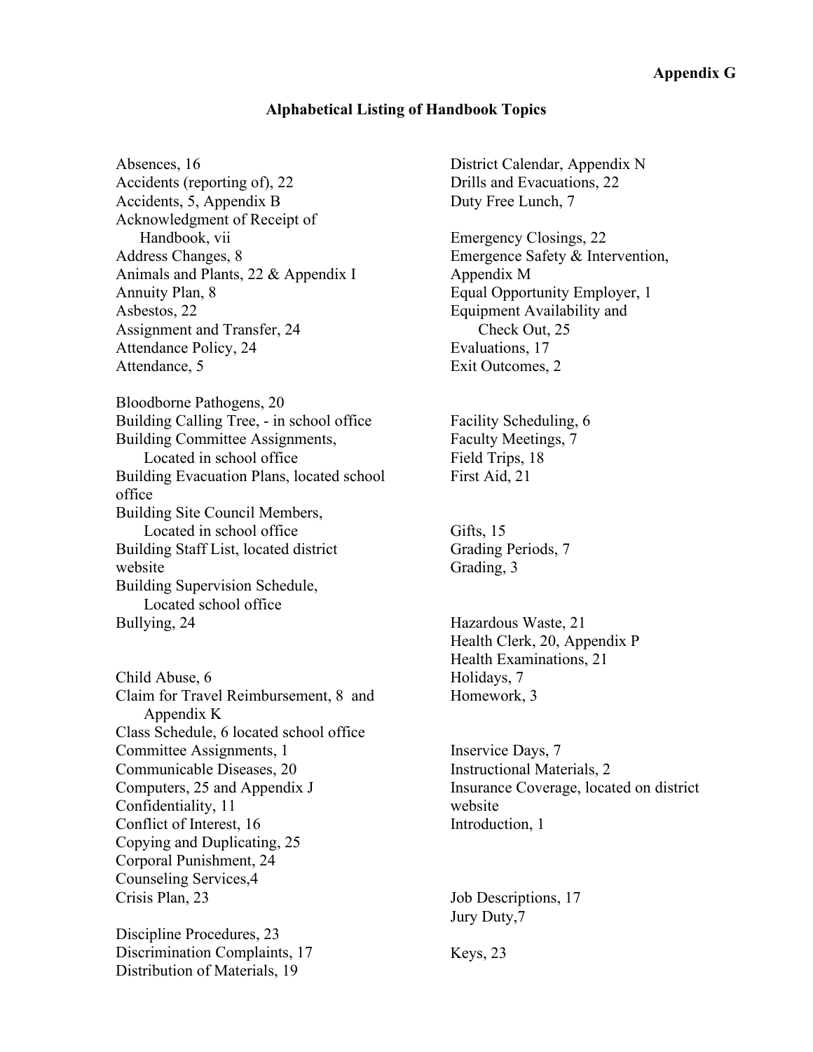**Appendix G**

## Alphabetical Listing of Handbook Topics

Absences, 16
Accidents (reporting of), 22
Accidents, 5, Appendix B
Acknowledgment of Receipt of Handbook, vii
Address Changes, 8
Animals and Plants, 22 & Appendix I
Annuity Plan, 8
Asbestos, 22
Assignment and Transfer, 24
Attendance Policy, 24
Attendance, 5

Bloodborne Pathogens, 20
Building Calling Tree, - in school office
Building Committee Assignments, Located in school office
Building Evacuation Plans, located school office
Building Site Council Members, Located in school office
Building Staff List, located district website
Building Supervision Schedule, Located school office
Bullying, 24

Child Abuse, 6
Claim for Travel Reimbursement, 8 and Appendix K
Class Schedule, 6 located school office
Committee Assignments, 1
Communicable Diseases, 20
Computers, 25 and Appendix J
Confidentiality, 11
Conflict of Interest, 16
Copying and Duplicating, 25
Corporal Punishment, 24
Counseling Services,4
Crisis Plan, 23

Discipline Procedures, 23
Discrimination Complaints, 17
Distribution of Materials, 19
District Calendar, Appendix N
Drills and Evacuations, 22
Duty Free Lunch, 7

Emergency Closings, 22
Emergence Safety & Intervention, Appendix M
Equal Opportunity Employer, 1
Equipment Availability and Check Out, 25
Evaluations, 17
Exit Outcomes, 2

Facility Scheduling, 6
Faculty Meetings, 7
Field Trips, 18
First Aid, 21

Gifts, 15
Grading Periods, 7
Grading, 3

Hazardous Waste, 21
Health Clerk, 20, Appendix P
Health Examinations, 21
Holidays, 7
Homework, 3

Inservice Days, 7
Instructional Materials, 2
Insurance Coverage, located on district website
Introduction, 1

Job Descriptions, 17
Jury Duty,7

Keys, 23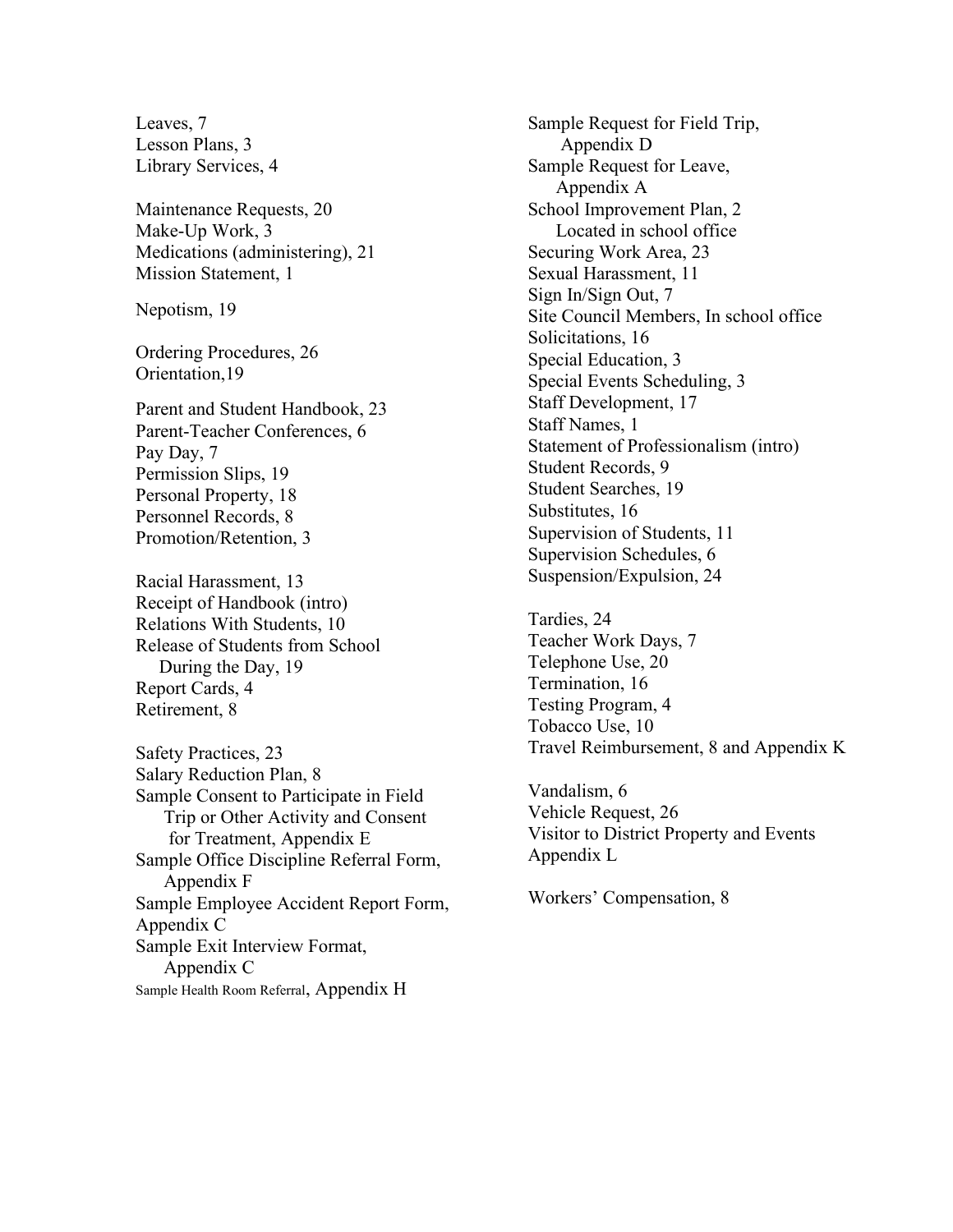Leaves, 7
Lesson Plans, 3
Library Services, 4

Maintenance Requests, 20
Make-Up Work, 3
Medications (administering), 21
Mission Statement, 1

Nepotism, 19

Ordering Procedures, 26
Orientation,19

Parent and Student Handbook, 23
Parent-Teacher Conferences, 6
Pay Day, 7
Permission Slips, 19
Personal Property, 18
Personnel Records, 8
Promotion/Retention, 3

Racial Harassment, 13
Receipt of Handbook (intro)
Relations With Students, 10
Release of Students from School
  During the Day, 19
Report Cards, 4
Retirement, 8

Safety Practices, 23
Salary Reduction Plan, 8
Sample Consent to Participate in Field
  Trip or Other Activity and Consent
  for Treatment, Appendix E
Sample Office Discipline Referral Form,
  Appendix F
Sample Employee Accident Report Form,
Appendix C
Sample Exit Interview Format,
  Appendix C
Sample Health Room Referral, Appendix H

Sample Request for Field Trip,
  Appendix D
Sample Request for Leave,
  Appendix A
School Improvement Plan, 2
  Located in school office
Securing Work Area, 23
Sexual Harassment, 11
Sign In/Sign Out, 7
Site Council Members, In school office
Solicitations, 16
Special Education, 3
Special Events Scheduling, 3
Staff Development, 17
Staff Names, 1
Statement of Professionalism (intro)
Student Records, 9
Student Searches, 19
Substitutes, 16
Supervision of Students, 11
Supervision Schedules, 6
Suspension/Expulsion, 24

Tardies, 24
Teacher Work Days, 7
Telephone Use, 20
Termination, 16
Testing Program, 4
Tobacco Use, 10
Travel Reimbursement, 8 and Appendix K

Vandalism, 6
Vehicle Request, 26
Visitor to District Property and Events
Appendix L

Workers' Compensation, 8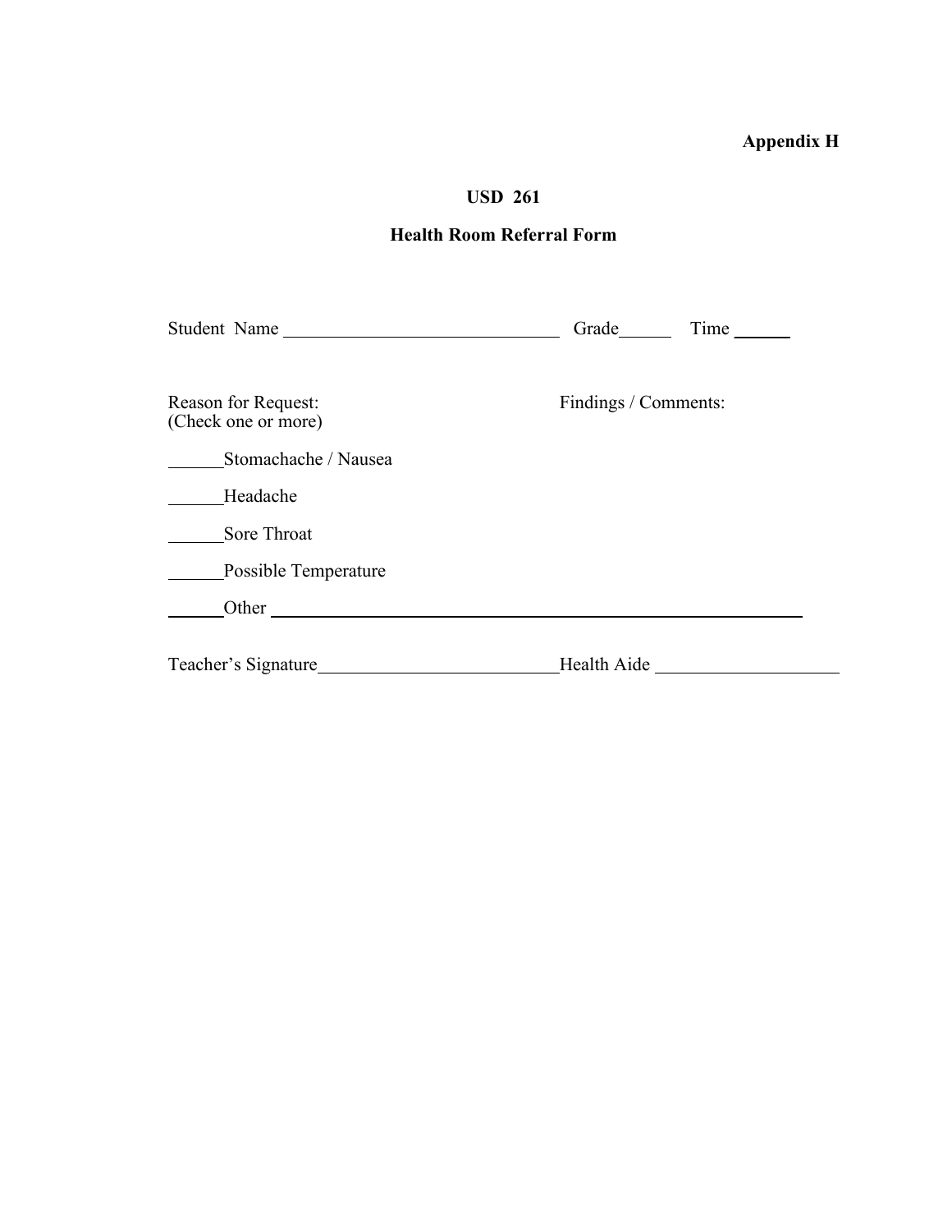**Appendix H**

## USD 261

## Health Room Referral Form

Student Name ______________________________ Grade______ Time ______

Reason for Request:
(Check one or more)

Findings / Comments:

______Stomachache / Nausea

______Headache

______Sore Throat

______Possible Temperature

______Other ____________________________________________________________

Teacher's Signature__________________________Health Aide ____________________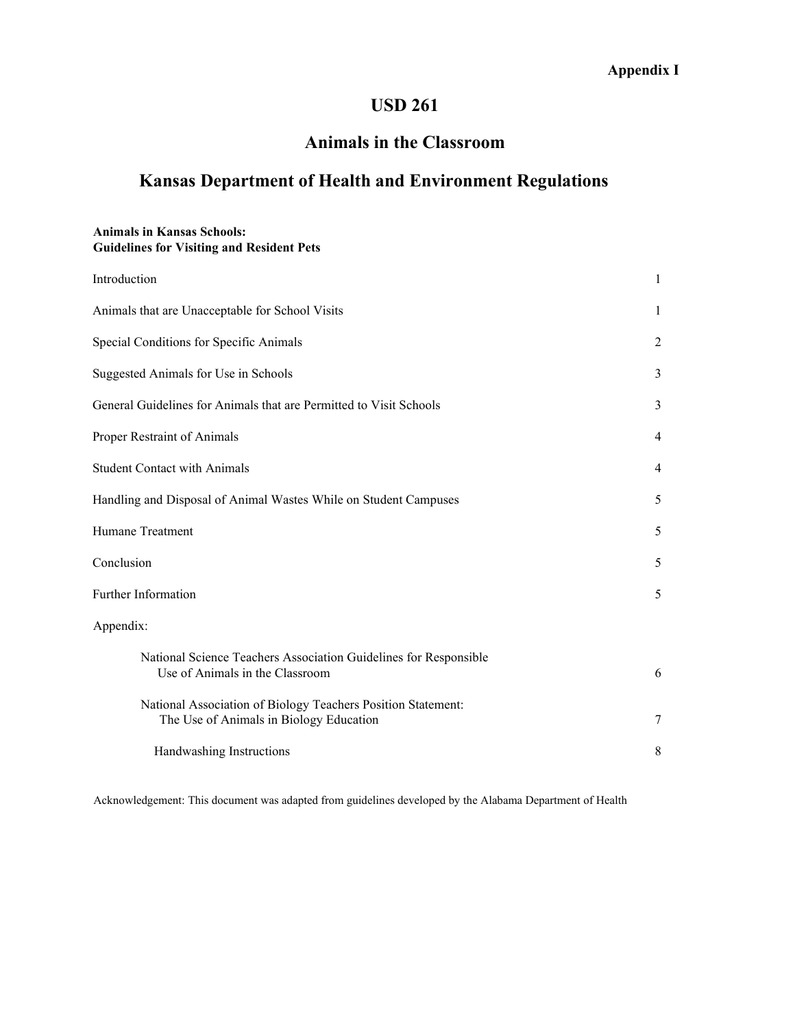**Appendix I**

# USD 261

## Animals in the Classroom

## Kansas Department of Health and Environment Regulations

**Animals in Kansas Schools:**
**Guidelines for Visiting and Resident Pets**

| | |
|---|---|
| Introduction | 1 |
| Animals that are Unacceptable for School Visits | 1 |
| Special Conditions for Specific Animals | 2 |
| Suggested Animals for Use in Schools | 3 |
| General Guidelines for Animals that are Permitted to Visit Schools | 3 |
| Proper Restraint of Animals | 4 |
| Student Contact with Animals | 4 |
| Handling and Disposal of Animal Wastes While on Student Campuses | 5 |
| Humane Treatment | 5 |
| Conclusion | 5 |
| Further Information | 5 |
| Appendix: | |
| National Science Teachers Association Guidelines for Responsible Use of Animals in the Classroom | 6 |
| National Association of Biology Teachers Position Statement: The Use of Animals in Biology Education | 7 |
| Handwashing Instructions | 8 |

Acknowledgement: This document was adapted from guidelines developed by the Alabama Department of Health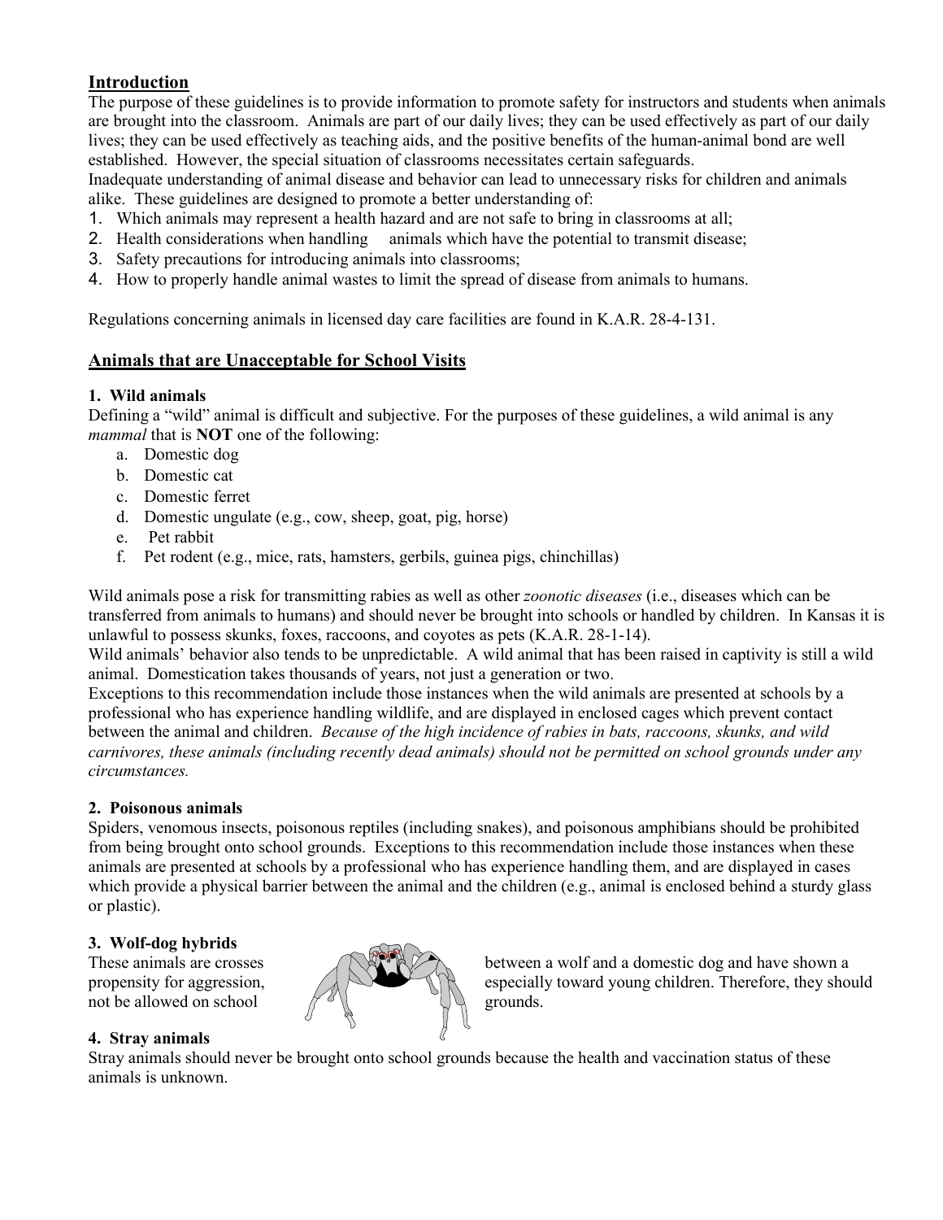## Introduction

The purpose of these guidelines is to provide information to promote safety for instructors and students when animals are brought into the classroom. Animals are part of our daily lives; they can be used effectively as part of our daily lives; they can be used effectively as teaching aids, and the positive benefits of the human-animal bond are well established. However, the special situation of classrooms necessitates certain safeguards.

Inadequate understanding of animal disease and behavior can lead to unnecessary risks for children and animals alike. These guidelines are designed to promote a better understanding of:

1. Which animals may represent a health hazard and are not safe to bring in classrooms at all;
2. Health considerations when handling animals which have the potential to transmit disease;
3. Safety precautions for introducing animals into classrooms;
4. How to properly handle animal wastes to limit the spread of disease from animals to humans.

Regulations concerning animals in licensed day care facilities are found in K.A.R. 28-4-131.

## Animals that are Unacceptable for School Visits

### 1. Wild animals

Defining a "wild" animal is difficult and subjective. For the purposes of these guidelines, a wild animal is any *mammal* that is **NOT** one of the following:

a. Domestic dog
b. Domestic cat
c. Domestic ferret
d. Domestic ungulate (e.g., cow, sheep, goat, pig, horse)
e. Pet rabbit
f. Pet rodent (e.g., mice, rats, hamsters, gerbils, guinea pigs, chinchillas)

Wild animals pose a risk for transmitting rabies as well as other *zoonotic diseases* (i.e., diseases which can be transferred from animals to humans) and should never be brought into schools or handled by children. In Kansas it is unlawful to possess skunks, foxes, raccoons, and coyotes as pets (K.A.R. 28-1-14).

Wild animals' behavior also tends to be unpredictable. A wild animal that has been raised in captivity is still a wild animal. Domestication takes thousands of years, not just a generation or two.

Exceptions to this recommendation include those instances when the wild animals are presented at schools by a professional who has experience handling wildlife, and are displayed in enclosed cages which prevent contact between the animal and children. *Because of the high incidence of rabies in bats, raccoons, skunks, and wild carnivores, these animals (including recently dead animals) should not be permitted on school grounds under any circumstances.*

### 2. Poisonous animals

Spiders, venomous insects, poisonous reptiles (including snakes), and poisonous amphibians should be prohibited from being brought onto school grounds. Exceptions to this recommendation include those instances when these animals are presented at schools by a professional who has experience handling them, and are displayed in cases which provide a physical barrier between the animal and the children (e.g., animal is enclosed behind a sturdy glass or plastic).

### 3. Wolf-dog hybrids

These animals are crosses between a wolf and a domestic dog and have shown a propensity for aggression, especially toward young children. Therefore, they should not be allowed on school grounds.

### 4. Stray animals

Stray animals should never be brought onto school grounds because the health and vaccination status of these animals is unknown.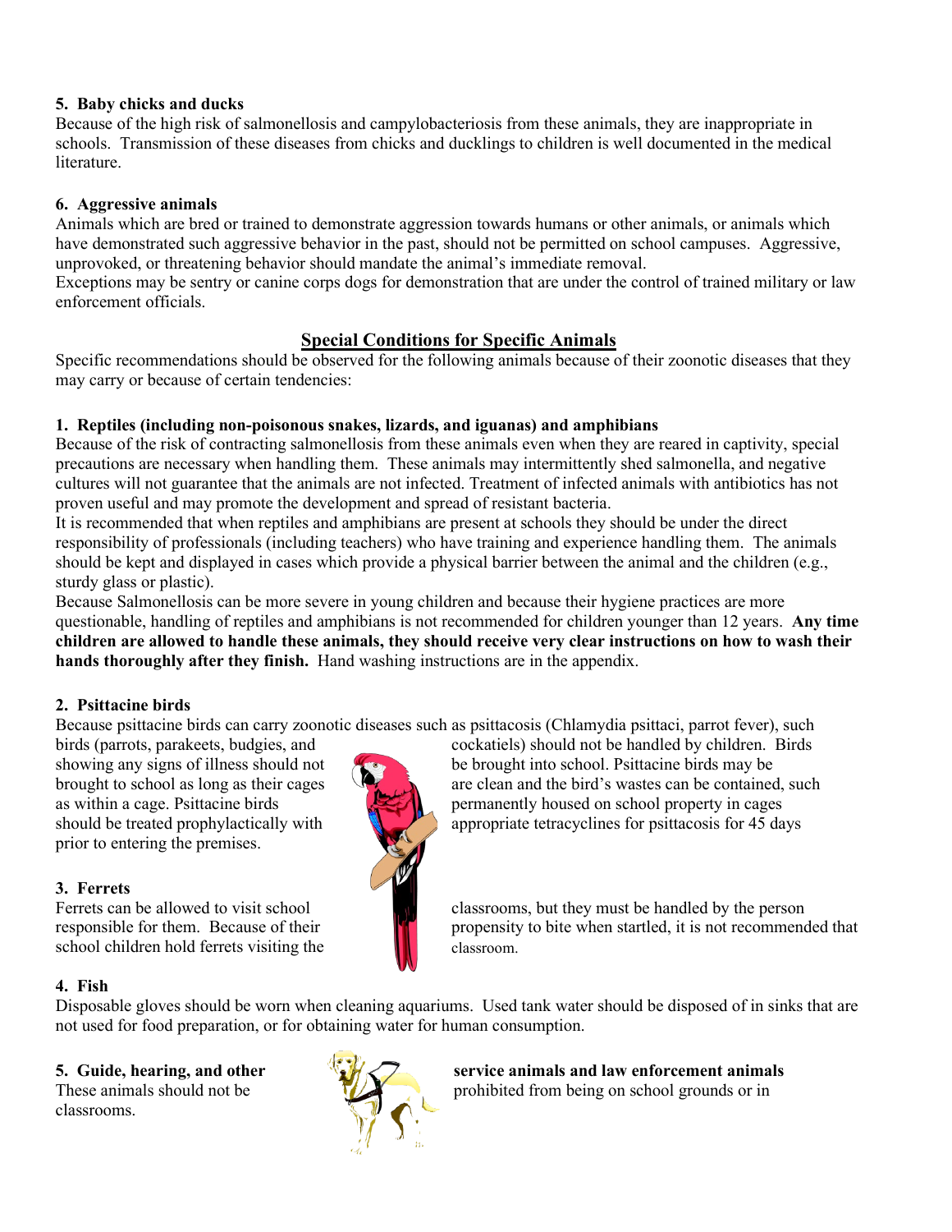**5. Baby chicks and ducks**

Because of the high risk of salmonellosis and campylobacteriosis from these animals, they are inappropriate in schools. Transmission of these diseases from chicks and ducklings to children is well documented in the medical literature.

**6. Aggressive animals**

Animals which are bred or trained to demonstrate aggression towards humans or other animals, or animals which have demonstrated such aggressive behavior in the past, should not be permitted on school campuses. Aggressive, unprovoked, or threatening behavior should mandate the animal's immediate removal.

Exceptions may be sentry or canine corps dogs for demonstration that are under the control of trained military or law enforcement officials.

## Special Conditions for Specific Animals

Specific recommendations should be observed for the following animals because of their zoonotic diseases that they may carry or because of certain tendencies:

**1. Reptiles (including non-poisonous snakes, lizards, and iguanas) and amphibians**

Because of the risk of contracting salmonellosis from these animals even when they are reared in captivity, special precautions are necessary when handling them. These animals may intermittently shed salmonella, and negative cultures will not guarantee that the animals are not infected. Treatment of infected animals with antibiotics has not proven useful and may promote the development and spread of resistant bacteria.

It is recommended that when reptiles and amphibians are present at schools they should be under the direct responsibility of professionals (including teachers) who have training and experience handling them. The animals should be kept and displayed in cases which provide a physical barrier between the animal and the children (e.g., sturdy glass or plastic).

Because Salmonellosis can be more severe in young children and because their hygiene practices are more questionable, handling of reptiles and amphibians is not recommended for children younger than 12 years. **Any time children are allowed to handle these animals, they should receive very clear instructions on how to wash their hands thoroughly after they finish.** Hand washing instructions are in the appendix.

**2. Psittacine birds**

Because psittacine birds can carry zoonotic diseases such as psittacosis (Chlamydia psittaci, parrot fever), such birds (parrots, parakeets, budgies, and cockatiels) should not be handled by children. Birds showing any signs of illness should not be brought into school. Psittacine birds may be brought to school as long as their cages are clean and the bird's wastes can be contained, such as within a cage. Psittacine birds permanently housed on school property in cages should be treated prophylactically with appropriate tetracyclines for psittacosis for 45 days prior to entering the premises.

**3. Ferrets**

Ferrets can be allowed to visit school classrooms, but they must be handled by the person responsible for them. Because of their propensity to bite when startled, it is not recommended that school children hold ferrets visiting the classroom.

**4. Fish**

Disposable gloves should be worn when cleaning aquariums. Used tank water should be disposed of in sinks that are not used for food preparation, or for obtaining water for human consumption.

**5. Guide, hearing, and other service animals and law enforcement animals**

These animals should not be prohibited from being on school grounds or in classrooms.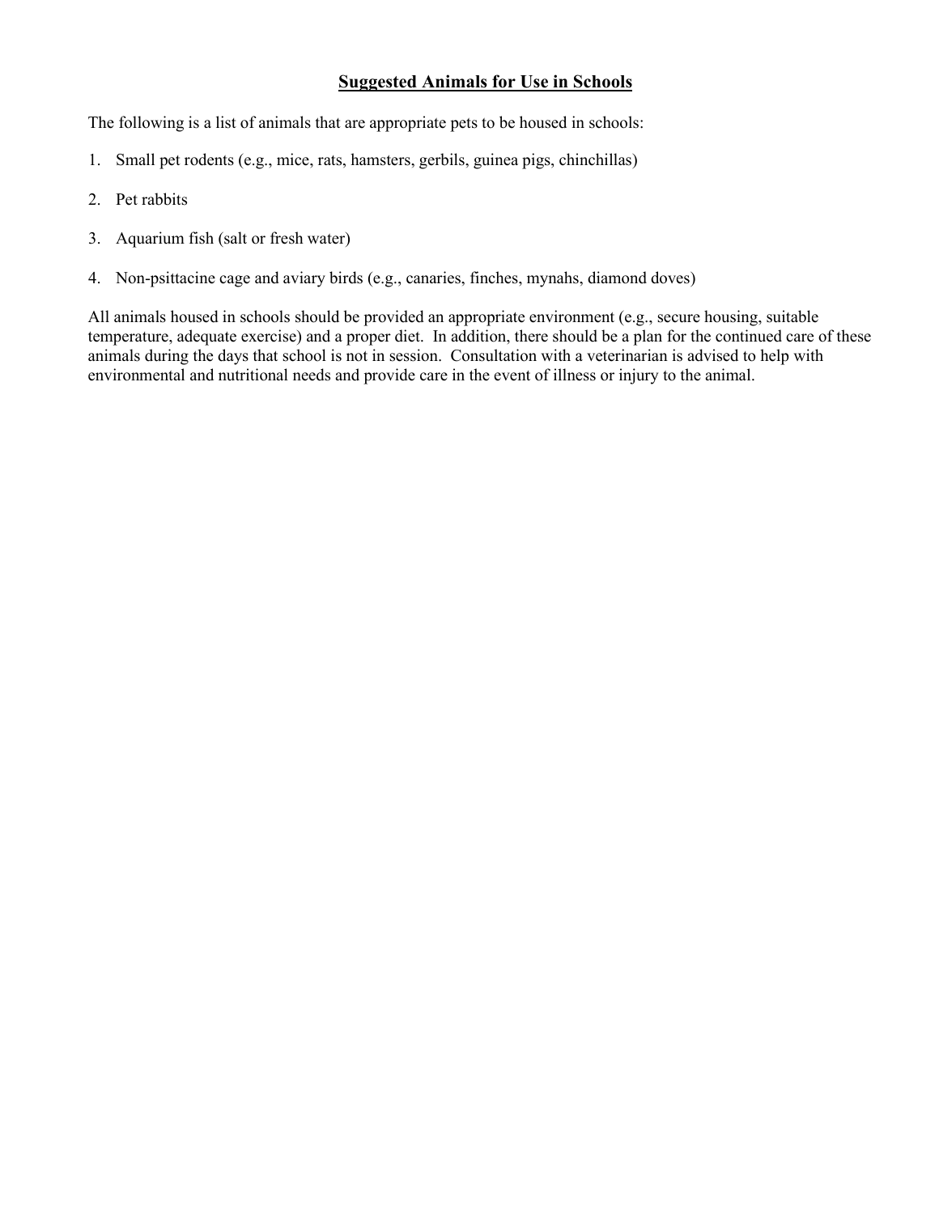## Suggested Animals for Use in Schools

The following is a list of animals that are appropriate pets to be housed in schools:

1. Small pet rodents (e.g., mice, rats, hamsters, gerbils, guinea pigs, chinchillas)

2. Pet rabbits

3. Aquarium fish (salt or fresh water)

4. Non-psittacine cage and aviary birds (e.g., canaries, finches, mynahs, diamond doves)

All animals housed in schools should be provided an appropriate environment (e.g., secure housing, suitable temperature, adequate exercise) and a proper diet. In addition, there should be a plan for the continued care of these animals during the days that school is not in session. Consultation with a veterinarian is advised to help with environmental and nutritional needs and provide care in the event of illness or injury to the animal.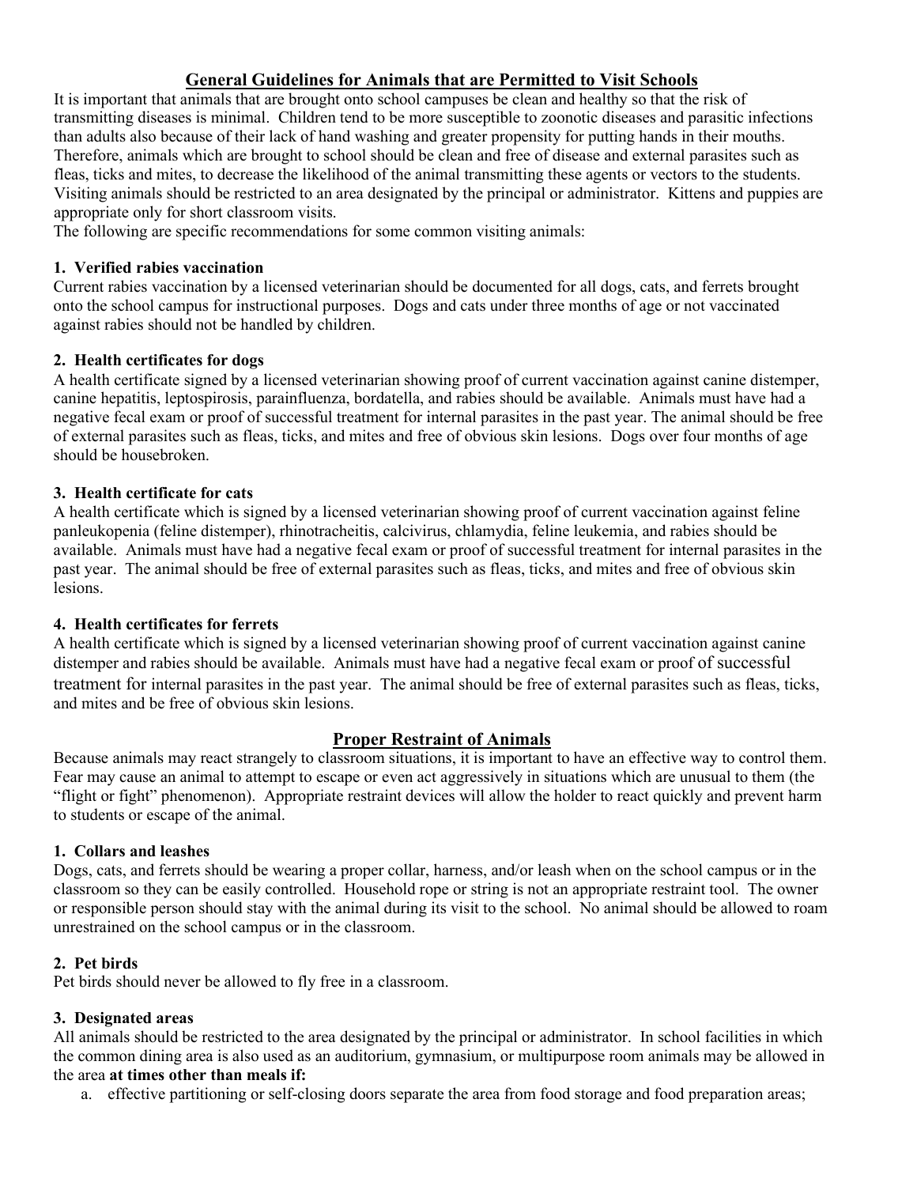## General Guidelines for Animals that are Permitted to Visit Schools

It is important that animals that are brought onto school campuses be clean and healthy so that the risk of transmitting diseases is minimal. Children tend to be more susceptible to zoonotic diseases and parasitic infections than adults also because of their lack of hand washing and greater propensity for putting hands in their mouths. Therefore, animals which are brought to school should be clean and free of disease and external parasites such as fleas, ticks and mites, to decrease the likelihood of the animal transmitting these agents or vectors to the students. Visiting animals should be restricted to an area designated by the principal or administrator. Kittens and puppies are appropriate only for short classroom visits.

The following are specific recommendations for some common visiting animals:

### 1. Verified rabies vaccination

Current rabies vaccination by a licensed veterinarian should be documented for all dogs, cats, and ferrets brought onto the school campus for instructional purposes. Dogs and cats under three months of age or not vaccinated against rabies should not be handled by children.

### 2. Health certificates for dogs

A health certificate signed by a licensed veterinarian showing proof of current vaccination against canine distemper, canine hepatitis, leptospirosis, parainfluenza, bordatella, and rabies should be available. Animals must have had a negative fecal exam or proof of successful treatment for internal parasites in the past year. The animal should be free of external parasites such as fleas, ticks, and mites and free of obvious skin lesions. Dogs over four months of age should be housebroken.

### 3. Health certificate for cats

A health certificate which is signed by a licensed veterinarian showing proof of current vaccination against feline panleukopenia (feline distemper), rhinotracheitis, calcivirus, chlamydia, feline leukemia, and rabies should be available. Animals must have had a negative fecal exam or proof of successful treatment for internal parasites in the past year. The animal should be free of external parasites such as fleas, ticks, and mites and free of obvious skin lesions.

### 4. Health certificates for ferrets

A health certificate which is signed by a licensed veterinarian showing proof of current vaccination against canine distemper and rabies should be available. Animals must have had a negative fecal exam or proof of successful treatment for internal parasites in the past year. The animal should be free of external parasites such as fleas, ticks, and mites and be free of obvious skin lesions.

## Proper Restraint of Animals

Because animals may react strangely to classroom situations, it is important to have an effective way to control them. Fear may cause an animal to attempt to escape or even act aggressively in situations which are unusual to them (the "flight or fight" phenomenon). Appropriate restraint devices will allow the holder to react quickly and prevent harm to students or escape of the animal.

### 1. Collars and leashes

Dogs, cats, and ferrets should be wearing a proper collar, harness, and/or leash when on the school campus or in the classroom so they can be easily controlled. Household rope or string is not an appropriate restraint tool. The owner or responsible person should stay with the animal during its visit to the school. No animal should be allowed to roam unrestrained on the school campus or in the classroom.

### 2. Pet birds

Pet birds should never be allowed to fly free in a classroom.

### 3. Designated areas

All animals should be restricted to the area designated by the principal or administrator. In school facilities in which the common dining area is also used as an auditorium, gymnasium, or multipurpose room animals may be allowed in the area **at times other than meals if:**

a. effective partitioning or self-closing doors separate the area from food storage and food preparation areas;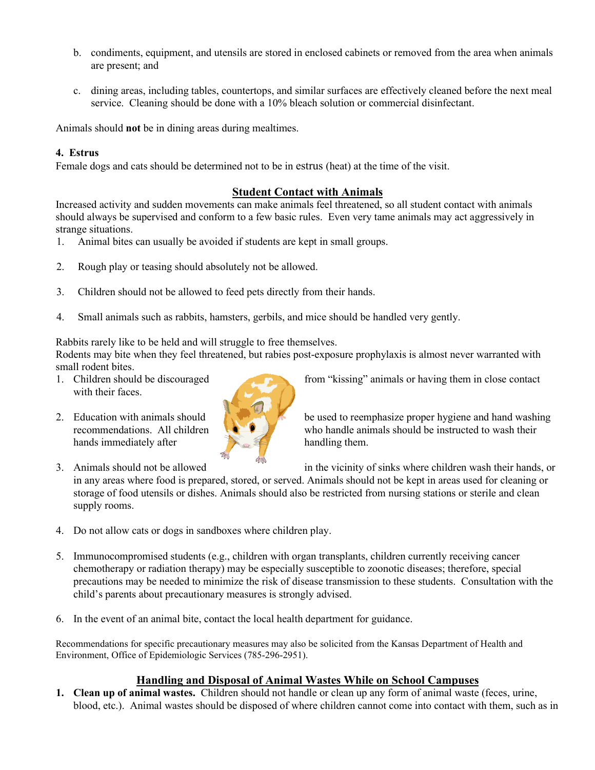b. condiments, equipment, and utensils are stored in enclosed cabinets or removed from the area when animals are present; and

c. dining areas, including tables, countertops, and similar surfaces are effectively cleaned before the next meal service. Cleaning should be done with a 10% bleach solution or commercial disinfectant.

Animals should **not** be in dining areas during mealtimes.

**4. Estrus**
Female dogs and cats should be determined not to be in estrus (heat) at the time of the visit.

## Student Contact with Animals

Increased activity and sudden movements can make animals feel threatened, so all student contact with animals should always be supervised and conform to a few basic rules. Even very tame animals may act aggressively in strange situations.

1. Animal bites can usually be avoided if students are kept in small groups.

2. Rough play or teasing should absolutely not be allowed.

3. Children should not be allowed to feed pets directly from their hands.

4. Small animals such as rabbits, hamsters, gerbils, and mice should be handled very gently.

Rabbits rarely like to be held and will struggle to free themselves.
Rodents may bite when they feel threatened, but rabies post-exposure prophylaxis is almost never warranted with small rodent bites.

1. Children should be discouraged from "kissing" animals or having them in close contact with their faces.

2. Education with animals should be used to reemphasize proper hygiene and hand washing recommendations. All children who handle animals should be instructed to wash their hands immediately after handling them.

3. Animals should not be allowed in the vicinity of sinks where children wash their hands, or in any areas where food is prepared, stored, or served. Animals should not be kept in areas used for cleaning or storage of food utensils or dishes. Animals should also be restricted from nursing stations or sterile and clean supply rooms.

4. Do not allow cats or dogs in sandboxes where children play.

5. Immunocompromised students (e.g., children with organ transplants, children currently receiving cancer chemotherapy or radiation therapy) may be especially susceptible to zoonotic diseases; therefore, special precautions may be needed to minimize the risk of disease transmission to these students. Consultation with the child's parents about precautionary measures is strongly advised.

6. In the event of an animal bite, contact the local health department for guidance.

Recommendations for specific precautionary measures may also be solicited from the Kansas Department of Health and Environment, Office of Epidemiologic Services (785-296-2951).

## Handling and Disposal of Animal Wastes While on School Campuses

1. **Clean up of animal wastes.** Children should not handle or clean up any form of animal waste (feces, urine, blood, etc.). Animal wastes should be disposed of where children cannot come into contact with them, such as in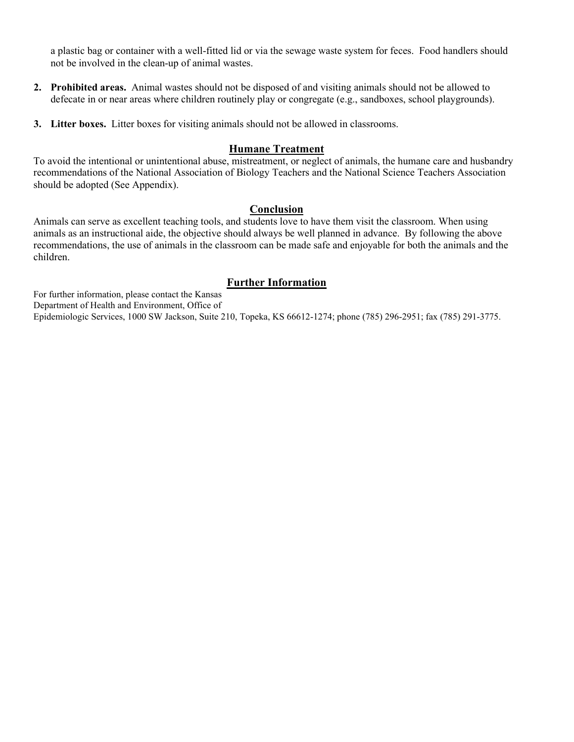a plastic bag or container with a well-fitted lid or via the sewage waste system for feces. Food handlers should not be involved in the clean-up of animal wastes.

2. **Prohibited areas.** Animal wastes should not be disposed of and visiting animals should not be allowed to defecate in or near areas where children routinely play or congregate (e.g., sandboxes, school playgrounds).

3. **Litter boxes.** Litter boxes for visiting animals should not be allowed in classrooms.

## Humane Treatment

To avoid the intentional or unintentional abuse, mistreatment, or neglect of animals, the humane care and husbandry recommendations of the National Association of Biology Teachers and the National Science Teachers Association should be adopted (See Appendix).

## Conclusion

Animals can serve as excellent teaching tools, and students love to have them visit the classroom. When using animals as an instructional aide, the objective should always be well planned in advance. By following the above recommendations, the use of animals in the classroom can be made safe and enjoyable for both the animals and the children.

## Further Information

For further information, please contact the Kansas Department of Health and Environment, Office of Epidemiologic Services, 1000 SW Jackson, Suite 210, Topeka, KS 66612-1274; phone (785) 296-2951; fax (785) 291-3775.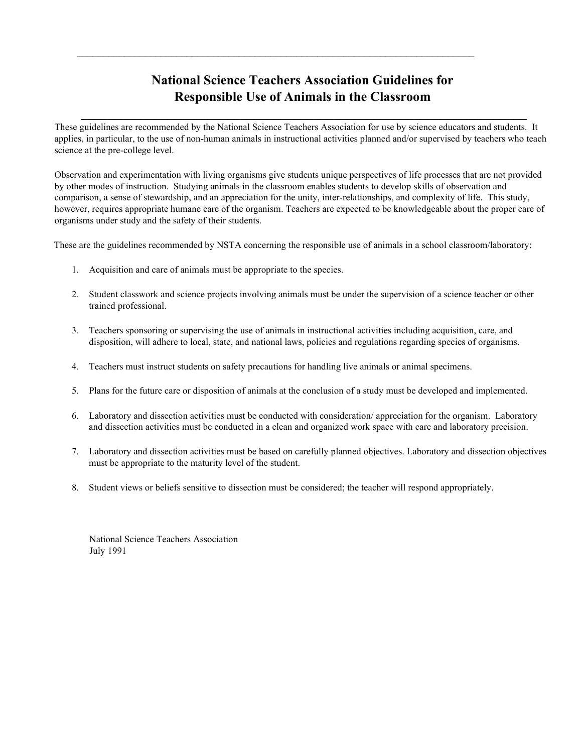# National Science Teachers Association Guidelines for Responsible Use of Animals in the Classroom

These guidelines are recommended by the National Science Teachers Association for use by science educators and students. It applies, in particular, to the use of non-human animals in instructional activities planned and/or supervised by teachers who teach science at the pre-college level.

Observation and experimentation with living organisms give students unique perspectives of life processes that are not provided by other modes of instruction. Studying animals in the classroom enables students to develop skills of observation and comparison, a sense of stewardship, and an appreciation for the unity, inter-relationships, and complexity of life. This study, however, requires appropriate humane care of the organism. Teachers are expected to be knowledgeable about the proper care of organisms under study and the safety of their students.

These are the guidelines recommended by NSTA concerning the responsible use of animals in a school classroom/laboratory:

1. Acquisition and care of animals must be appropriate to the species.
2. Student classwork and science projects involving animals must be under the supervision of a science teacher or other trained professional.
3. Teachers sponsoring or supervising the use of animals in instructional activities including acquisition, care, and disposition, will adhere to local, state, and national laws, policies and regulations regarding species of organisms.
4. Teachers must instruct students on safety precautions for handling live animals or animal specimens.
5. Plans for the future care or disposition of animals at the conclusion of a study must be developed and implemented.
6. Laboratory and dissection activities must be conducted with consideration/ appreciation for the organism. Laboratory and dissection activities must be conducted in a clean and organized work space with care and laboratory precision.
7. Laboratory and dissection activities must be based on carefully planned objectives. Laboratory and dissection objectives must be appropriate to the maturity level of the student.
8. Student views or beliefs sensitive to dissection must be considered; the teacher will respond appropriately.

National Science Teachers Association
July 1991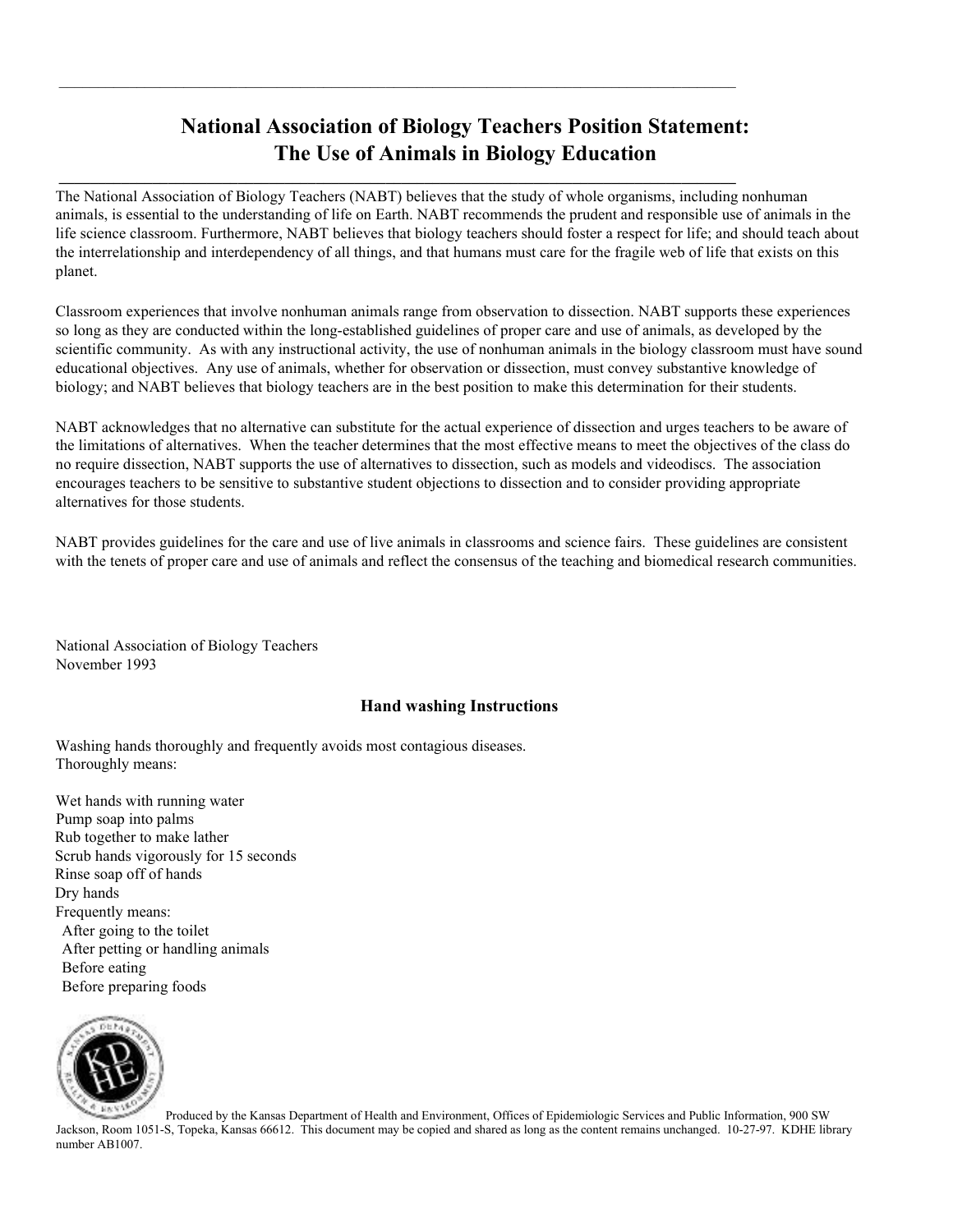# National Association of Biology Teachers Position Statement: The Use of Animals in Biology Education

The National Association of Biology Teachers (NABT) believes that the study of whole organisms, including nonhuman animals, is essential to the understanding of life on Earth. NABT recommends the prudent and responsible use of animals in the life science classroom. Furthermore, NABT believes that biology teachers should foster a respect for life; and should teach about the interrelationship and interdependency of all things, and that humans must care for the fragile web of life that exists on this planet.

Classroom experiences that involve nonhuman animals range from observation to dissection. NABT supports these experiences so long as they are conducted within the long-established guidelines of proper care and use of animals, as developed by the scientific community. As with any instructional activity, the use of nonhuman animals in the biology classroom must have sound educational objectives. Any use of animals, whether for observation or dissection, must convey substantive knowledge of biology; and NABT believes that biology teachers are in the best position to make this determination for their students.

NABT acknowledges that no alternative can substitute for the actual experience of dissection and urges teachers to be aware of the limitations of alternatives. When the teacher determines that the most effective means to meet the objectives of the class do no require dissection, NABT supports the use of alternatives to dissection, such as models and videodiscs. The association encourages teachers to be sensitive to substantive student objections to dissection and to consider providing appropriate alternatives for those students.

NABT provides guidelines for the care and use of live animals in classrooms and science fairs. These guidelines are consistent with the tenets of proper care and use of animals and reflect the consensus of the teaching and biomedical research communities.

National Association of Biology Teachers
November 1993

### Hand washing Instructions

Washing hands thoroughly and frequently avoids most contagious diseases.
Thoroughly means:

Wet hands with running water
Pump soap into palms
Rub together to make lather
Scrub hands vigorously for 15 seconds
Rinse soap off of hands
Dry hands

Frequently means:

- After going to the toilet
- After petting or handling animals
- Before eating
- Before preparing foods

Produced by the Kansas Department of Health and Environment, Offices of Epidemiologic Services and Public Information, 900 SW Jackson, Room 1051-S, Topeka, Kansas 66612. This document may be copied and shared as long as the content remains unchanged. 10-27-97. KDHE library number AB1007.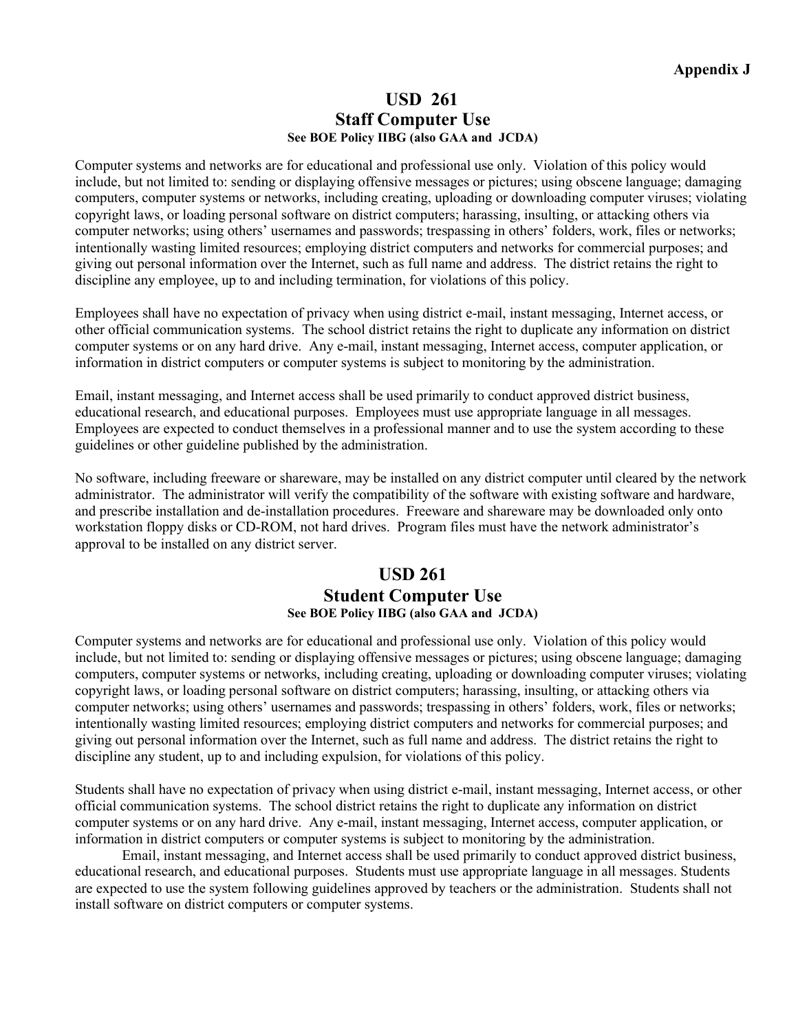**Appendix J**

# USD 261
## Staff Computer Use
**See BOE Policy IIBG (also GAA and JCDA)**

Computer systems and networks are for educational and professional use only. Violation of this policy would include, but not limited to: sending or displaying offensive messages or pictures; using obscene language; damaging computers, computer systems or networks, including creating, uploading or downloading computer viruses; violating copyright laws, or loading personal software on district computers; harassing, insulting, or attacking others via computer networks; using others' usernames and passwords; trespassing in others' folders, work, files or networks; intentionally wasting limited resources; employing district computers and networks for commercial purposes; and giving out personal information over the Internet, such as full name and address. The district retains the right to discipline any employee, up to and including termination, for violations of this policy.

Employees shall have no expectation of privacy when using district e-mail, instant messaging, Internet access, or other official communication systems. The school district retains the right to duplicate any information on district computer systems or on any hard drive. Any e-mail, instant messaging, Internet access, computer application, or information in district computers or computer systems is subject to monitoring by the administration.

Email, instant messaging, and Internet access shall be used primarily to conduct approved district business, educational research, and educational purposes. Employees must use appropriate language in all messages. Employees are expected to conduct themselves in a professional manner and to use the system according to these guidelines or other guideline published by the administration.

No software, including freeware or shareware, may be installed on any district computer until cleared by the network administrator. The administrator will verify the compatibility of the software with existing software and hardware, and prescribe installation and de-installation procedures. Freeware and shareware may be downloaded only onto workstation floppy disks or CD-ROM, not hard drives. Program files must have the network administrator's approval to be installed on any district server.

# USD 261
## Student Computer Use
**See BOE Policy IIBG (also GAA and JCDA)**

Computer systems and networks are for educational and professional use only. Violation of this policy would include, but not limited to: sending or displaying offensive messages or pictures; using obscene language; damaging computers, computer systems or networks, including creating, uploading or downloading computer viruses; violating copyright laws, or loading personal software on district computers; harassing, insulting, or attacking others via computer networks; using others' usernames and passwords; trespassing in others' folders, work, files or networks; intentionally wasting limited resources; employing district computers and networks for commercial purposes; and giving out personal information over the Internet, such as full name and address. The district retains the right to discipline any student, up to and including expulsion, for violations of this policy.

Students shall have no expectation of privacy when using district e-mail, instant messaging, Internet access, or other official communication systems. The school district retains the right to duplicate any information on district computer systems or on any hard drive. Any e-mail, instant messaging, Internet access, computer application, or information in district computers or computer systems is subject to monitoring by the administration.

Email, instant messaging, and Internet access shall be used primarily to conduct approved district business, educational research, and educational purposes. Students must use appropriate language in all messages. Students are expected to use the system following guidelines approved by teachers or the administration. Students shall not install software on district computers or computer systems.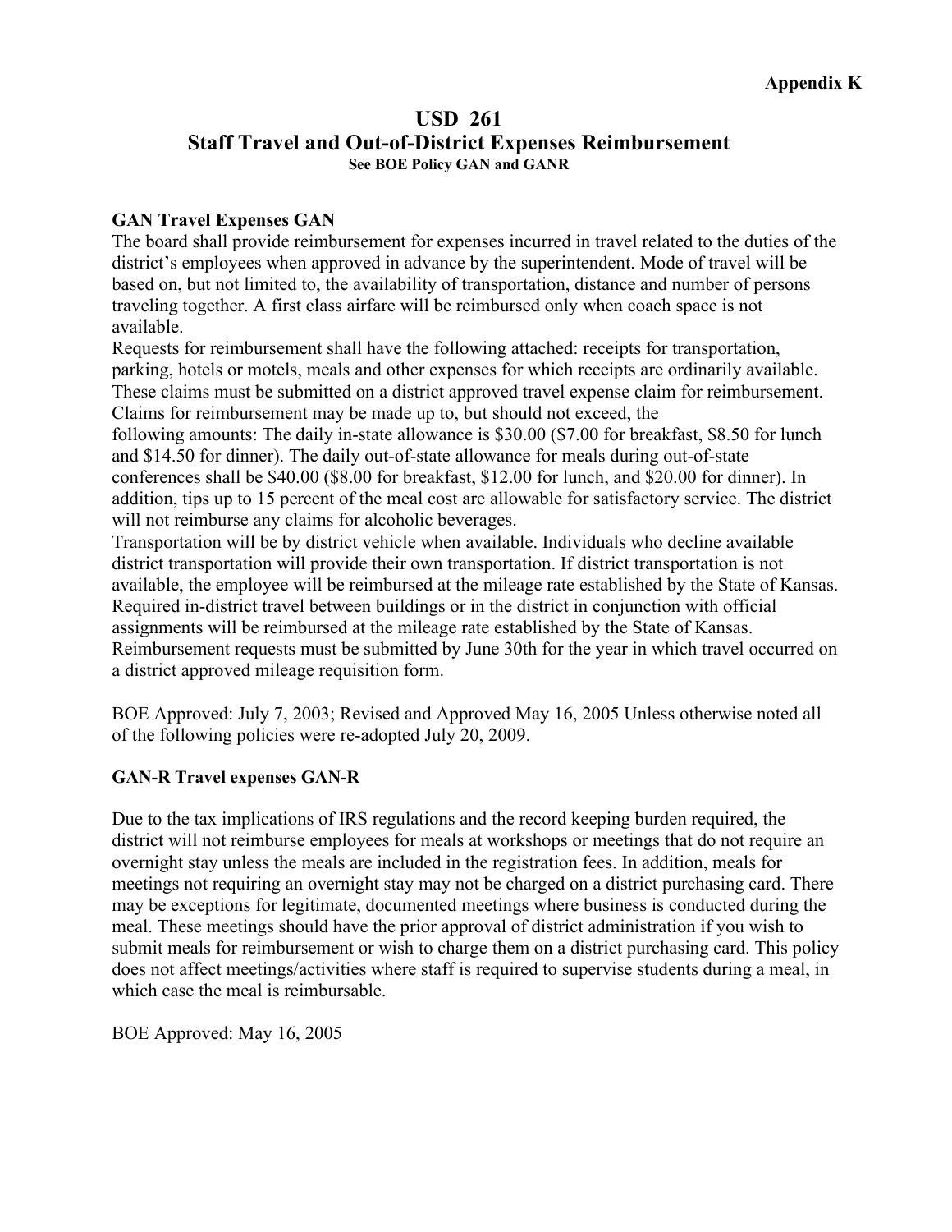**Appendix K**

# USD 261
## Staff Travel and Out-of-District Expenses Reimbursement
**See BOE Policy GAN and GANR**

**GAN Travel Expenses GAN**

The board shall provide reimbursement for expenses incurred in travel related to the duties of the district's employees when approved in advance by the superintendent. Mode of travel will be based on, but not limited to, the availability of transportation, distance and number of persons traveling together. A first class airfare will be reimbursed only when coach space is not available.

Requests for reimbursement shall have the following attached: receipts for transportation, parking, hotels or motels, meals and other expenses for which receipts are ordinarily available. These claims must be submitted on a district approved travel expense claim for reimbursement. Claims for reimbursement may be made up to, but should not exceed, the following amounts: The daily in-state allowance is $30.00 ($7.00 for breakfast, $8.50 for lunch and $14.50 for dinner). The daily out-of-state allowance for meals during out-of-state conferences shall be $40.00 ($8.00 for breakfast, $12.00 for lunch, and $20.00 for dinner). In addition, tips up to 15 percent of the meal cost are allowable for satisfactory service. The district will not reimburse any claims for alcoholic beverages.

Transportation will be by district vehicle when available. Individuals who decline available district transportation will provide their own transportation. If district transportation is not available, the employee will be reimbursed at the mileage rate established by the State of Kansas. Required in-district travel between buildings or in the district in conjunction with official assignments will be reimbursed at the mileage rate established by the State of Kansas. Reimbursement requests must be submitted by June 30th for the year in which travel occurred on a district approved mileage requisition form.

BOE Approved: July 7, 2003; Revised and Approved May 16, 2005 Unless otherwise noted all of the following policies were re-adopted July 20, 2009.

**GAN-R Travel expenses GAN-R**

Due to the tax implications of IRS regulations and the record keeping burden required, the district will not reimburse employees for meals at workshops or meetings that do not require an overnight stay unless the meals are included in the registration fees. In addition, meals for meetings not requiring an overnight stay may not be charged on a district purchasing card. There may be exceptions for legitimate, documented meetings where business is conducted during the meal. These meetings should have the prior approval of district administration if you wish to submit meals for reimbursement or wish to charge them on a district purchasing card. This policy does not affect meetings/activities where staff is required to supervise students during a meal, in which case the meal is reimbursable.

BOE Approved: May 16, 2005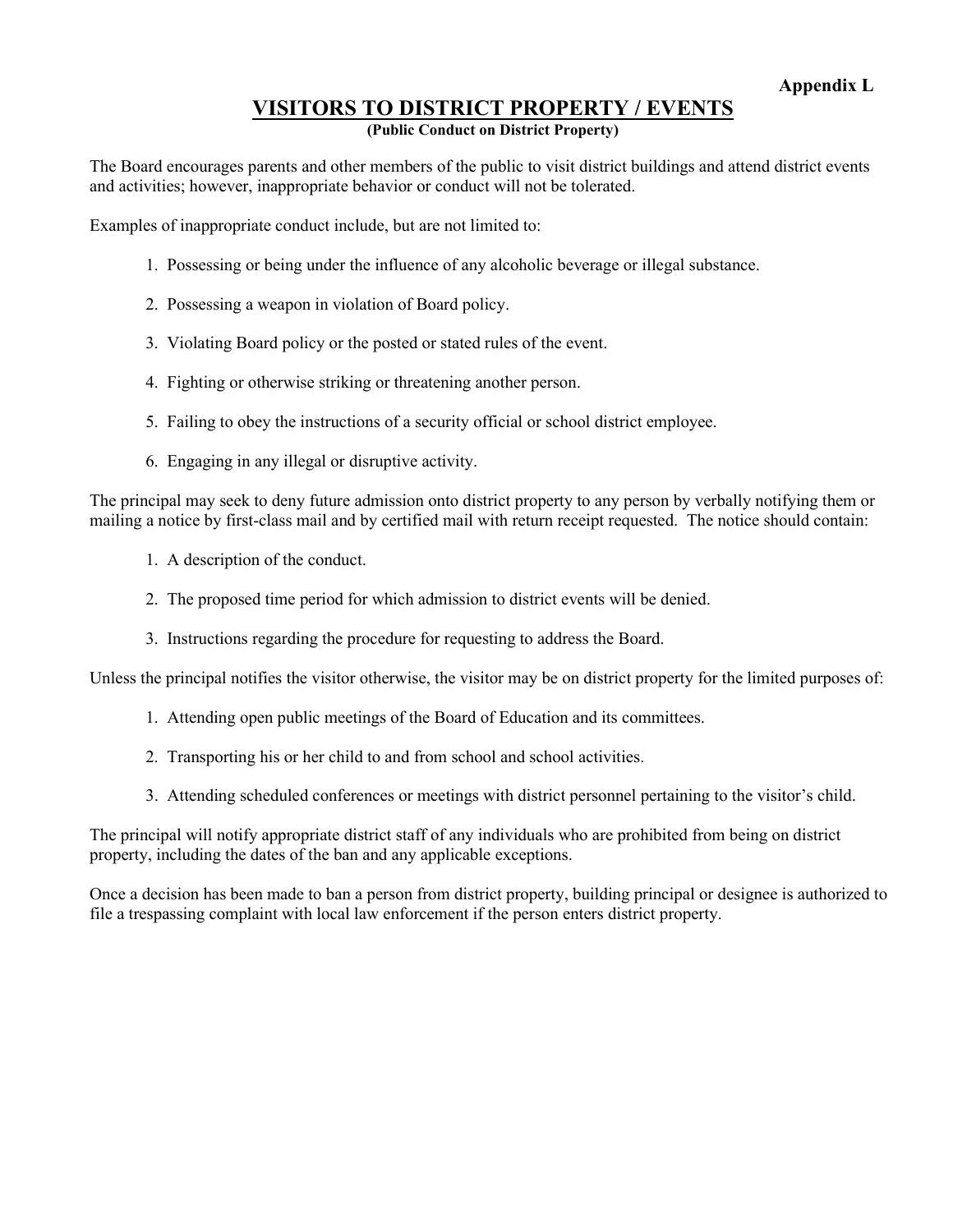**Appendix L**

# VISITORS TO DISTRICT PROPERTY / EVENTS

**(Public Conduct on District Property)**

The Board encourages parents and other members of the public to visit district buildings and attend district events and activities; however, inappropriate behavior or conduct will not be tolerated.

Examples of inappropriate conduct include, but are not limited to:

1. Possessing or being under the influence of any alcoholic beverage or illegal substance.
2. Possessing a weapon in violation of Board policy.
3. Violating Board policy or the posted or stated rules of the event.
4. Fighting or otherwise striking or threatening another person.
5. Failing to obey the instructions of a security official or school district employee.
6. Engaging in any illegal or disruptive activity.

The principal may seek to deny future admission onto district property to any person by verbally notifying them or mailing a notice by first-class mail and by certified mail with return receipt requested. The notice should contain:

1. A description of the conduct.
2. The proposed time period for which admission to district events will be denied.
3. Instructions regarding the procedure for requesting to address the Board.

Unless the principal notifies the visitor otherwise, the visitor may be on district property for the limited purposes of:

1. Attending open public meetings of the Board of Education and its committees.
2. Transporting his or her child to and from school and school activities.
3. Attending scheduled conferences or meetings with district personnel pertaining to the visitor's child.

The principal will notify appropriate district staff of any individuals who are prohibited from being on district property, including the dates of the ban and any applicable exceptions.

Once a decision has been made to ban a person from district property, building principal or designee is authorized to file a trespassing complaint with local law enforcement if the person enters district property.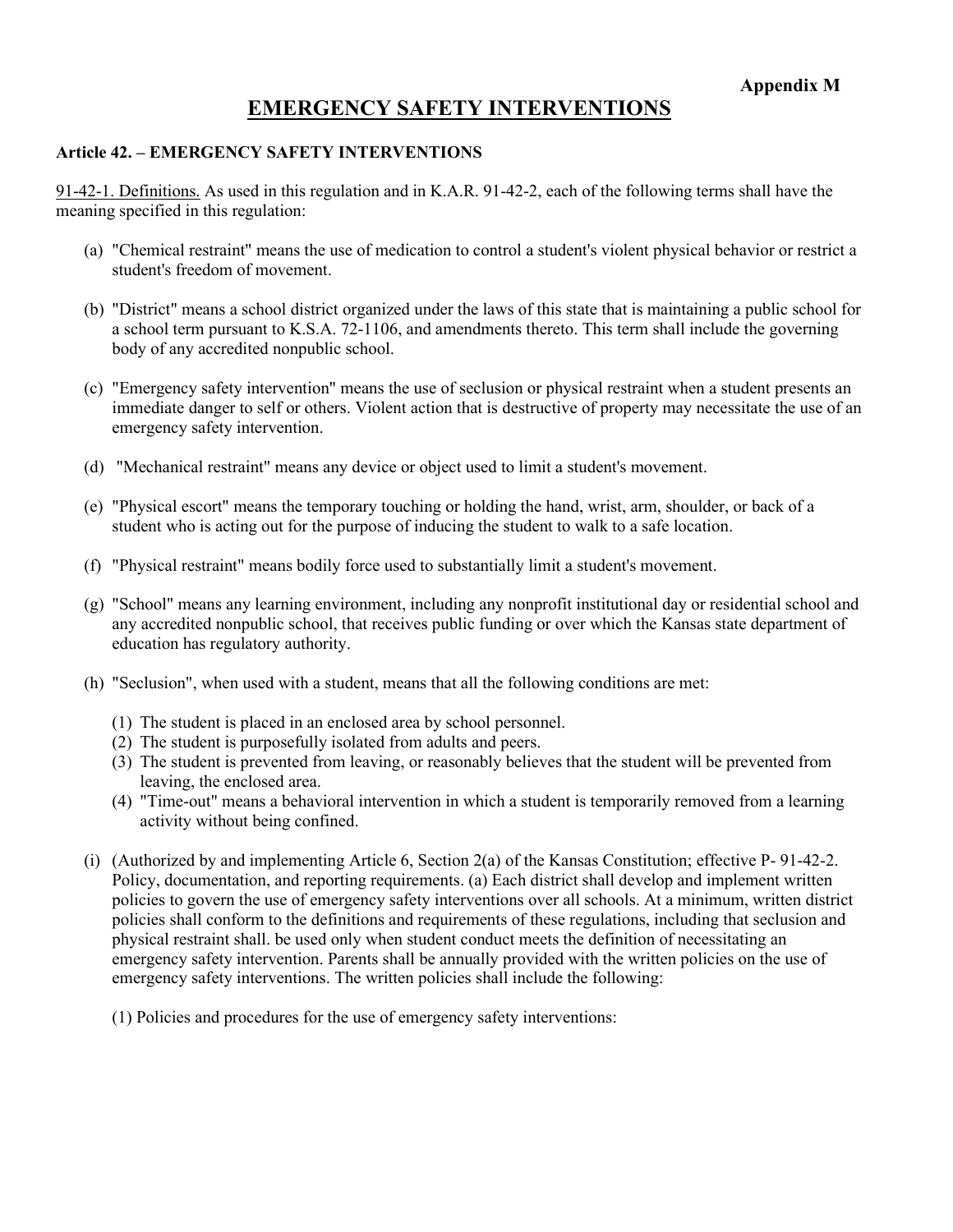**Appendix M**

# EMERGENCY SAFETY INTERVENTIONS

**Article 42. – EMERGENCY SAFETY INTERVENTIONS**

91-42-1. Definitions. As used in this regulation and in K.A.R. 91-42-2, each of the following terms shall have the meaning specified in this regulation:

(a) "Chemical restraint" means the use of medication to control a student's violent physical behavior or restrict a student's freedom of movement.

(b) "District" means a school district organized under the laws of this state that is maintaining a public school for a school term pursuant to K.S.A. 72-1106, and amendments thereto. This term shall include the governing body of any accredited nonpublic school.

(c) "Emergency safety intervention" means the use of seclusion or physical restraint when a student presents an immediate danger to self or others. Violent action that is destructive of property may necessitate the use of an emergency safety intervention.

(d) "Mechanical restraint" means any device or object used to limit a student's movement.

(e) "Physical escort" means the temporary touching or holding the hand, wrist, arm, shoulder, or back of a student who is acting out for the purpose of inducing the student to walk to a safe location.

(f) "Physical restraint" means bodily force used to substantially limit a student's movement.

(g) "School" means any learning environment, including any nonprofit institutional day or residential school and any accredited nonpublic school, that receives public funding or over which the Kansas state department of education has regulatory authority.

(h) "Seclusion", when used with a student, means that all the following conditions are met:

   (1) The student is placed in an enclosed area by school personnel.
   (2) The student is purposefully isolated from adults and peers.
   (3) The student is prevented from leaving, or reasonably believes that the student will be prevented from leaving, the enclosed area.
   (4) "Time-out" means a behavioral intervention in which a student is temporarily removed from a learning activity without being confined.

(i) (Authorized by and implementing Article 6, Section 2(a) of the Kansas Constitution; effective P- 91-42-2. Policy, documentation, and reporting requirements. (a) Each district shall develop and implement written policies to govern the use of emergency safety interventions over all schools. At a minimum, written district policies shall conform to the definitions and requirements of these regulations, including that seclusion and physical restraint shall. be used only when student conduct meets the definition of necessitating an emergency safety intervention. Parents shall be annually provided with the written policies on the use of emergency safety interventions. The written policies shall include the following:

   (1) Policies and procedures for the use of emergency safety interventions: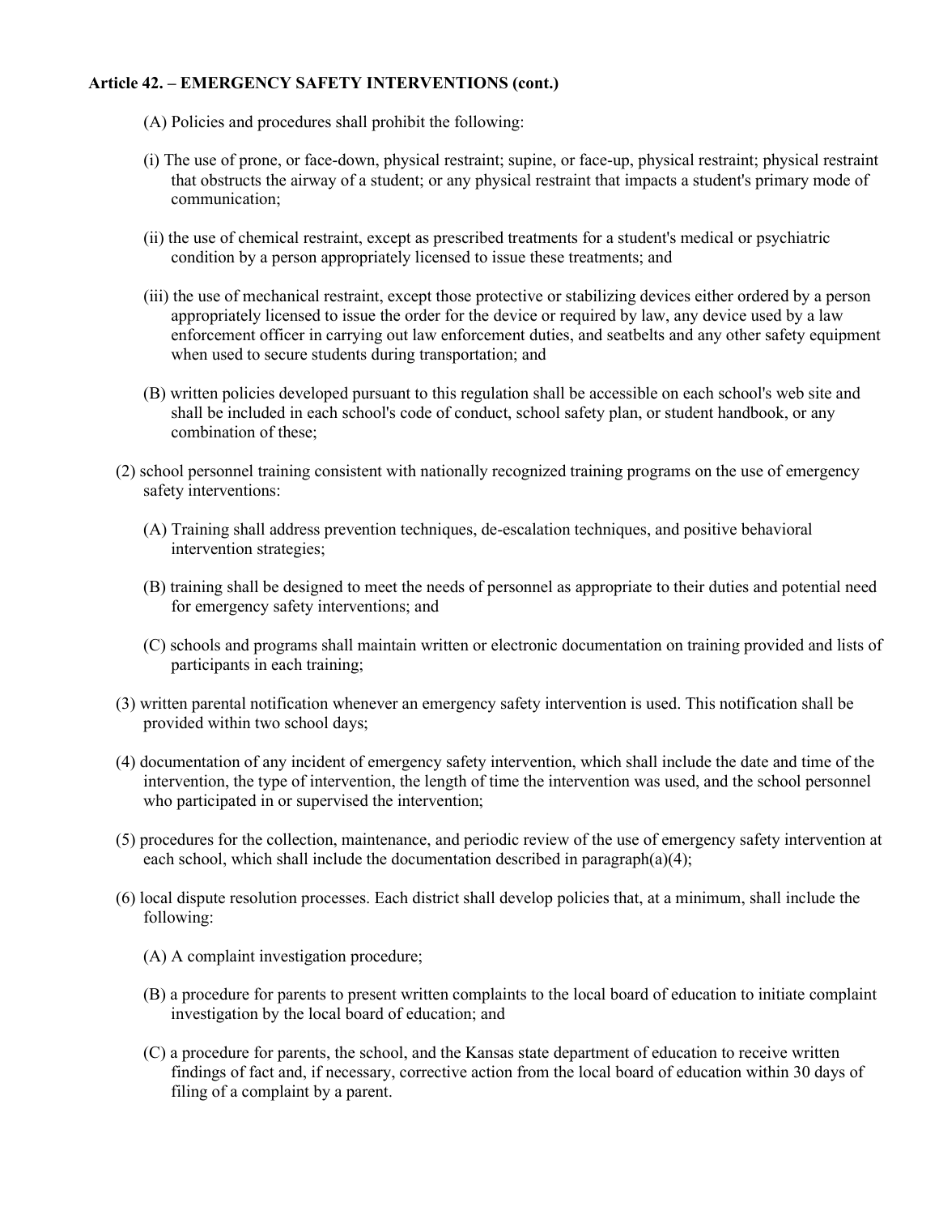**Article 42. – EMERGENCY SAFETY INTERVENTIONS (cont.)**

(A) Policies and procedures shall prohibit the following:

(i) The use of prone, or face-down, physical restraint; supine, or face-up, physical restraint; physical restraint that obstructs the airway of a student; or any physical restraint that impacts a student's primary mode of communication;

(ii) the use of chemical restraint, except as prescribed treatments for a student's medical or psychiatric condition by a person appropriately licensed to issue these treatments; and

(iii) the use of mechanical restraint, except those protective or stabilizing devices either ordered by a person appropriately licensed to issue the order for the device or required by law, any device used by a law enforcement officer in carrying out law enforcement duties, and seatbelts and any other safety equipment when used to secure students during transportation; and

(B) written policies developed pursuant to this regulation shall be accessible on each school's web site and shall be included in each school's code of conduct, school safety plan, or student handbook, or any combination of these;

(2) school personnel training consistent with nationally recognized training programs on the use of emergency safety interventions:

(A) Training shall address prevention techniques, de-escalation techniques, and positive behavioral intervention strategies;

(B) training shall be designed to meet the needs of personnel as appropriate to their duties and potential need for emergency safety interventions; and

(C) schools and programs shall maintain written or electronic documentation on training provided and lists of participants in each training;

(3) written parental notification whenever an emergency safety intervention is used. This notification shall be provided within two school days;

(4) documentation of any incident of emergency safety intervention, which shall include the date and time of the intervention, the type of intervention, the length of time the intervention was used, and the school personnel who participated in or supervised the intervention;

(5) procedures for the collection, maintenance, and periodic review of the use of emergency safety intervention at each school, which shall include the documentation described in paragraph(a)(4);

(6) local dispute resolution processes. Each district shall develop policies that, at a minimum, shall include the following:

(A) A complaint investigation procedure;

(B) a procedure for parents to present written complaints to the local board of education to initiate complaint investigation by the local board of education; and

(C) a procedure for parents, the school, and the Kansas state department of education to receive written findings of fact and, if necessary, corrective action from the local board of education within 30 days of filing of a complaint by a parent.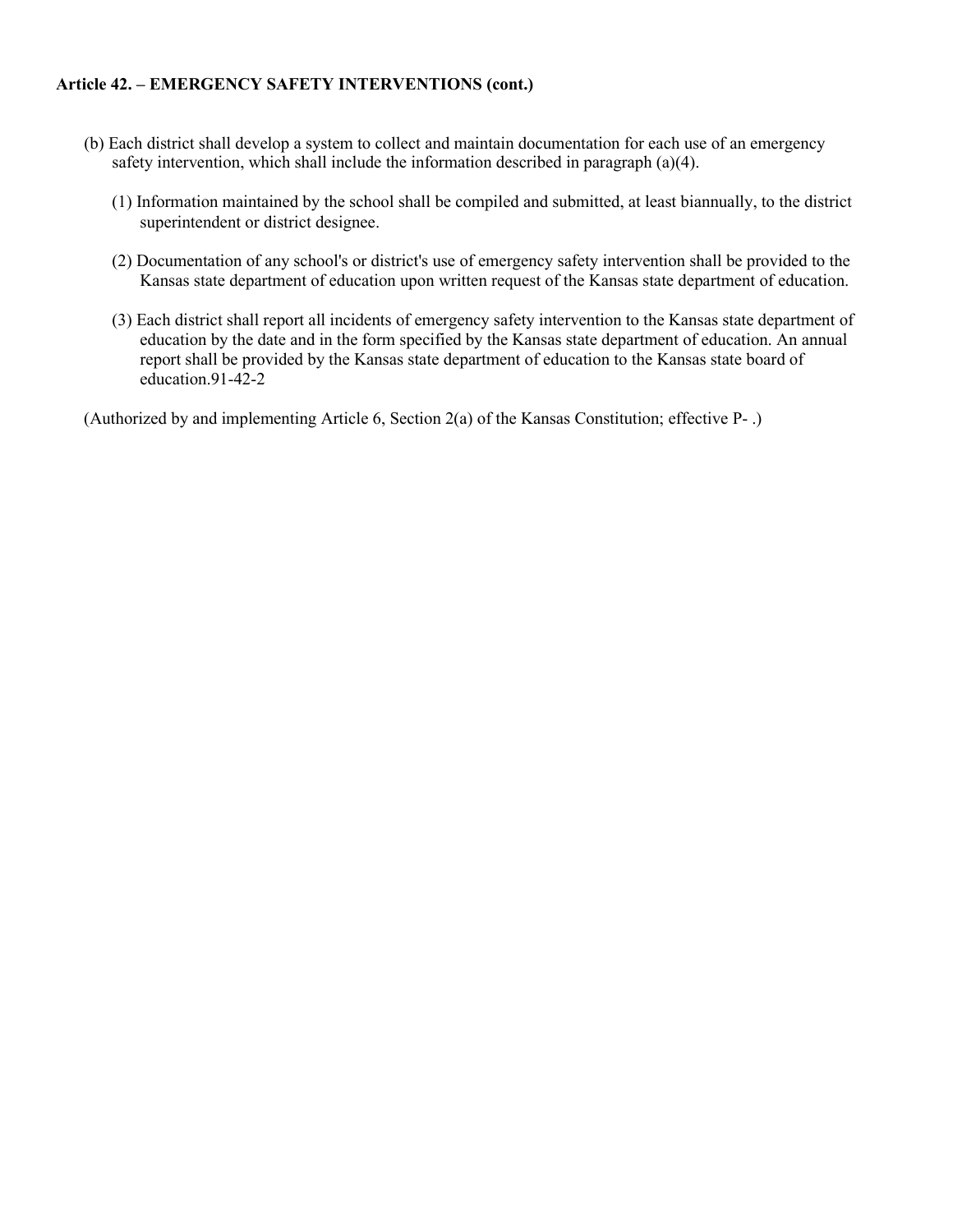**Article 42. – EMERGENCY SAFETY INTERVENTIONS (cont.)**

(b) Each district shall develop a system to collect and maintain documentation for each use of an emergency safety intervention, which shall include the information described in paragraph (a)(4).

(1) Information maintained by the school shall be compiled and submitted, at least biannually, to the district superintendent or district designee.

(2) Documentation of any school's or district's use of emergency safety intervention shall be provided to the Kansas state department of education upon written request of the Kansas state department of education.

(3) Each district shall report all incidents of emergency safety intervention to the Kansas state department of education by the date and in the form specified by the Kansas state department of education. An annual report shall be provided by the Kansas state department of education to the Kansas state board of education.91-42-2

(Authorized by and implementing Article 6, Section 2(a) of the Kansas Constitution; effective P- .)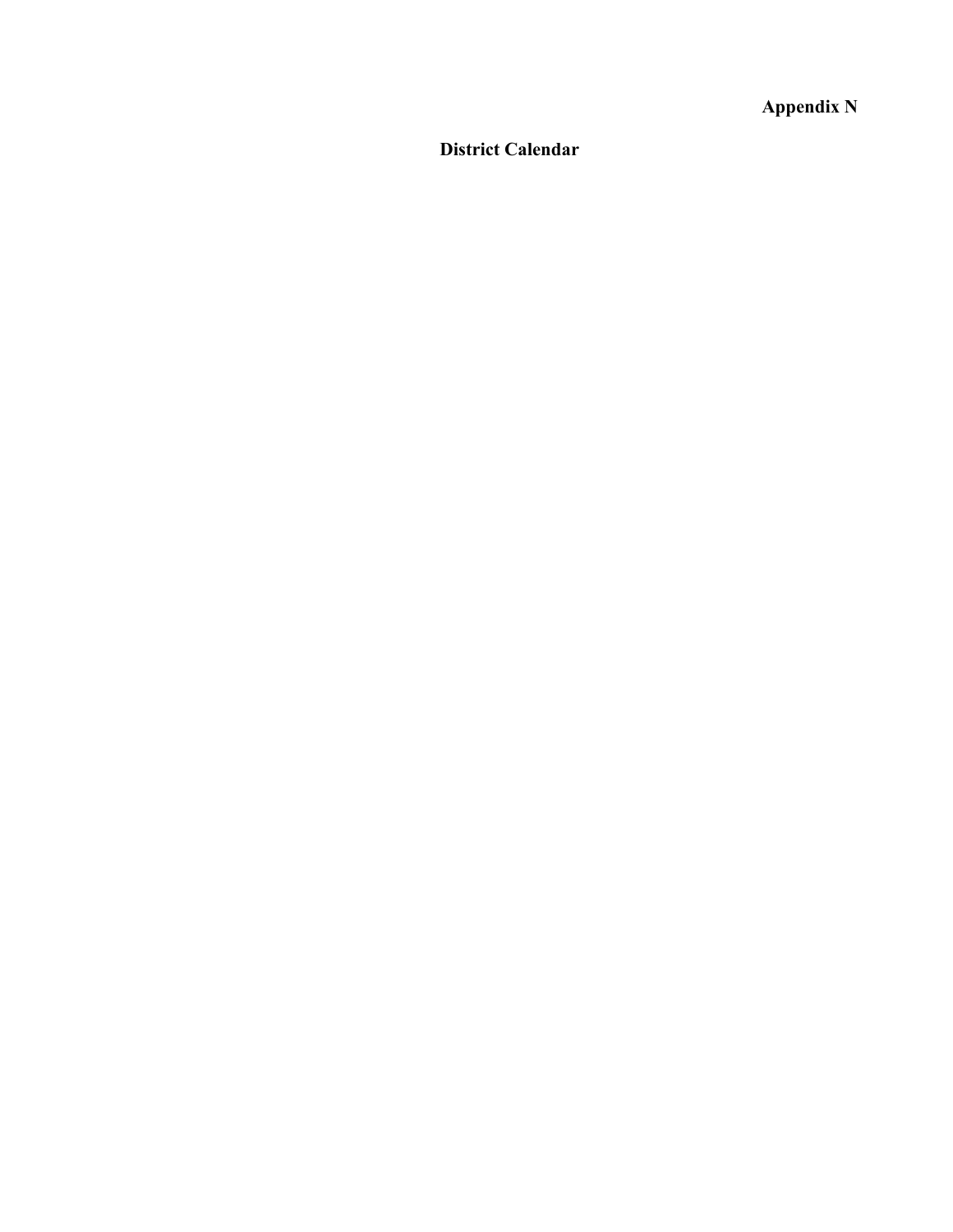**Appendix N**

# District Calendar